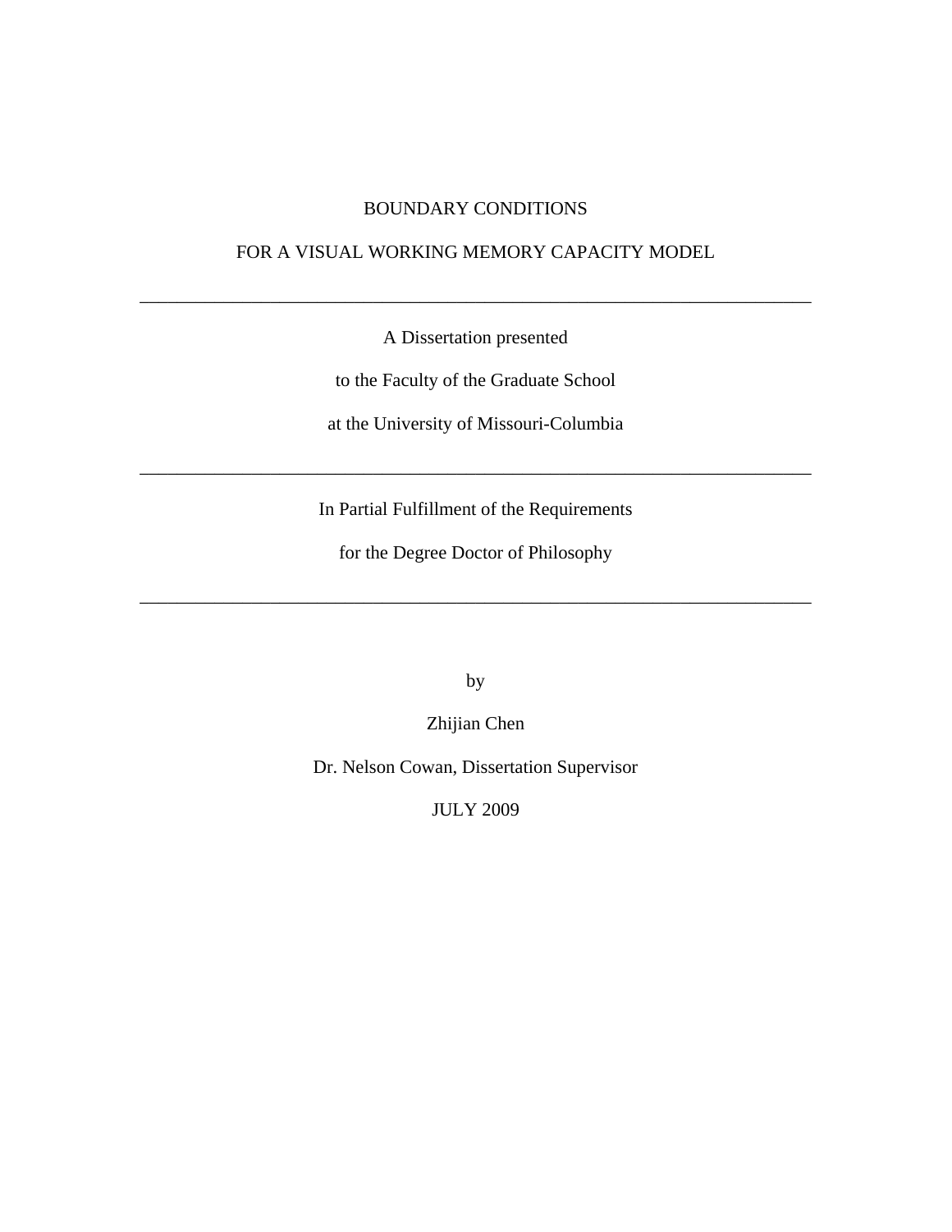# BOUNDARY CONDITIONS

# FOR A VISUAL WORKING MEMORY CAPACITY MODEL

---

A Dissertation presented

to the Faculty of the Graduate School

at the University of Missouri-Columbia

---

In Partial Fulfillment of the Requirements

for the Degree Doctor of Philosophy

---

by

Zhijian Chen

Dr. Nelson Cowan, Dissertation Supervisor

JULY 2009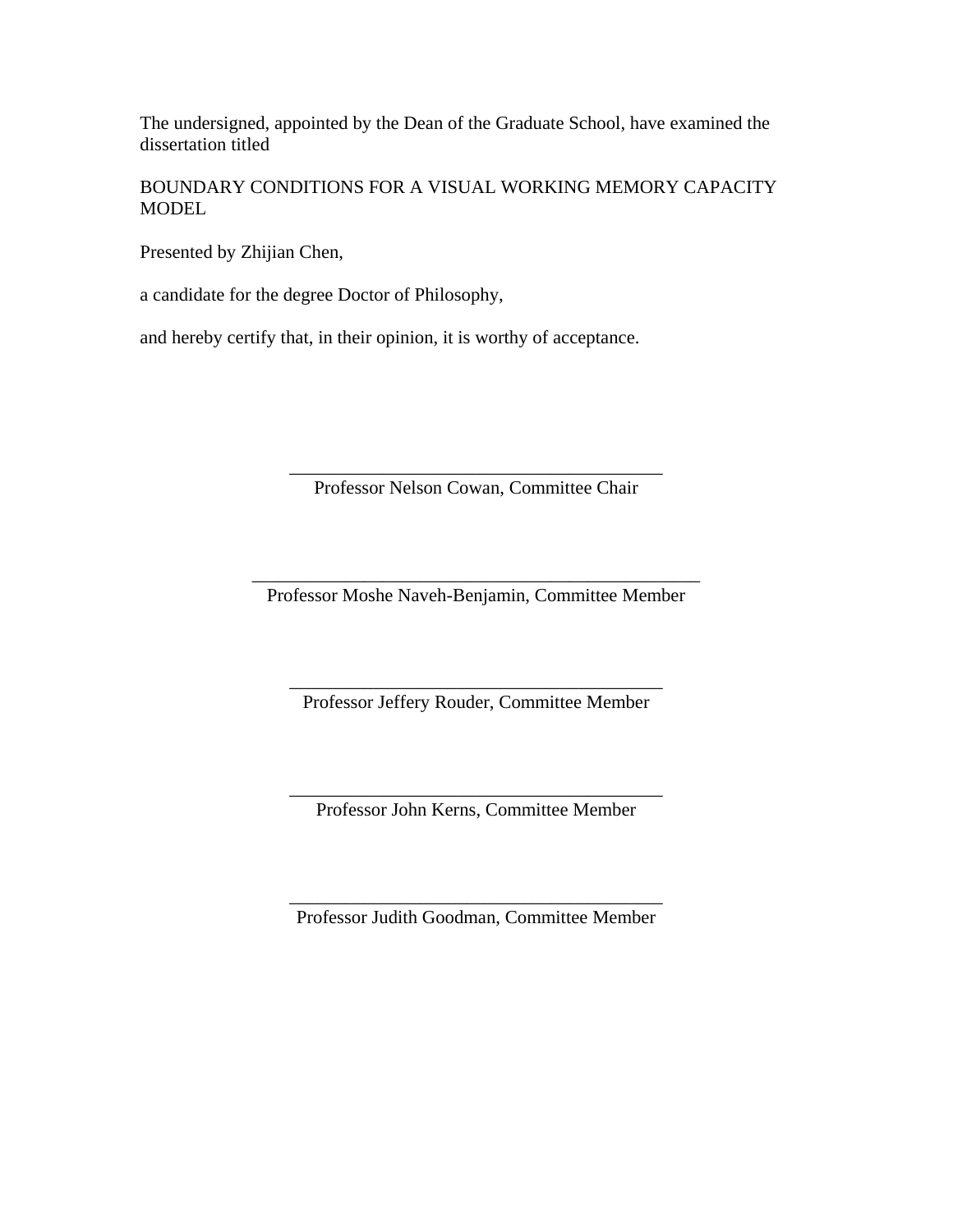The undersigned, appointed by the Dean of the Graduate School, have examined the dissertation titled

BOUNDARY CONDITIONS FOR A VISUAL WORKING MEMORY CAPACITY MODEL

Presented by Zhijian Chen,

a candidate for the degree Doctor of Philosophy,

and hereby certify that, in their opinion, it is worthy of acceptance.

\_\_\_\_\_\_\_\_\_\_\_\_\_\_\_\_\_\_\_\_\_\_\_\_\_\_\_\_\_\_\_\_\_\_\_\_\_\_\_\_\_\_\_

Professor Nelson Cowan, Committee Chair

\_\_\_\_\_\_\_\_\_\_\_\_\_\_\_\_\_\_\_\_\_\_\_\_\_\_\_\_\_\_\_\_\_\_\_\_\_\_\_\_\_\_\_

Professor Moshe Naveh-Benjamin, Committee Member

\_\_\_\_\_\_\_\_\_\_\_\_\_\_\_\_\_\_\_\_\_\_\_\_\_\_\_\_\_\_\_\_\_\_\_\_\_\_\_\_\_\_\_

Professor Jeffery Rouder, Committee Member

\_\_\_\_\_\_\_\_\_\_\_\_\_\_\_\_\_\_\_\_\_\_\_\_\_\_\_\_\_\_\_\_\_\_\_\_\_\_\_\_\_\_\_

Professor John Kerns, Committee Member

\_\_\_\_\_\_\_\_\_\_\_\_\_\_\_\_\_\_\_\_\_\_\_\_\_\_\_\_\_\_\_\_\_\_\_\_\_\_\_\_\_\_\_

Professor Judith Goodman, Committee Member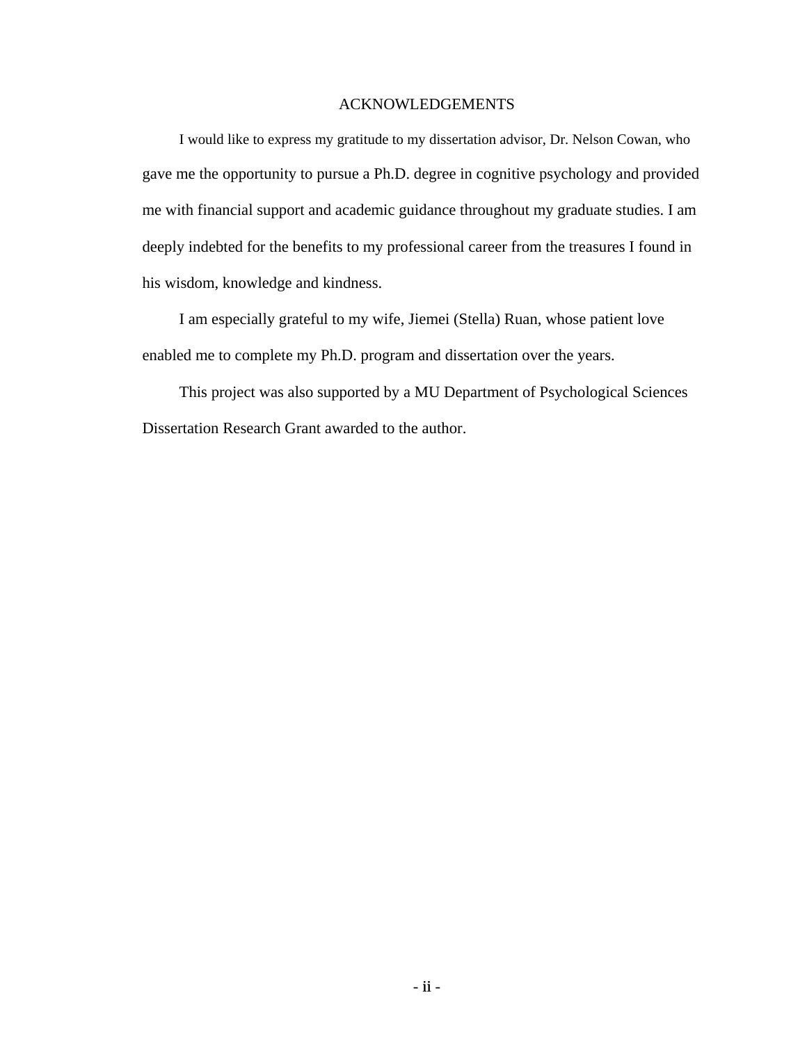# ACKNOWLEDGEMENTS

I would like to express my gratitude to my dissertation advisor, Dr. Nelson Cowan, who gave me the opportunity to pursue a Ph.D. degree in cognitive psychology and provided me with financial support and academic guidance throughout my graduate studies. I am deeply indebted for the benefits to my professional career from the treasures I found in his wisdom, knowledge and kindness.

I am especially grateful to my wife, Jiemei (Stella) Ruan, whose patient love enabled me to complete my Ph.D. program and dissertation over the years.

This project was also supported by a MU Department of Psychological Sciences Dissertation Research Grant awarded to the author.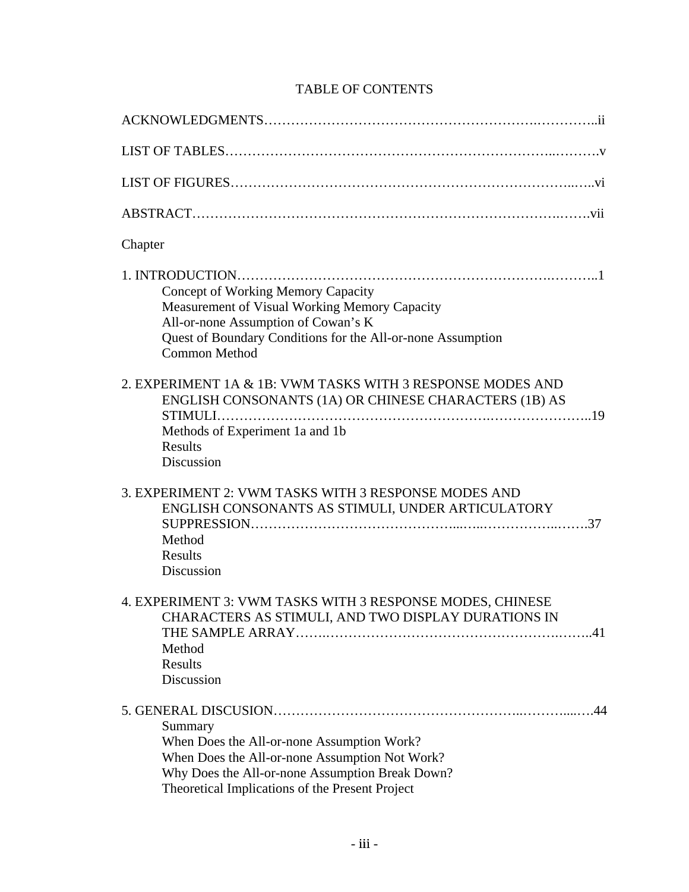# TABLE OF CONTENTS

ACKNOWLEDGMENTS……………………………………………………….…………..ii

LIST OF TABLES……………………………………………………………..……….v

LIST OF FIGURES…………………………………………………………………..…..vi

ABSTRACT……………………….……………….……………….…………………….…….vii

Chapter

1. INTRODUCTION……………………………………………………………….………..1
   - Concept of Working Memory Capacity
   - Measurement of Visual Working Memory Capacity
   - All-or-none Assumption of Cowan's K
   - Quest of Boundary Conditions for the All-or-none Assumption
   - Common Method

2. EXPERIMENT 1A & 1B: VWM TASKS WITH 3 RESPONSE MODES AND ENGLISH CONSONANTS (1A) OR CHINESE CHARACTERS (1B) AS STIMULI……………………………………………….………………….....19
   - Methods of Experiment 1a and 1b
   - Results
   - Discussion

3. EXPERIMENT 2: VWM TASKS WITH 3 RESPONSE MODES AND ENGLISH CONSONANTS AS STIMULI, UNDER ARTICULATORY SUPPRESSION……………………………………...…..……………..…….37
   - Method
   - Results
   - Discussion

4. EXPERIMENT 3: VWM TASKS WITH 3 RESPONSE MODES, CHINESE CHARACTERS AS STIMULI, AND TWO DISPLAY DURATIONS IN THE SAMPLE ARRAY…….……………………………………….……..41
   - Method
   - Results
   - Discussion

5. GENERAL DISCUSION……………………………………………..………....….44
   - Summary
   - When Does the All-or-none Assumption Work?
   - When Does the All-or-none Assumption Not Work?
   - Why Does the All-or-none Assumption Break Down?
   - Theoretical Implications of the Present Project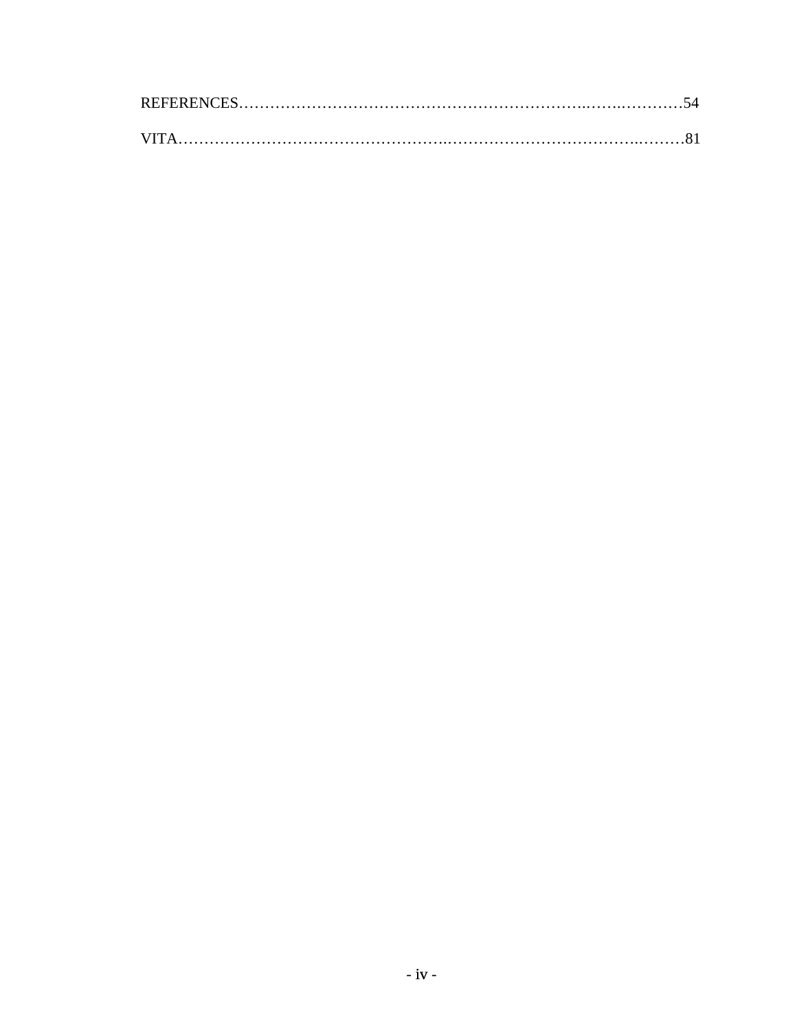REFERENCES……………………………………………………………………………………54

VITA……………………………………………………………………………………………81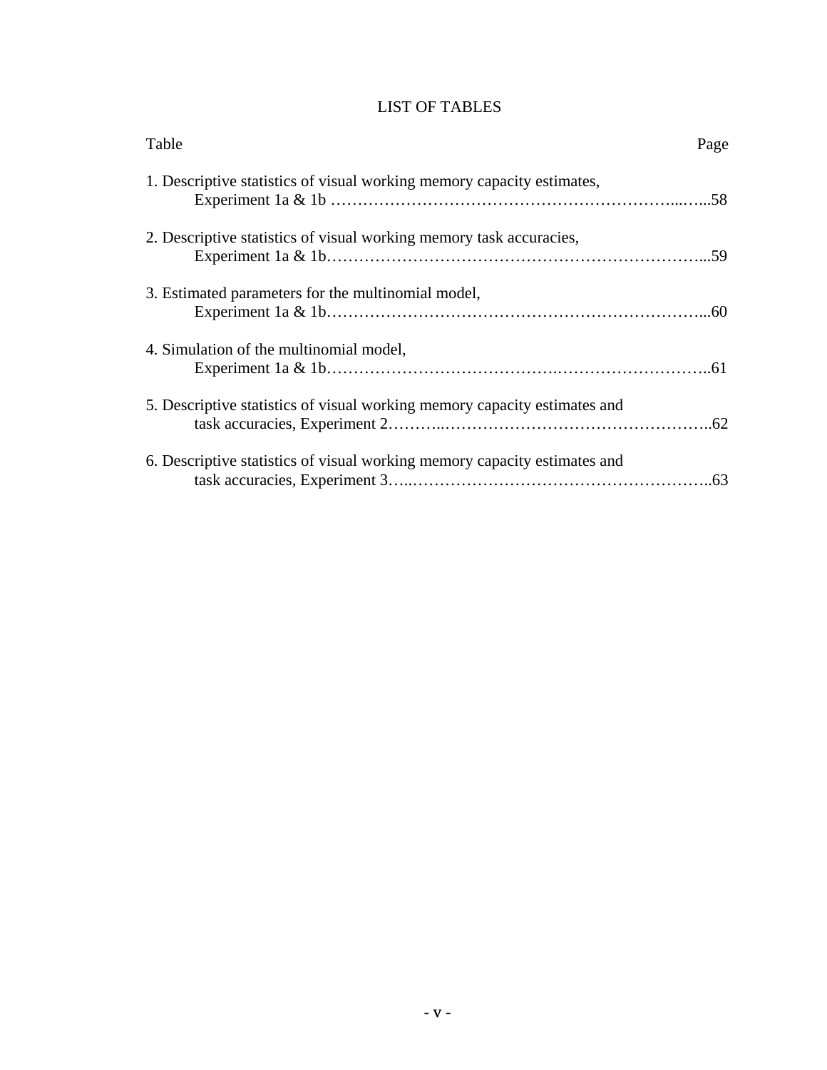# LIST OF TABLES

Table — Page

1. Descriptive statistics of visual working memory capacity estimates, Experiment 1a & 1b ……………………………………………………...…...58

2. Descriptive statistics of visual working memory task accuracies, Experiment 1a & 1b…………………….………………………………………...59

3. Estimated parameters for the multinomial model, Experiment 1a & 1b…………………….………………………………………...60

4. Simulation of the multinomial model, Experiment 1a & 1b………………………………….………………………..61

5. Descriptive statistics of visual working memory capacity estimates and task accuracies, Experiment 2………..……………………………………………..62

6. Descriptive statistics of visual working memory capacity estimates and task accuracies, Experiment 3…..………………………………………………..63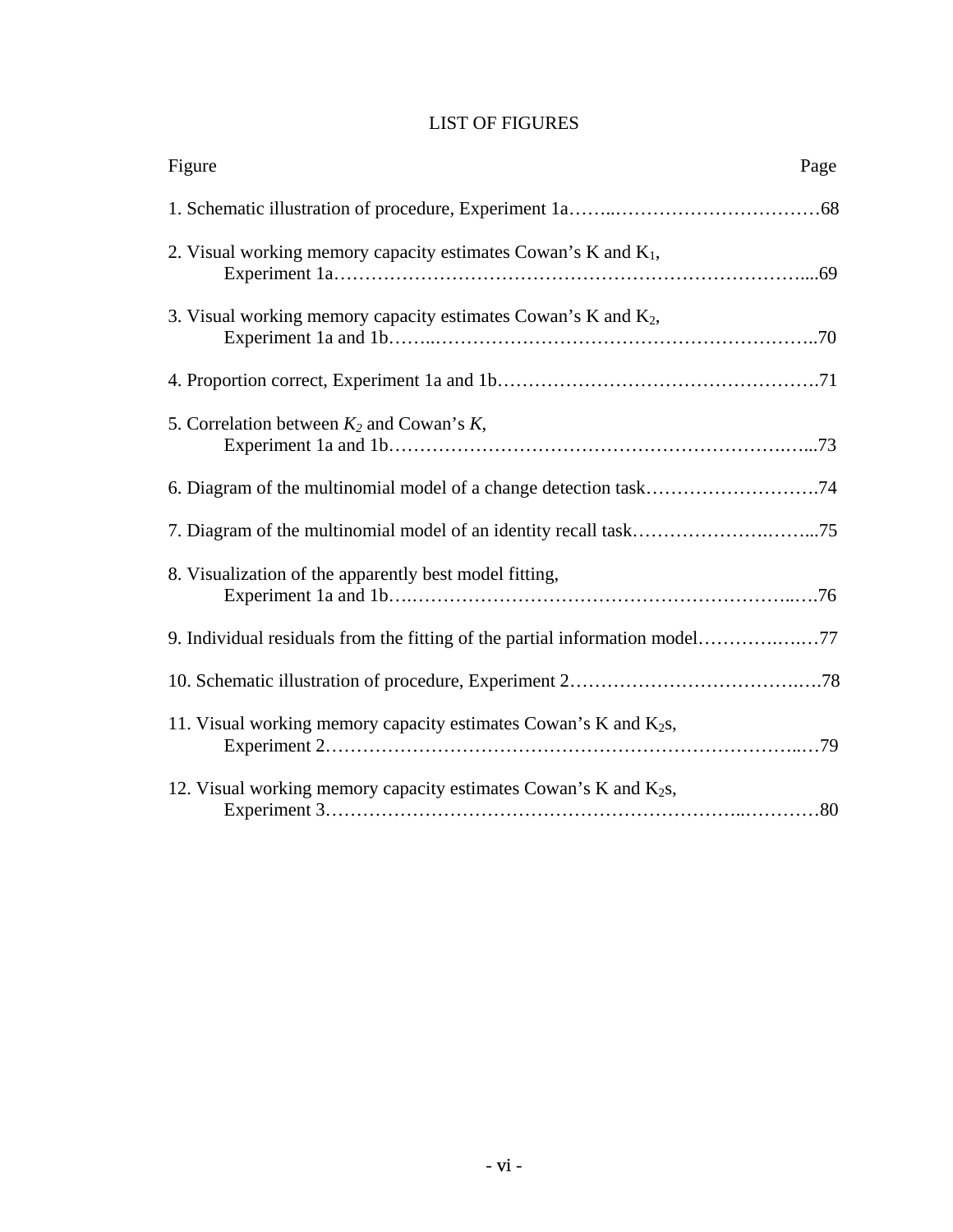# LIST OF FIGURES

| Figure | Page |
| --- | --- |
| 1. Schematic illustration of procedure, Experiment 1a | 68 |
| 2. Visual working memory capacity estimates Cowan's K and $K_1$, Experiment 1a | 69 |
| 3. Visual working memory capacity estimates Cowan's K and $K_2$, Experiment 1a and 1b | 70 |
| 4. Proportion correct, Experiment 1a and 1b | 71 |
| 5. Correlation between $K_2$ and Cowan's $K$, Experiment 1a and 1b | 73 |
| 6. Diagram of the multinomial model of a change detection task | 74 |
| 7. Diagram of the multinomial model of an identity recall task | 75 |
| 8. Visualization of the apparently best model fitting, Experiment 1a and 1b | 76 |
| 9. Individual residuals from the fitting of the partial information model | 77 |
| 10. Schematic illustration of procedure, Experiment 2 | 78 |
| 11. Visual working memory capacity estimates Cowan's K and $K_2$s, Experiment 2 | 79 |
| 12. Visual working memory capacity estimates Cowan's K and $K_2$s, Experiment 3 | 80 |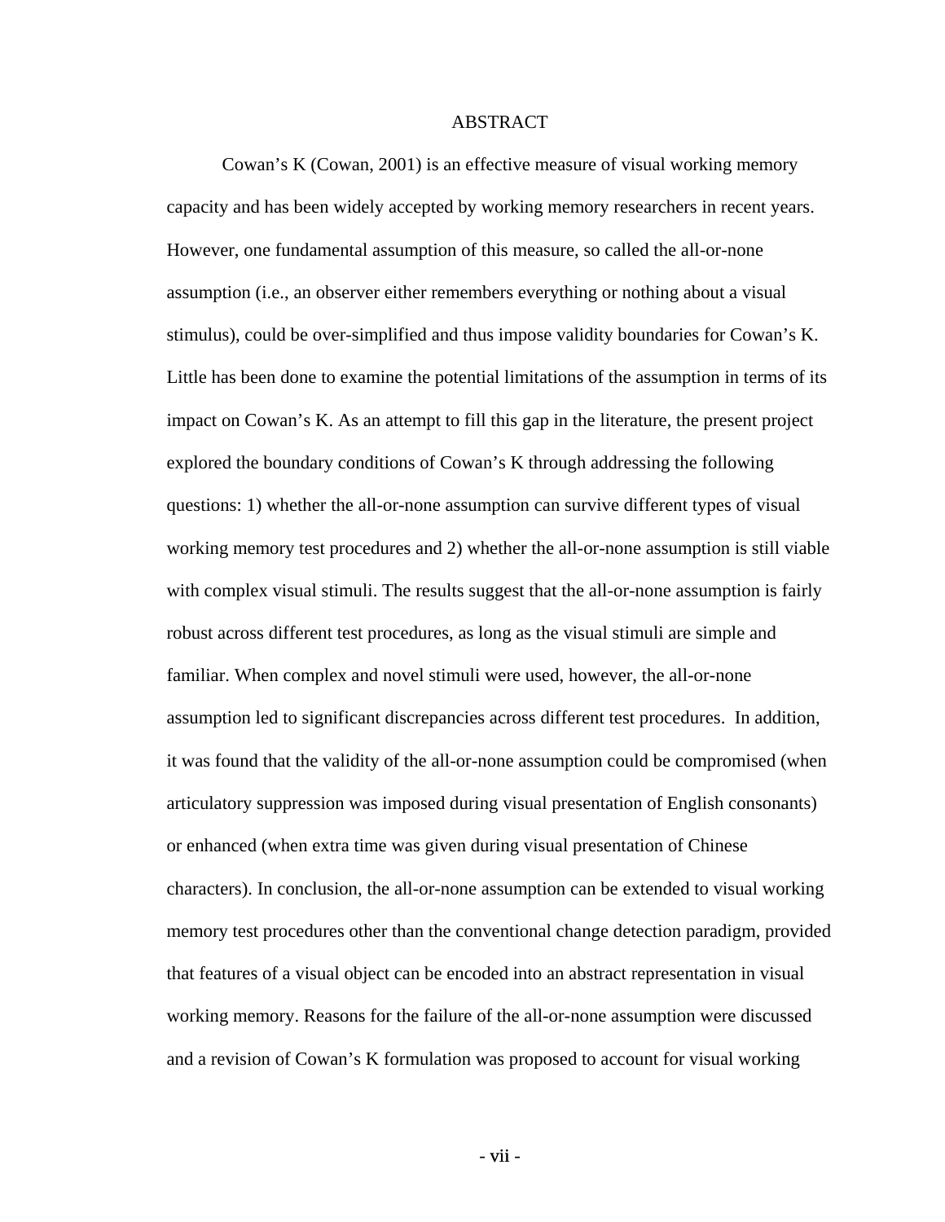# ABSTRACT

Cowan's K (Cowan, 2001) is an effective measure of visual working memory capacity and has been widely accepted by working memory researchers in recent years. However, one fundamental assumption of this measure, so called the all-or-none assumption (i.e., an observer either remembers everything or nothing about a visual stimulus), could be over-simplified and thus impose validity boundaries for Cowan's K. Little has been done to examine the potential limitations of the assumption in terms of its impact on Cowan's K. As an attempt to fill this gap in the literature, the present project explored the boundary conditions of Cowan's K through addressing the following questions: 1) whether the all-or-none assumption can survive different types of visual working memory test procedures and 2) whether the all-or-none assumption is still viable with complex visual stimuli. The results suggest that the all-or-none assumption is fairly robust across different test procedures, as long as the visual stimuli are simple and familiar. When complex and novel stimuli were used, however, the all-or-none assumption led to significant discrepancies across different test procedures. In addition, it was found that the validity of the all-or-none assumption could be compromised (when articulatory suppression was imposed during visual presentation of English consonants) or enhanced (when extra time was given during visual presentation of Chinese characters). In conclusion, the all-or-none assumption can be extended to visual working memory test procedures other than the conventional change detection paradigm, provided that features of a visual object can be encoded into an abstract representation in visual working memory. Reasons for the failure of the all-or-none assumption were discussed and a revision of Cowan's K formulation was proposed to account for visual working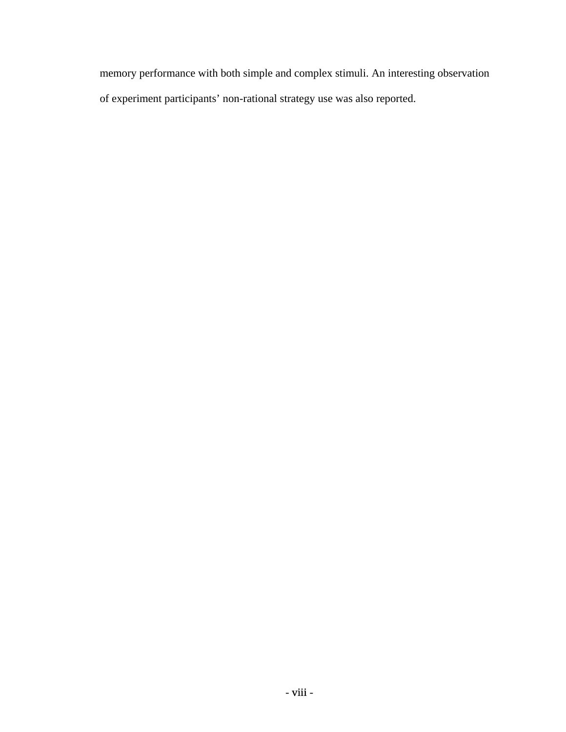memory performance with both simple and complex stimuli. An interesting observation of experiment participants' non-rational strategy use was also reported.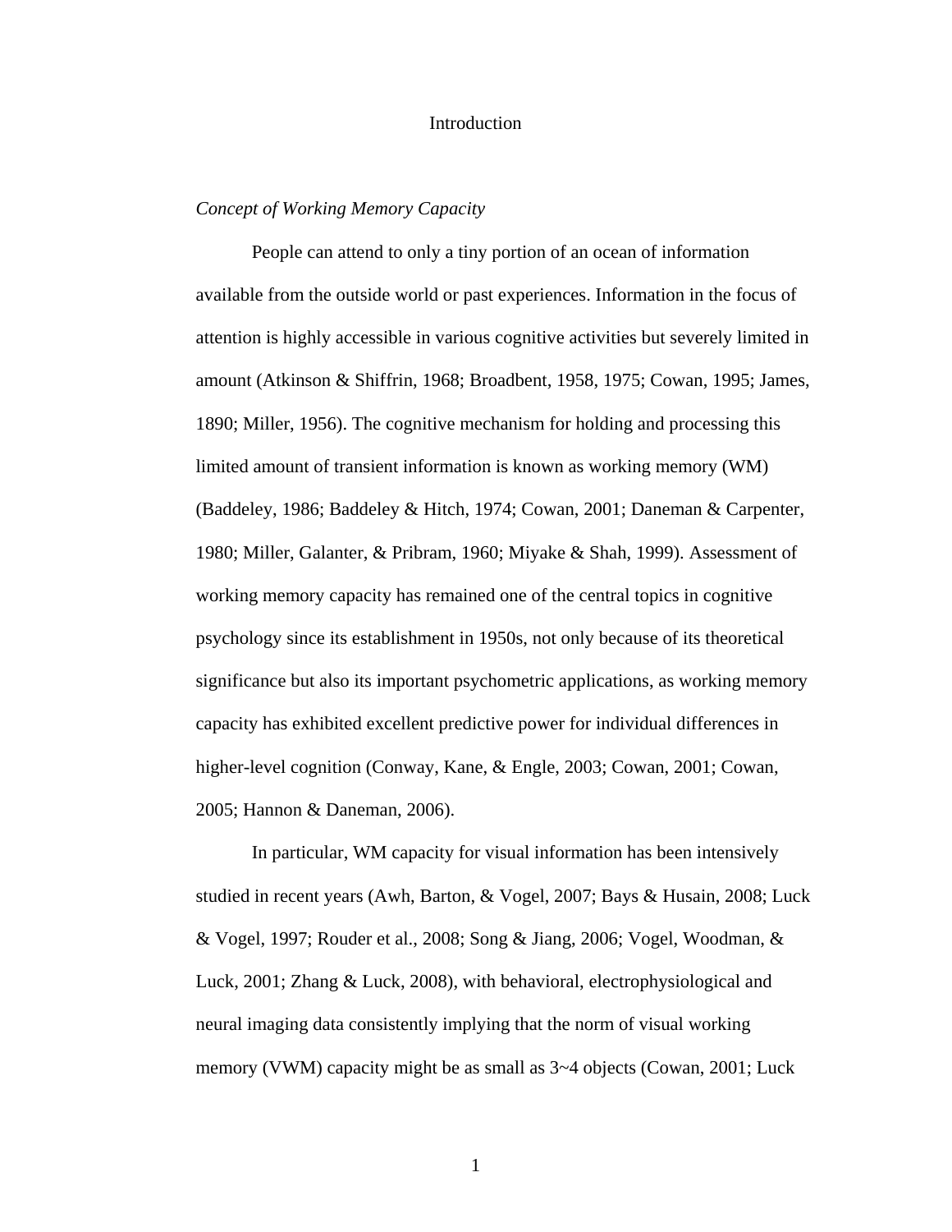# Introduction

*Concept of Working Memory Capacity*

People can attend to only a tiny portion of an ocean of information available from the outside world or past experiences. Information in the focus of attention is highly accessible in various cognitive activities but severely limited in amount (Atkinson & Shiffrin, 1968; Broadbent, 1958, 1975; Cowan, 1995; James, 1890; Miller, 1956). The cognitive mechanism for holding and processing this limited amount of transient information is known as working memory (WM) (Baddeley, 1986; Baddeley & Hitch, 1974; Cowan, 2001; Daneman & Carpenter, 1980; Miller, Galanter, & Pribram, 1960; Miyake & Shah, 1999). Assessment of working memory capacity has remained one of the central topics in cognitive psychology since its establishment in 1950s, not only because of its theoretical significance but also its important psychometric applications, as working memory capacity has exhibited excellent predictive power for individual differences in higher-level cognition (Conway, Kane, & Engle, 2003; Cowan, 2001; Cowan, 2005; Hannon & Daneman, 2006).

In particular, WM capacity for visual information has been intensively studied in recent years (Awh, Barton, & Vogel, 2007; Bays & Husain, 2008; Luck & Vogel, 1997; Rouder et al., 2008; Song & Jiang, 2006; Vogel, Woodman, & Luck, 2001; Zhang & Luck, 2008), with behavioral, electrophysiological and neural imaging data consistently implying that the norm of visual working memory (VWM) capacity might be as small as 3~4 objects (Cowan, 2001; Luck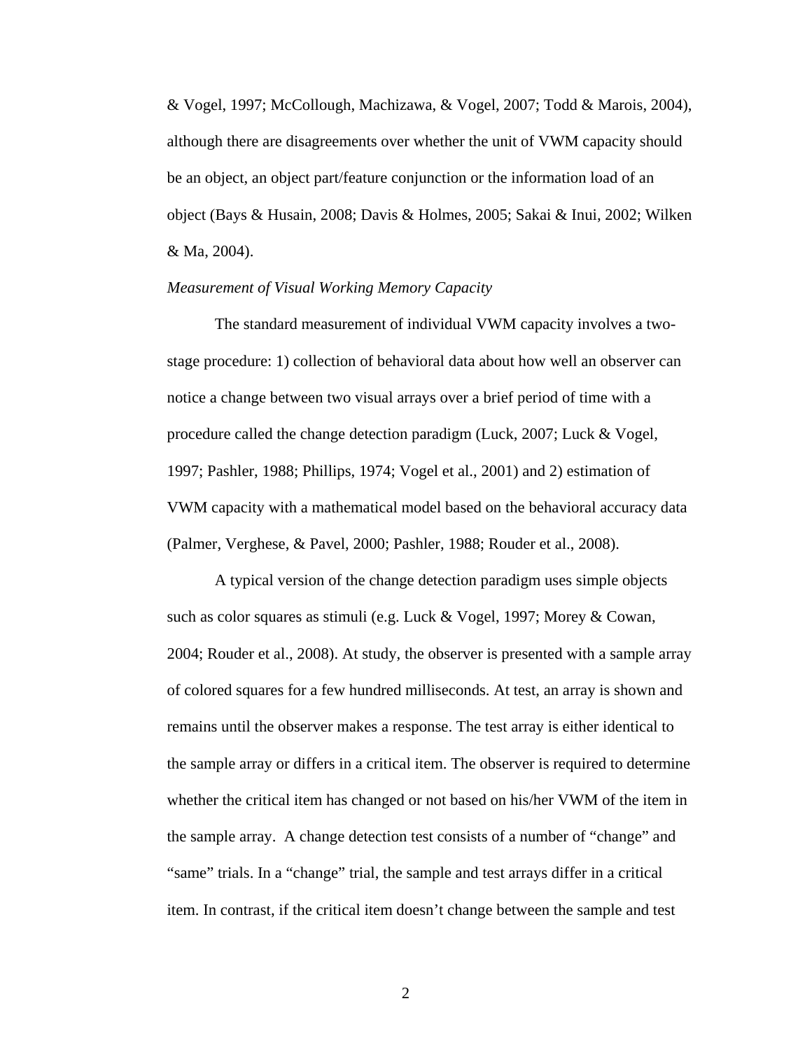& Vogel, 1997; McCollough, Machizawa, & Vogel, 2007; Todd & Marois, 2004), although there are disagreements over whether the unit of VWM capacity should be an object, an object part/feature conjunction or the information load of an object (Bays & Husain, 2008; Davis & Holmes, 2005; Sakai & Inui, 2002; Wilken & Ma, 2004).

*Measurement of Visual Working Memory Capacity*

The standard measurement of individual VWM capacity involves a two-stage procedure: 1) collection of behavioral data about how well an observer can notice a change between two visual arrays over a brief period of time with a procedure called the change detection paradigm (Luck, 2007; Luck & Vogel, 1997; Pashler, 1988; Phillips, 1974; Vogel et al., 2001) and 2) estimation of VWM capacity with a mathematical model based on the behavioral accuracy data (Palmer, Verghese, & Pavel, 2000; Pashler, 1988; Rouder et al., 2008).

A typical version of the change detection paradigm uses simple objects such as color squares as stimuli (e.g. Luck & Vogel, 1997; Morey & Cowan, 2004; Rouder et al., 2008). At study, the observer is presented with a sample array of colored squares for a few hundred milliseconds. At test, an array is shown and remains until the observer makes a response. The test array is either identical to the sample array or differs in a critical item. The observer is required to determine whether the critical item has changed or not based on his/her VWM of the item in the sample array. A change detection test consists of a number of "change" and "same" trials. In a "change" trial, the sample and test arrays differ in a critical item. In contrast, if the critical item doesn't change between the sample and test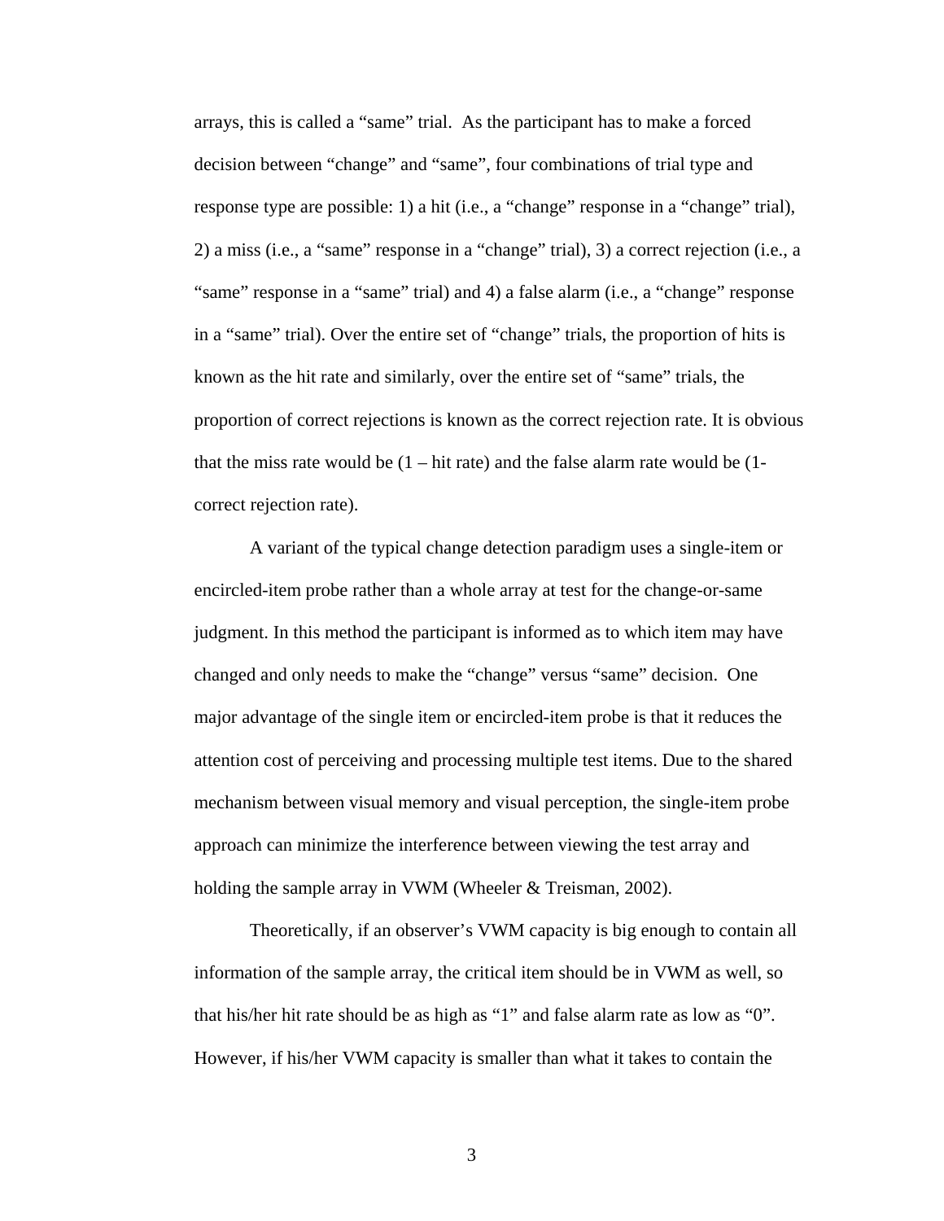arrays, this is called a “same” trial. As the participant has to make a forced decision between “change” and “same”, four combinations of trial type and response type are possible: 1) a hit (i.e., a “change” response in a “change” trial), 2) a miss (i.e., a “same” response in a “change” trial), 3) a correct rejection (i.e., a “same” response in a “same” trial) and 4) a false alarm (i.e., a “change” response in a “same” trial). Over the entire set of “change” trials, the proportion of hits is known as the hit rate and similarly, over the entire set of “same” trials, the proportion of correct rejections is known as the correct rejection rate. It is obvious that the miss rate would be (1 – hit rate) and the false alarm rate would be (1- correct rejection rate).

A variant of the typical change detection paradigm uses a single-item or encircled-item probe rather than a whole array at test for the change-or-same judgment. In this method the participant is informed as to which item may have changed and only needs to make the “change” versus “same” decision. One major advantage of the single item or encircled-item probe is that it reduces the attention cost of perceiving and processing multiple test items. Due to the shared mechanism between visual memory and visual perception, the single-item probe approach can minimize the interference between viewing the test array and holding the sample array in VWM (Wheeler & Treisman, 2002).

Theoretically, if an observer’s VWM capacity is big enough to contain all information of the sample array, the critical item should be in VWM as well, so that his/her hit rate should be as high as “1” and false alarm rate as low as “0”. However, if his/her VWM capacity is smaller than what it takes to contain the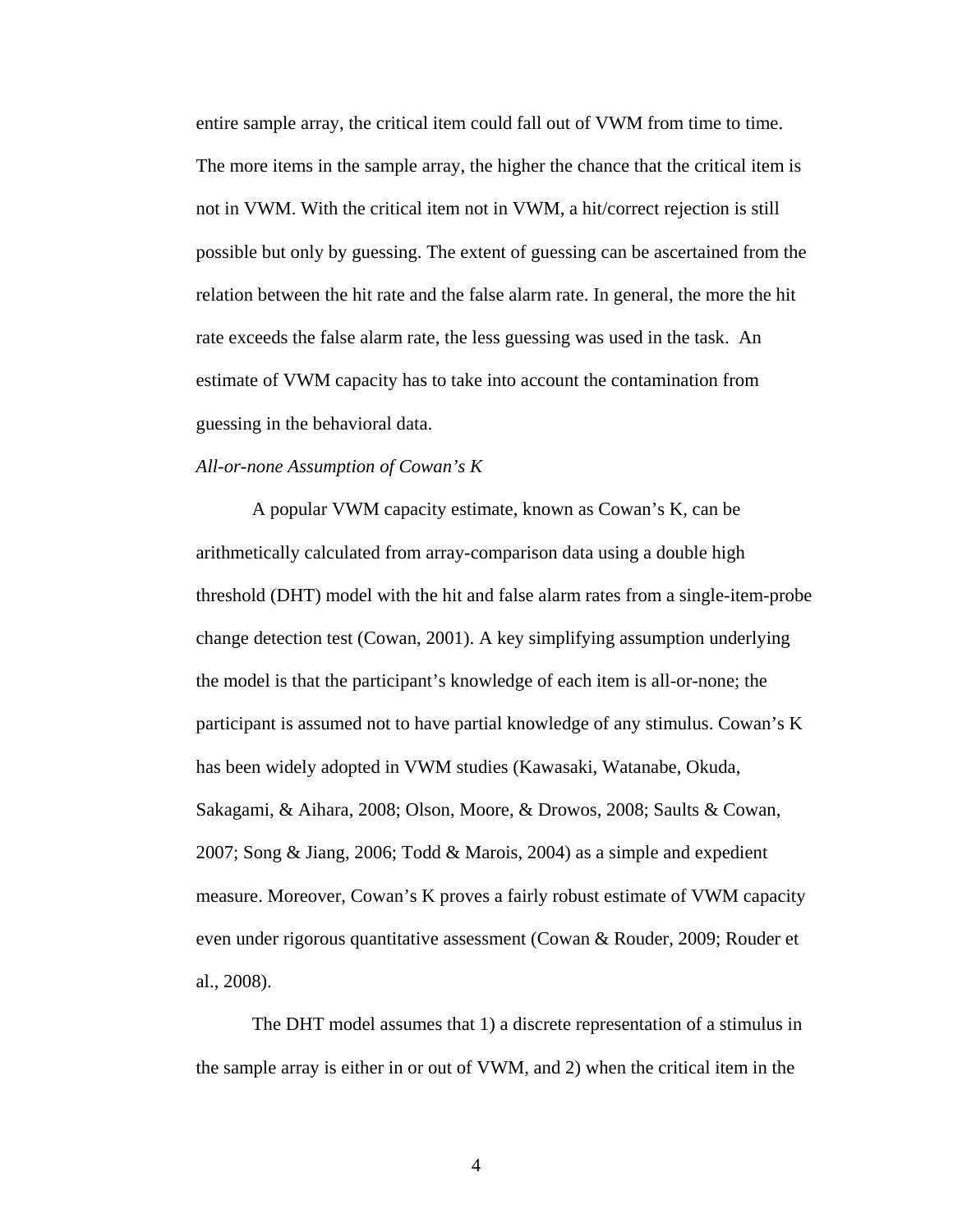entire sample array, the critical item could fall out of VWM from time to time. The more items in the sample array, the higher the chance that the critical item is not in VWM. With the critical item not in VWM, a hit/correct rejection is still possible but only by guessing. The extent of guessing can be ascertained from the relation between the hit rate and the false alarm rate. In general, the more the hit rate exceeds the false alarm rate, the less guessing was used in the task. An estimate of VWM capacity has to take into account the contamination from guessing in the behavioral data.

*All-or-none Assumption of Cowan's K*

A popular VWM capacity estimate, known as Cowan's K, can be arithmetically calculated from array-comparison data using a double high threshold (DHT) model with the hit and false alarm rates from a single-item-probe change detection test (Cowan, 2001). A key simplifying assumption underlying the model is that the participant's knowledge of each item is all-or-none; the participant is assumed not to have partial knowledge of any stimulus. Cowan's K has been widely adopted in VWM studies (Kawasaki, Watanabe, Okuda, Sakagami, & Aihara, 2008; Olson, Moore, & Drowos, 2008; Saults & Cowan, 2007; Song & Jiang, 2006; Todd & Marois, 2004) as a simple and expedient measure. Moreover, Cowan's K proves a fairly robust estimate of VWM capacity even under rigorous quantitative assessment (Cowan & Rouder, 2009; Rouder et al., 2008).

The DHT model assumes that 1) a discrete representation of a stimulus in the sample array is either in or out of VWM, and 2) when the critical item in the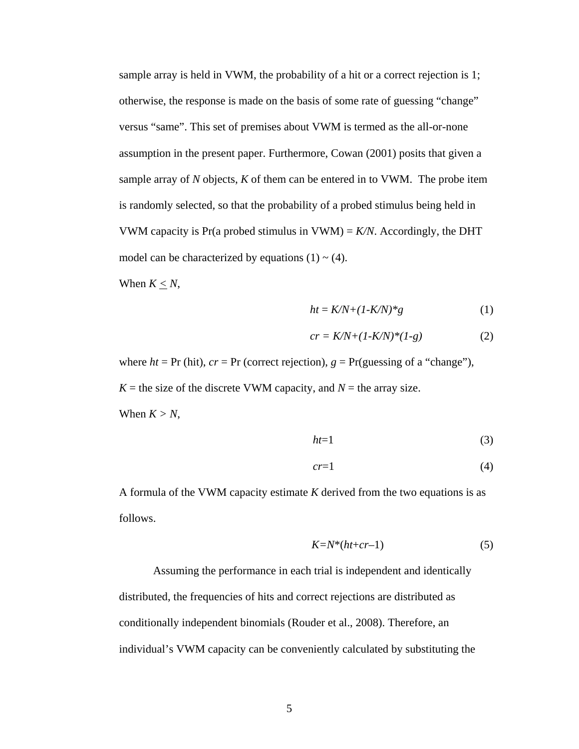sample array is held in VWM, the probability of a hit or a correct rejection is 1; otherwise, the response is made on the basis of some rate of guessing "change" versus "same". This set of premises about VWM is termed as the all-or-none assumption in the present paper. Furthermore, Cowan (2001) posits that given a sample array of $N$ objects, $K$ of them can be entered in to VWM. The probe item is randomly selected, so that the probability of a probed stimulus being held in VWM capacity is Pr(a probed stimulus in VWM) = $K/N$. Accordingly, the DHT model can be characterized by equations (1) ~ (4).

When $K \leq N$,

$$ht = K/N+(1-K/N)*g \tag{1}$$

$$cr = K/N+(1-K/N)*(1-g) \tag{2}$$

where $ht$ = Pr (hit), $cr$ = Pr (correct rejection), $g$ = Pr(guessing of a "change"), $K$ = the size of the discrete VWM capacity, and $N$ = the array size.

When $K > N$,

$$ht=1 \tag{3}$$

$$cr=1 \tag{4}$$

A formula of the VWM capacity estimate $K$ derived from the two equations is as follows.

$$K=N*(ht+cr-1) \tag{5}$$

Assuming the performance in each trial is independent and identically distributed, the frequencies of hits and correct rejections are distributed as conditionally independent binomials (Rouder et al., 2008). Therefore, an individual's VWM capacity can be conveniently calculated by substituting the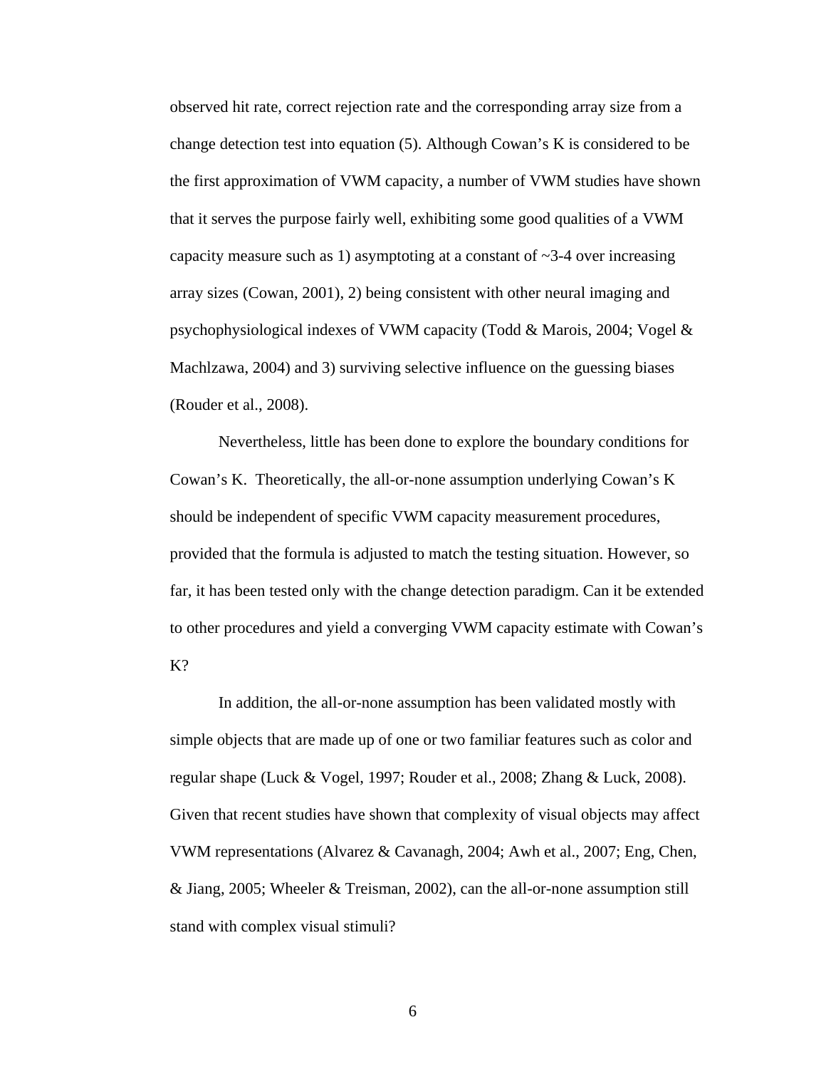observed hit rate, correct rejection rate and the corresponding array size from a change detection test into equation (5). Although Cowan's K is considered to be the first approximation of VWM capacity, a number of VWM studies have shown that it serves the purpose fairly well, exhibiting some good qualities of a VWM capacity measure such as 1) asymptoting at a constant of ~3-4 over increasing array sizes (Cowan, 2001), 2) being consistent with other neural imaging and psychophysiological indexes of VWM capacity (Todd & Marois, 2004; Vogel & Machlzawa, 2004) and 3) surviving selective influence on the guessing biases (Rouder et al., 2008).

Nevertheless, little has been done to explore the boundary conditions for Cowan's K. Theoretically, the all-or-none assumption underlying Cowan's K should be independent of specific VWM capacity measurement procedures, provided that the formula is adjusted to match the testing situation. However, so far, it has been tested only with the change detection paradigm. Can it be extended to other procedures and yield a converging VWM capacity estimate with Cowan's K?

In addition, the all-or-none assumption has been validated mostly with simple objects that are made up of one or two familiar features such as color and regular shape (Luck & Vogel, 1997; Rouder et al., 2008; Zhang & Luck, 2008). Given that recent studies have shown that complexity of visual objects may affect VWM representations (Alvarez & Cavanagh, 2004; Awh et al., 2007; Eng, Chen, & Jiang, 2005; Wheeler & Treisman, 2002), can the all-or-none assumption still stand with complex visual stimuli?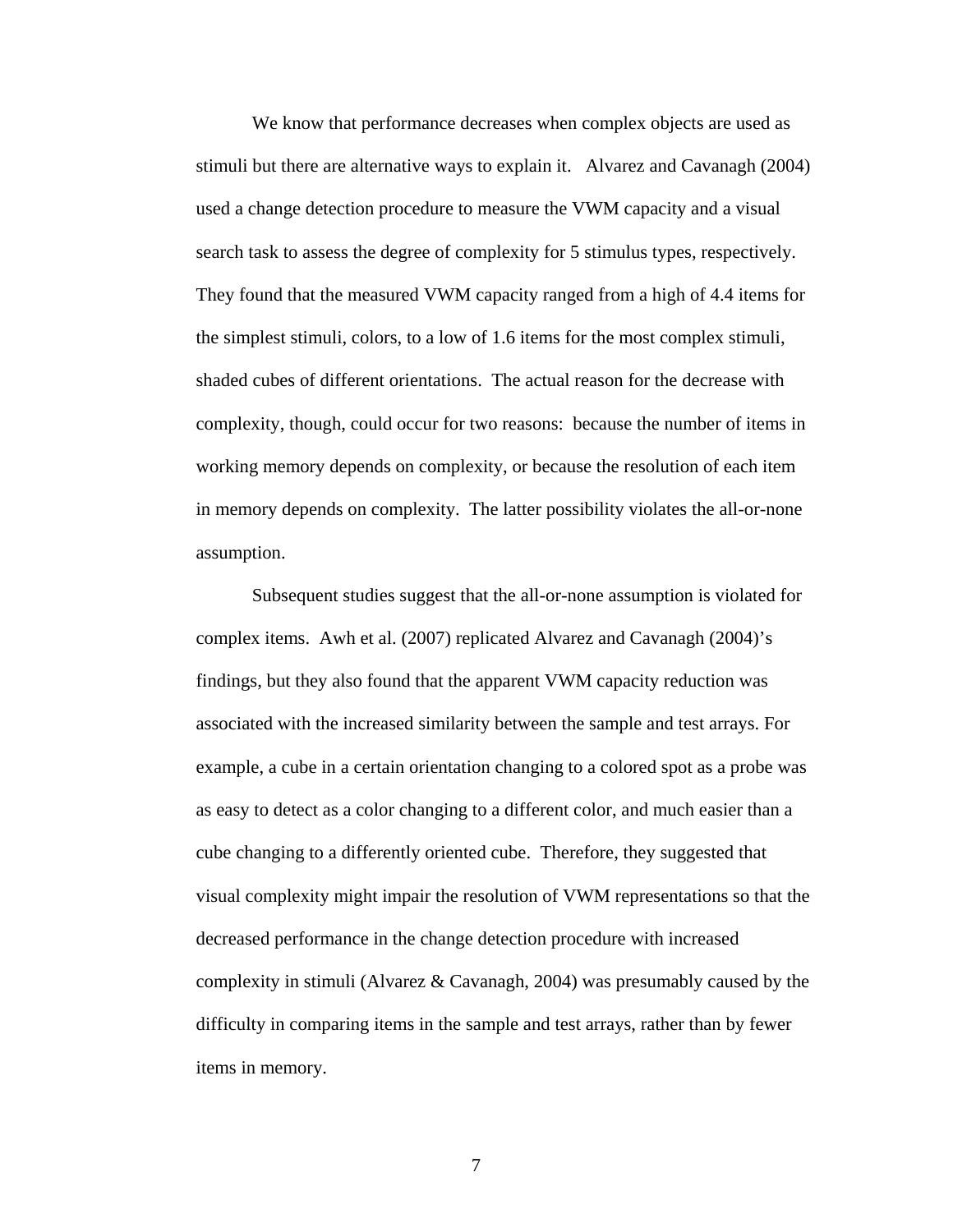We know that performance decreases when complex objects are used as stimuli but there are alternative ways to explain it. Alvarez and Cavanagh (2004) used a change detection procedure to measure the VWM capacity and a visual search task to assess the degree of complexity for 5 stimulus types, respectively. They found that the measured VWM capacity ranged from a high of 4.4 items for the simplest stimuli, colors, to a low of 1.6 items for the most complex stimuli, shaded cubes of different orientations. The actual reason for the decrease with complexity, though, could occur for two reasons: because the number of items in working memory depends on complexity, or because the resolution of each item in memory depends on complexity. The latter possibility violates the all-or-none assumption.

Subsequent studies suggest that the all-or-none assumption is violated for complex items. Awh et al. (2007) replicated Alvarez and Cavanagh (2004)'s findings, but they also found that the apparent VWM capacity reduction was associated with the increased similarity between the sample and test arrays. For example, a cube in a certain orientation changing to a colored spot as a probe was as easy to detect as a color changing to a different color, and much easier than a cube changing to a differently oriented cube. Therefore, they suggested that visual complexity might impair the resolution of VWM representations so that the decreased performance in the change detection procedure with increased complexity in stimuli (Alvarez & Cavanagh, 2004) was presumably caused by the difficulty in comparing items in the sample and test arrays, rather than by fewer items in memory.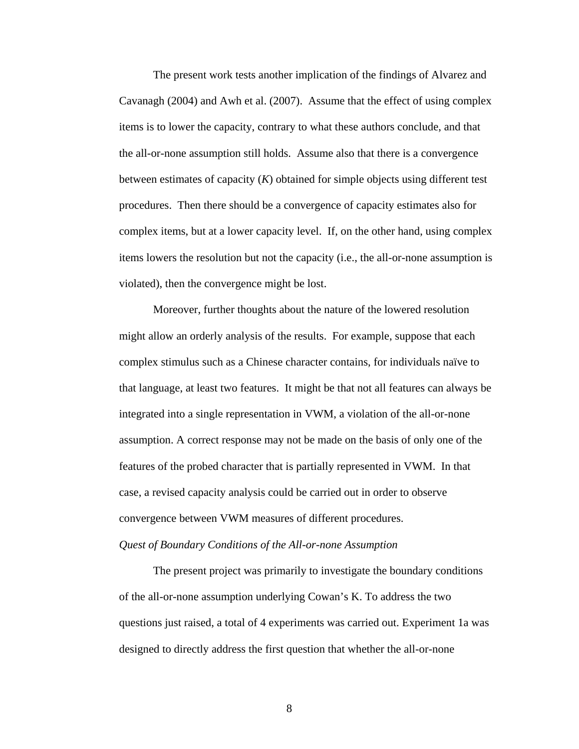The present work tests another implication of the findings of Alvarez and Cavanagh (2004) and Awh et al. (2007). Assume that the effect of using complex items is to lower the capacity, contrary to what these authors conclude, and that the all-or-none assumption still holds. Assume also that there is a convergence between estimates of capacity ($K$) obtained for simple objects using different test procedures. Then there should be a convergence of capacity estimates also for complex items, but at a lower capacity level. If, on the other hand, using complex items lowers the resolution but not the capacity (i.e., the all-or-none assumption is violated), then the convergence might be lost.

Moreover, further thoughts about the nature of the lowered resolution might allow an orderly analysis of the results. For example, suppose that each complex stimulus such as a Chinese character contains, for individuals naïve to that language, at least two features. It might be that not all features can always be integrated into a single representation in VWM, a violation of the all-or-none assumption. A correct response may not be made on the basis of only one of the features of the probed character that is partially represented in VWM. In that case, a revised capacity analysis could be carried out in order to observe convergence between VWM measures of different procedures.

*Quest of Boundary Conditions of the All-or-none Assumption*

The present project was primarily to investigate the boundary conditions of the all-or-none assumption underlying Cowan's K. To address the two questions just raised, a total of 4 experiments was carried out. Experiment 1a was designed to directly address the first question that whether the all-or-none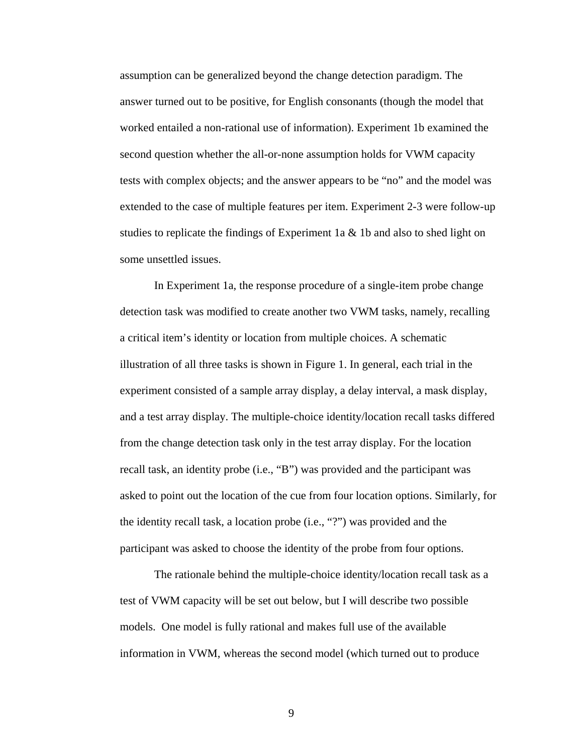assumption can be generalized beyond the change detection paradigm. The answer turned out to be positive, for English consonants (though the model that worked entailed a non-rational use of information). Experiment 1b examined the second question whether the all-or-none assumption holds for VWM capacity tests with complex objects; and the answer appears to be "no" and the model was extended to the case of multiple features per item. Experiment 2-3 were follow-up studies to replicate the findings of Experiment 1a & 1b and also to shed light on some unsettled issues.

In Experiment 1a, the response procedure of a single-item probe change detection task was modified to create another two VWM tasks, namely, recalling a critical item's identity or location from multiple choices. A schematic illustration of all three tasks is shown in Figure 1. In general, each trial in the experiment consisted of a sample array display, a delay interval, a mask display, and a test array display. The multiple-choice identity/location recall tasks differed from the change detection task only in the test array display. For the location recall task, an identity probe (i.e., "B") was provided and the participant was asked to point out the location of the cue from four location options. Similarly, for the identity recall task, a location probe (i.e., "?") was provided and the participant was asked to choose the identity of the probe from four options.

The rationale behind the multiple-choice identity/location recall task as a test of VWM capacity will be set out below, but I will describe two possible models.  One model is fully rational and makes full use of the available information in VWM, whereas the second model (which turned out to produce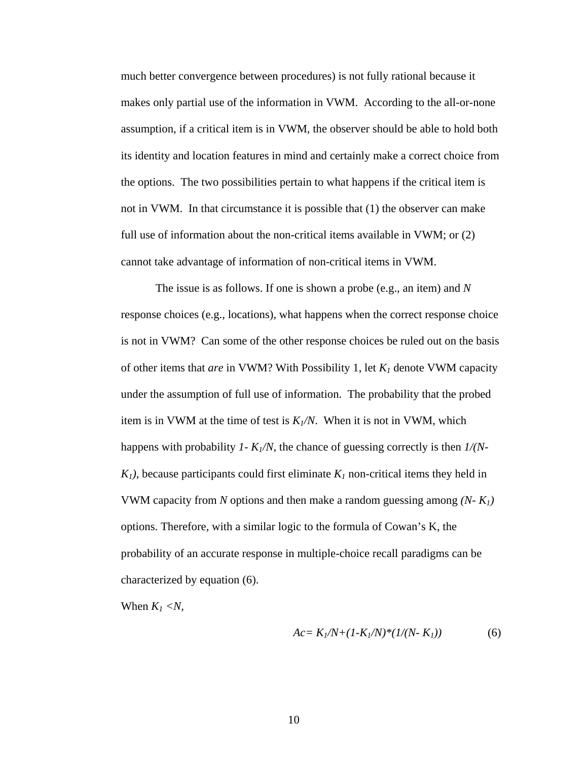much better convergence between procedures) is not fully rational because it makes only partial use of the information in VWM. According to the all-or-none assumption, if a critical item is in VWM, the observer should be able to hold both its identity and location features in mind and certainly make a correct choice from the options. The two possibilities pertain to what happens if the critical item is not in VWM. In that circumstance it is possible that (1) the observer can make full use of information about the non-critical items available in VWM; or (2) cannot take advantage of information of non-critical items in VWM.

The issue is as follows. If one is shown a probe (e.g., an item) and $N$ response choices (e.g., locations), what happens when the correct response choice is not in VWM? Can some of the other response choices be ruled out on the basis of other items that *are* in VWM? With Possibility 1, let $K_1$ denote VWM capacity under the assumption of full use of information. The probability that the probed item is in VWM at the time of test is $K_1/N$. When it is not in VWM, which happens with probability $1- K_1/N$, the chance of guessing correctly is then $1/(N-K_1)$, because participants could first eliminate $K_1$ non-critical items they held in VWM capacity from $N$ options and then make a random guessing among $(N- K_1)$ options. Therefore, with a similar logic to the formula of Cowan's K, the probability of an accurate response in multiple-choice recall paradigms can be characterized by equation (6).

When $K_1 < N$,

$$Ac= K_1/N+(1-K_1/N)*(1/(N- K_1)) \qquad (6)$$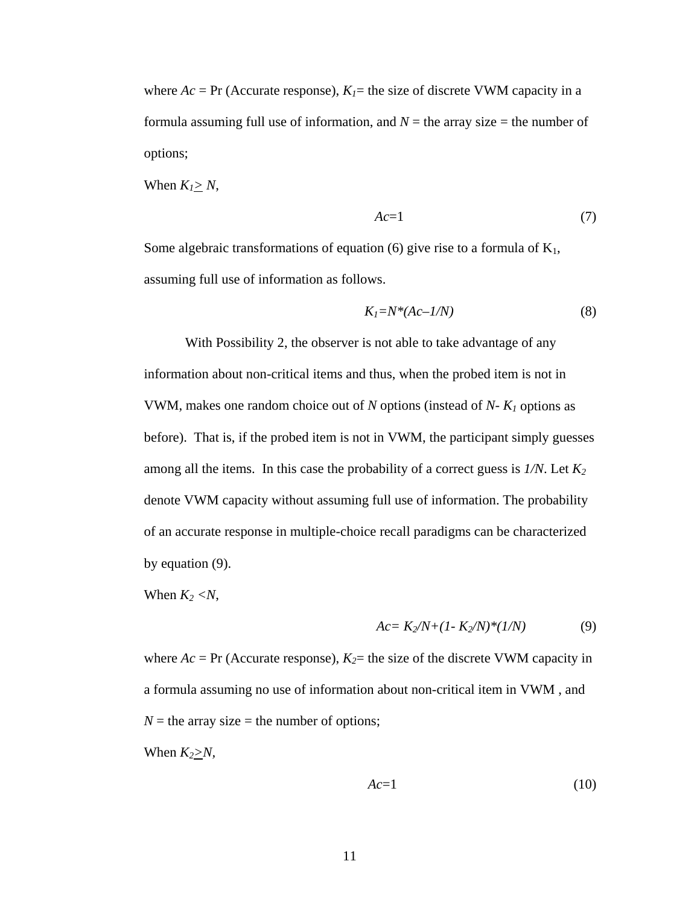where $Ac$ = Pr (Accurate response), $K_1$= the size of discrete VWM capacity in a formula assuming full use of information, and $N$ = the array size = the number of options;

When $K_1 \geq N$,

$$Ac=1 \tag{7}$$

Some algebraic transformations of equation (6) give rise to a formula of $K_1$, assuming full use of information as follows.

$$K_1=N*(Ac–1/N) \tag{8}$$

With Possibility 2, the observer is not able to take advantage of any information about non-critical items and thus, when the probed item is not in VWM, makes one random choice out of $N$ options (instead of $N- K_1$ options as before). That is, if the probed item is not in VWM, the participant simply guesses among all the items. In this case the probability of a correct guess is $1/N$. Let $K_2$ denote VWM capacity without assuming full use of information. The probability of an accurate response in multiple-choice recall paradigms can be characterized by equation (9).

When $K_2 < N$,

$$Ac= K_2/N+(1- K_2/N)*(1/N) \tag{9}$$

where $Ac$ = Pr (Accurate response), $K_2$= the size of the discrete VWM capacity in a formula assuming no use of information about non-critical item in VWM , and $N$ = the array size = the number of options;

When $K_2 \geq N$,

$$Ac=1 \tag{10}$$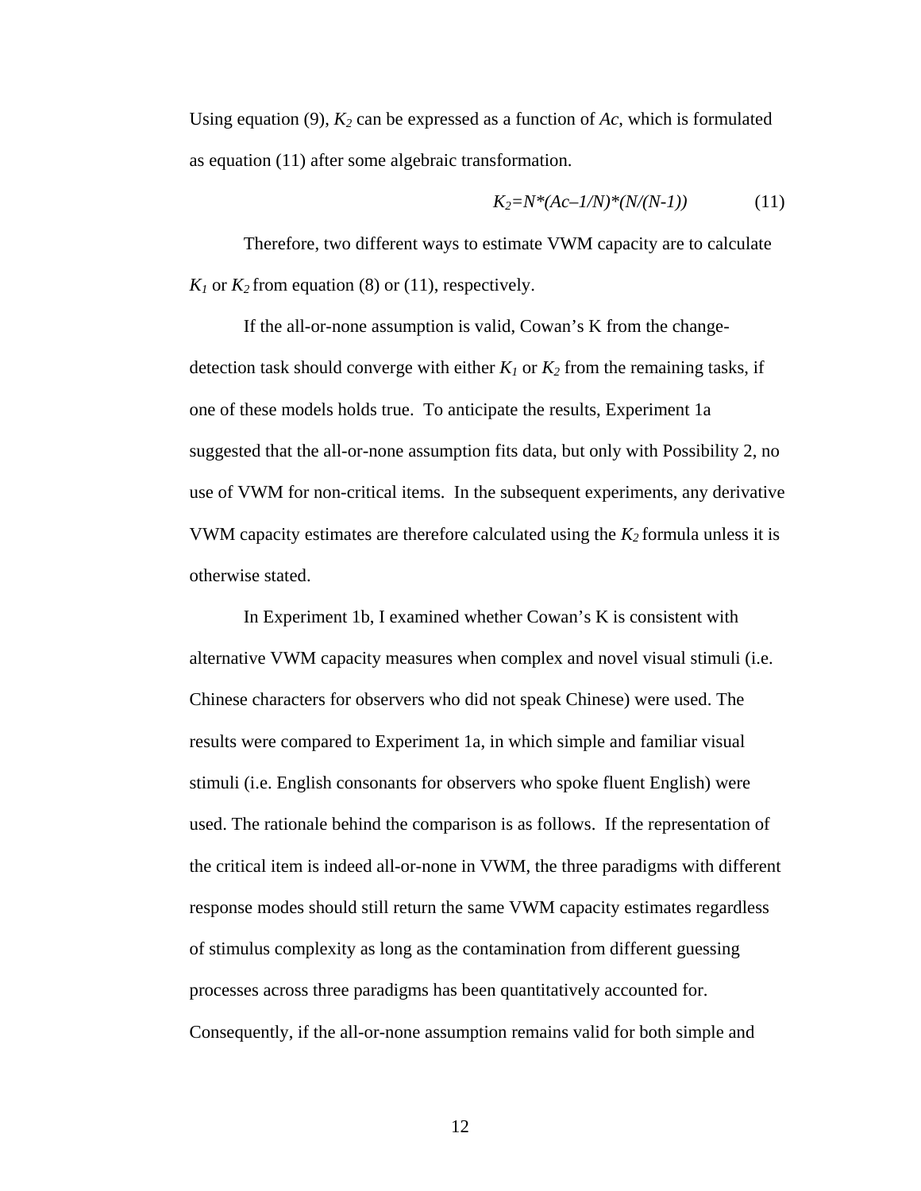Using equation (9), $K_2$ can be expressed as a function of $Ac$, which is formulated as equation (11) after some algebraic transformation.

$$K_2 = N * (Ac - 1/N) * (N/(N-1)) \tag{11}$$

Therefore, two different ways to estimate VWM capacity are to calculate $K_1$ or $K_2$ from equation (8) or (11), respectively.

If the all-or-none assumption is valid, Cowan's K from the change-detection task should converge with either $K_1$ or $K_2$ from the remaining tasks, if one of these models holds true. To anticipate the results, Experiment 1a suggested that the all-or-none assumption fits data, but only with Possibility 2, no use of VWM for non-critical items. In the subsequent experiments, any derivative VWM capacity estimates are therefore calculated using the $K_2$ formula unless it is otherwise stated.

In Experiment 1b, I examined whether Cowan's K is consistent with alternative VWM capacity measures when complex and novel visual stimuli (i.e. Chinese characters for observers who did not speak Chinese) were used. The results were compared to Experiment 1a, in which simple and familiar visual stimuli (i.e. English consonants for observers who spoke fluent English) were used. The rationale behind the comparison is as follows. If the representation of the critical item is indeed all-or-none in VWM, the three paradigms with different response modes should still return the same VWM capacity estimates regardless of stimulus complexity as long as the contamination from different guessing processes across three paradigms has been quantitatively accounted for. Consequently, if the all-or-none assumption remains valid for both simple and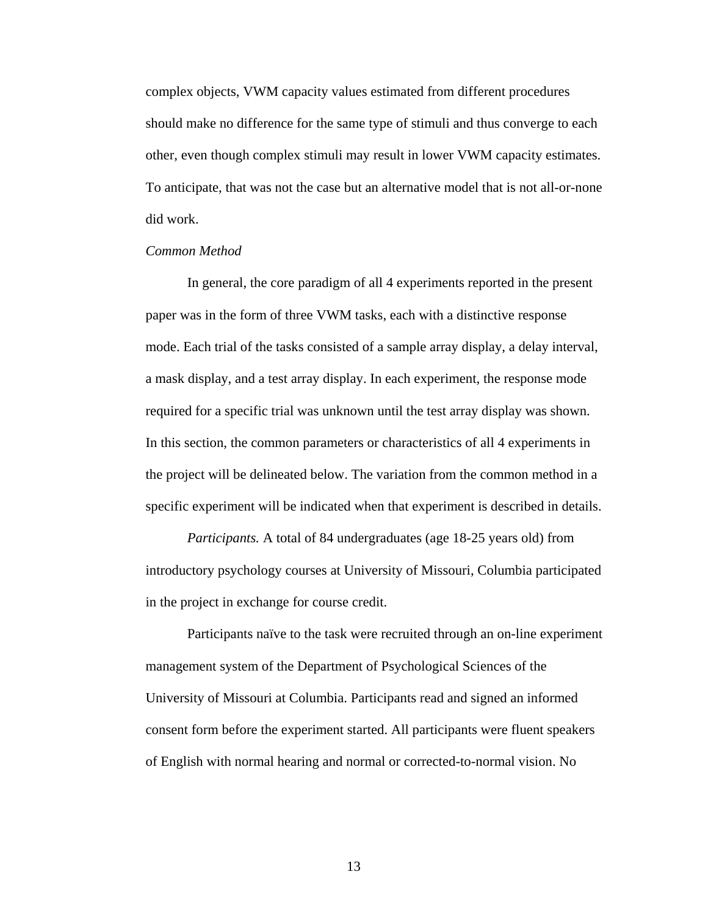complex objects, VWM capacity values estimated from different procedures should make no difference for the same type of stimuli and thus converge to each other, even though complex stimuli may result in lower VWM capacity estimates. To anticipate, that was not the case but an alternative model that is not all-or-none did work.

*Common Method*

In general, the core paradigm of all 4 experiments reported in the present paper was in the form of three VWM tasks, each with a distinctive response mode. Each trial of the tasks consisted of a sample array display, a delay interval, a mask display, and a test array display. In each experiment, the response mode required for a specific trial was unknown until the test array display was shown. In this section, the common parameters or characteristics of all 4 experiments in the project will be delineated below. The variation from the common method in a specific experiment will be indicated when that experiment is described in details.

*Participants.* A total of 84 undergraduates (age 18-25 years old) from introductory psychology courses at University of Missouri, Columbia participated in the project in exchange for course credit.

Participants naïve to the task were recruited through an on-line experiment management system of the Department of Psychological Sciences of the University of Missouri at Columbia. Participants read and signed an informed consent form before the experiment started. All participants were fluent speakers of English with normal hearing and normal or corrected-to-normal vision. No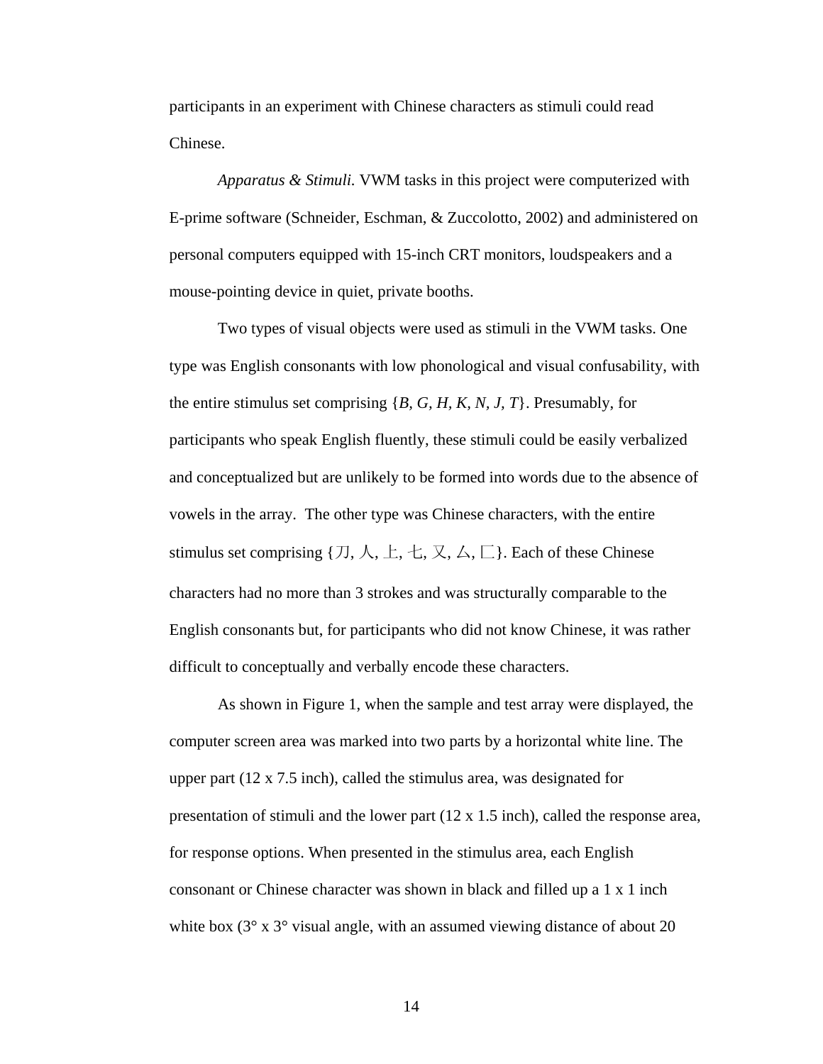participants in an experiment with Chinese characters as stimuli could read Chinese.

*Apparatus & Stimuli.* VWM tasks in this project were computerized with E-prime software (Schneider, Eschman, & Zuccolotto, 2002) and administered on personal computers equipped with 15-inch CRT monitors, loudspeakers and a mouse-pointing device in quiet, private booths.

Two types of visual objects were used as stimuli in the VWM tasks. One type was English consonants with low phonological and visual confusability, with the entire stimulus set comprising {*B, G, H, K, N, J, T*}. Presumably, for participants who speak English fluently, these stimuli could be easily verbalized and conceptualized but are unlikely to be formed into words due to the absence of vowels in the array. The other type was Chinese characters, with the entire stimulus set comprising {刀, 人, 上, 七, 又, 厶, 匚}. Each of these Chinese characters had no more than 3 strokes and was structurally comparable to the English consonants but, for participants who did not know Chinese, it was rather difficult to conceptually and verbally encode these characters.

As shown in Figure 1, when the sample and test array were displayed, the computer screen area was marked into two parts by a horizontal white line. The upper part (12 x 7.5 inch), called the stimulus area, was designated for presentation of stimuli and the lower part (12 x 1.5 inch), called the response area, for response options. When presented in the stimulus area, each English consonant or Chinese character was shown in black and filled up a 1 x 1 inch white box (3° x 3° visual angle, with an assumed viewing distance of about 20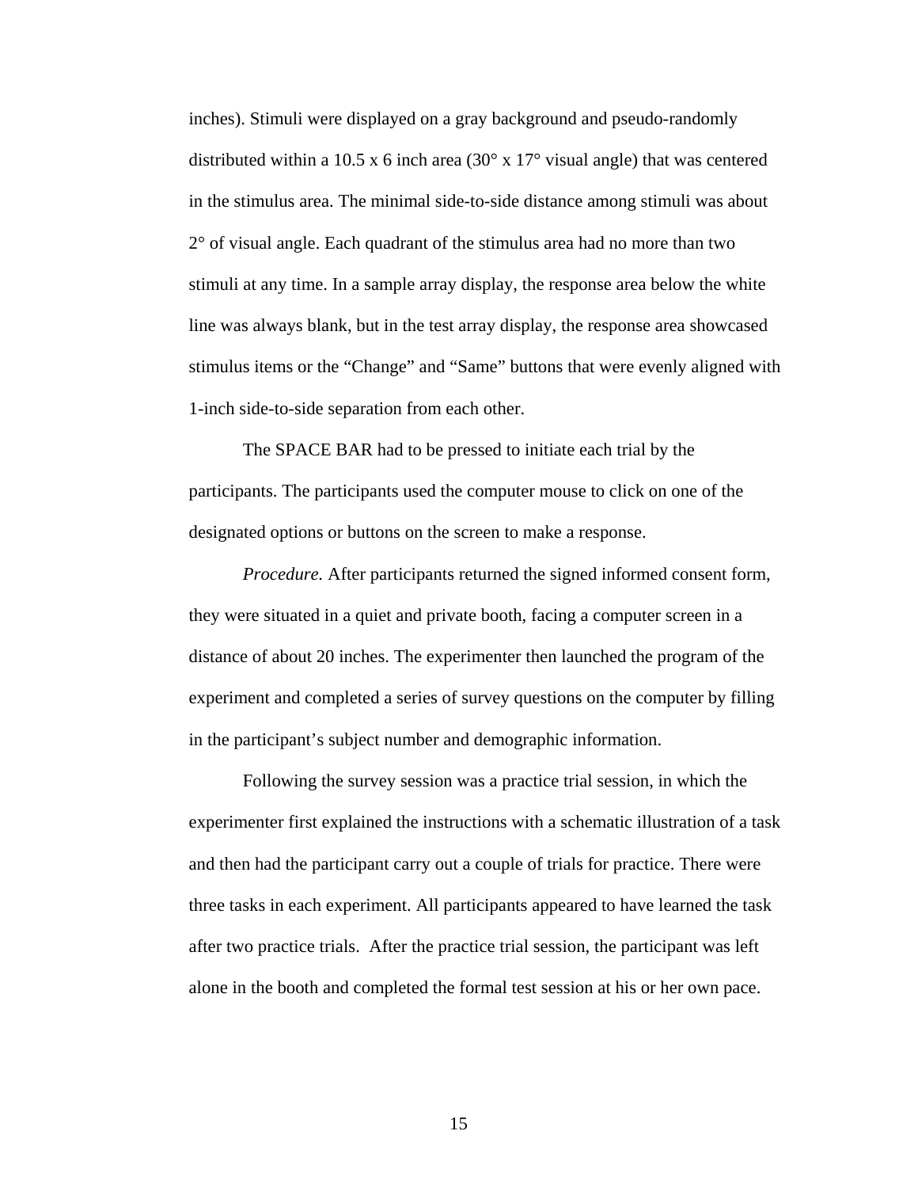inches). Stimuli were displayed on a gray background and pseudo-randomly distributed within a 10.5 x 6 inch area (30° x 17° visual angle) that was centered in the stimulus area. The minimal side-to-side distance among stimuli was about 2° of visual angle. Each quadrant of the stimulus area had no more than two stimuli at any time. In a sample array display, the response area below the white line was always blank, but in the test array display, the response area showcased stimulus items or the "Change" and "Same" buttons that were evenly aligned with 1-inch side-to-side separation from each other.

The SPACE BAR had to be pressed to initiate each trial by the participants. The participants used the computer mouse to click on one of the designated options or buttons on the screen to make a response.

*Procedure.* After participants returned the signed informed consent form, they were situated in a quiet and private booth, facing a computer screen in a distance of about 20 inches. The experimenter then launched the program of the experiment and completed a series of survey questions on the computer by filling in the participant's subject number and demographic information.

Following the survey session was a practice trial session, in which the experimenter first explained the instructions with a schematic illustration of a task and then had the participant carry out a couple of trials for practice. There were three tasks in each experiment. All participants appeared to have learned the task after two practice trials. After the practice trial session, the participant was left alone in the booth and completed the formal test session at his or her own pace.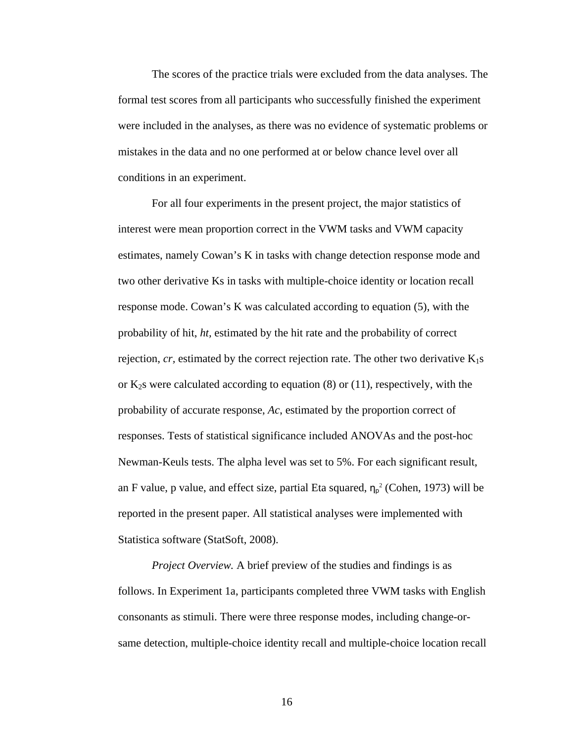The scores of the practice trials were excluded from the data analyses. The formal test scores from all participants who successfully finished the experiment were included in the analyses, as there was no evidence of systematic problems or mistakes in the data and no one performed at or below chance level over all conditions in an experiment.

For all four experiments in the present project, the major statistics of interest were mean proportion correct in the VWM tasks and VWM capacity estimates, namely Cowan's K in tasks with change detection response mode and two other derivative Ks in tasks with multiple-choice identity or location recall response mode. Cowan's K was calculated according to equation (5), with the probability of hit, *ht*, estimated by the hit rate and the probability of correct rejection, *cr*, estimated by the correct rejection rate. The other two derivative $K_1$s or $K_2$s were calculated according to equation (8) or (11), respectively, with the probability of accurate response, *Ac*, estimated by the proportion correct of responses. Tests of statistical significance included ANOVAs and the post-hoc Newman-Keuls tests. The alpha level was set to 5%. For each significant result, an F value, p value, and effect size, partial Eta squared, $\eta_p^2$ (Cohen, 1973) will be reported in the present paper. All statistical analyses were implemented with Statistica software (StatSoft, 2008).

*Project Overview.* A brief preview of the studies and findings is as follows. In Experiment 1a, participants completed three VWM tasks with English consonants as stimuli. There were three response modes, including change-or-same detection, multiple-choice identity recall and multiple-choice location recall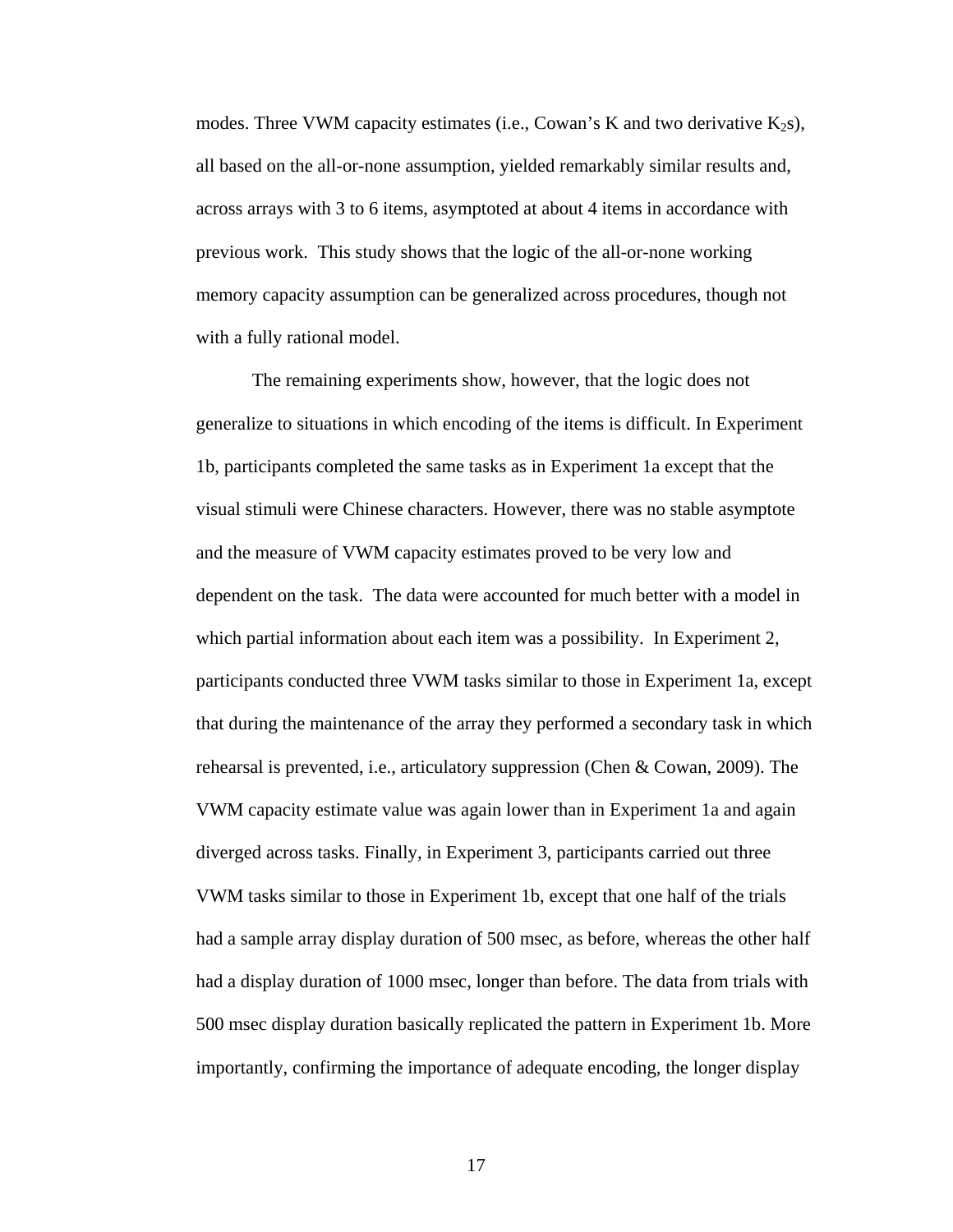modes. Three VWM capacity estimates (i.e., Cowan's K and two derivative $K_2$s), all based on the all-or-none assumption, yielded remarkably similar results and, across arrays with 3 to 6 items, asymptoted at about 4 items in accordance with previous work. This study shows that the logic of the all-or-none working memory capacity assumption can be generalized across procedures, though not with a fully rational model.

The remaining experiments show, however, that the logic does not generalize to situations in which encoding of the items is difficult. In Experiment 1b, participants completed the same tasks as in Experiment 1a except that the visual stimuli were Chinese characters. However, there was no stable asymptote and the measure of VWM capacity estimates proved to be very low and dependent on the task. The data were accounted for much better with a model in which partial information about each item was a possibility. In Experiment 2, participants conducted three VWM tasks similar to those in Experiment 1a, except that during the maintenance of the array they performed a secondary task in which rehearsal is prevented, i.e., articulatory suppression (Chen & Cowan, 2009). The VWM capacity estimate value was again lower than in Experiment 1a and again diverged across tasks. Finally, in Experiment 3, participants carried out three VWM tasks similar to those in Experiment 1b, except that one half of the trials had a sample array display duration of 500 msec, as before, whereas the other half had a display duration of 1000 msec, longer than before. The data from trials with 500 msec display duration basically replicated the pattern in Experiment 1b. More importantly, confirming the importance of adequate encoding, the longer display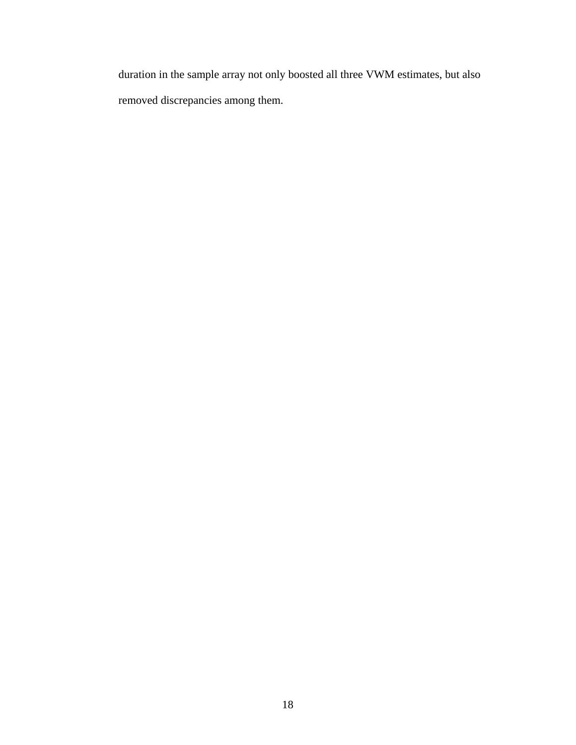duration in the sample array not only boosted all three VWM estimates, but also removed discrepancies among them.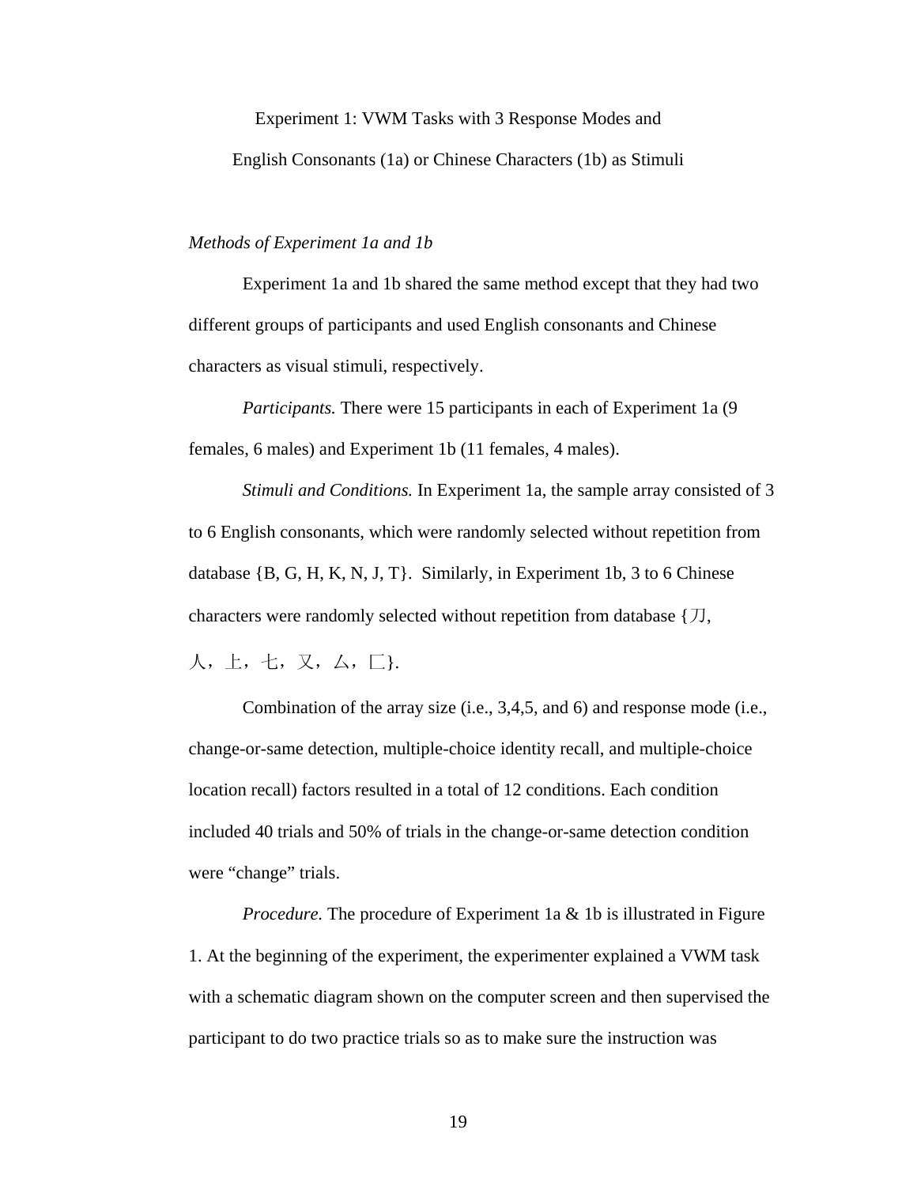Experiment 1: VWM Tasks with 3 Response Modes and

English Consonants (1a) or Chinese Characters (1b) as Stimuli

*Methods of Experiment 1a and 1b*

Experiment 1a and 1b shared the same method except that they had two different groups of participants and used English consonants and Chinese characters as visual stimuli, respectively.

*Participants.* There were 15 participants in each of Experiment 1a (9 females, 6 males) and Experiment 1b (11 females, 4 males).

*Stimuli and Conditions.* In Experiment 1a, the sample array consisted of 3 to 6 English consonants, which were randomly selected without repetition from database {B, G, H, K, N, J, T}. Similarly, in Experiment 1b, 3 to 6 Chinese characters were randomly selected without repetition from database {刀，人，上，七，又，厶，匚}.

Combination of the array size (i.e., 3,4,5, and 6) and response mode (i.e., change-or-same detection, multiple-choice identity recall, and multiple-choice location recall) factors resulted in a total of 12 conditions. Each condition included 40 trials and 50% of trials in the change-or-same detection condition were "change" trials.

*Procedure.* The procedure of Experiment 1a & 1b is illustrated in Figure 1. At the beginning of the experiment, the experimenter explained a VWM task with a schematic diagram shown on the computer screen and then supervised the participant to do two practice trials so as to make sure the instruction was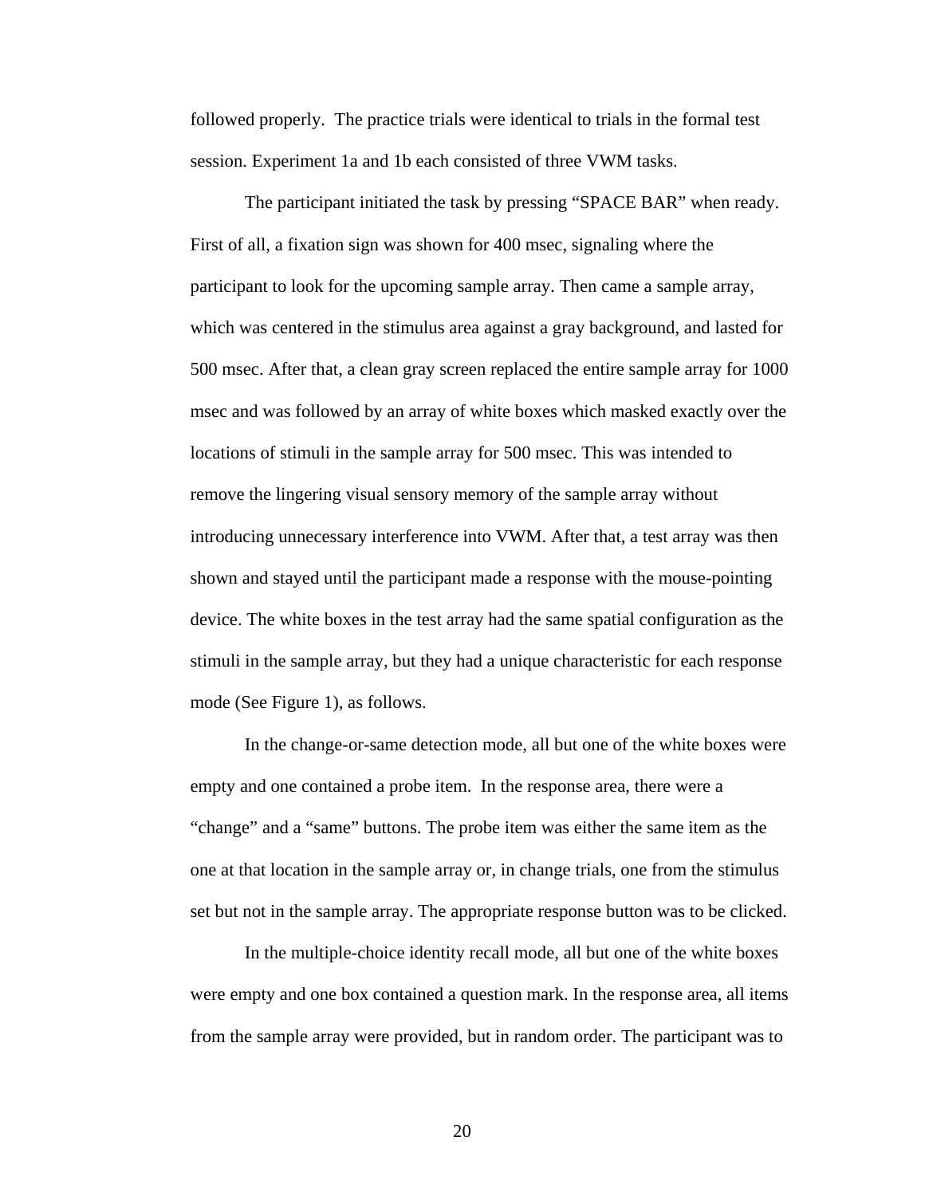followed properly. The practice trials were identical to trials in the formal test session. Experiment 1a and 1b each consisted of three VWM tasks.

The participant initiated the task by pressing “SPACE BAR” when ready. First of all, a fixation sign was shown for 400 msec, signaling where the participant to look for the upcoming sample array. Then came a sample array, which was centered in the stimulus area against a gray background, and lasted for 500 msec. After that, a clean gray screen replaced the entire sample array for 1000 msec and was followed by an array of white boxes which masked exactly over the locations of stimuli in the sample array for 500 msec. This was intended to remove the lingering visual sensory memory of the sample array without introducing unnecessary interference into VWM. After that, a test array was then shown and stayed until the participant made a response with the mouse-pointing device. The white boxes in the test array had the same spatial configuration as the stimuli in the sample array, but they had a unique characteristic for each response mode (See Figure 1), as follows.

In the change-or-same detection mode, all but one of the white boxes were empty and one contained a probe item. In the response area, there were a “change” and a “same” buttons. The probe item was either the same item as the one at that location in the sample array or, in change trials, one from the stimulus set but not in the sample array. The appropriate response button was to be clicked.

In the multiple-choice identity recall mode, all but one of the white boxes were empty and one box contained a question mark. In the response area, all items from the sample array were provided, but in random order. The participant was to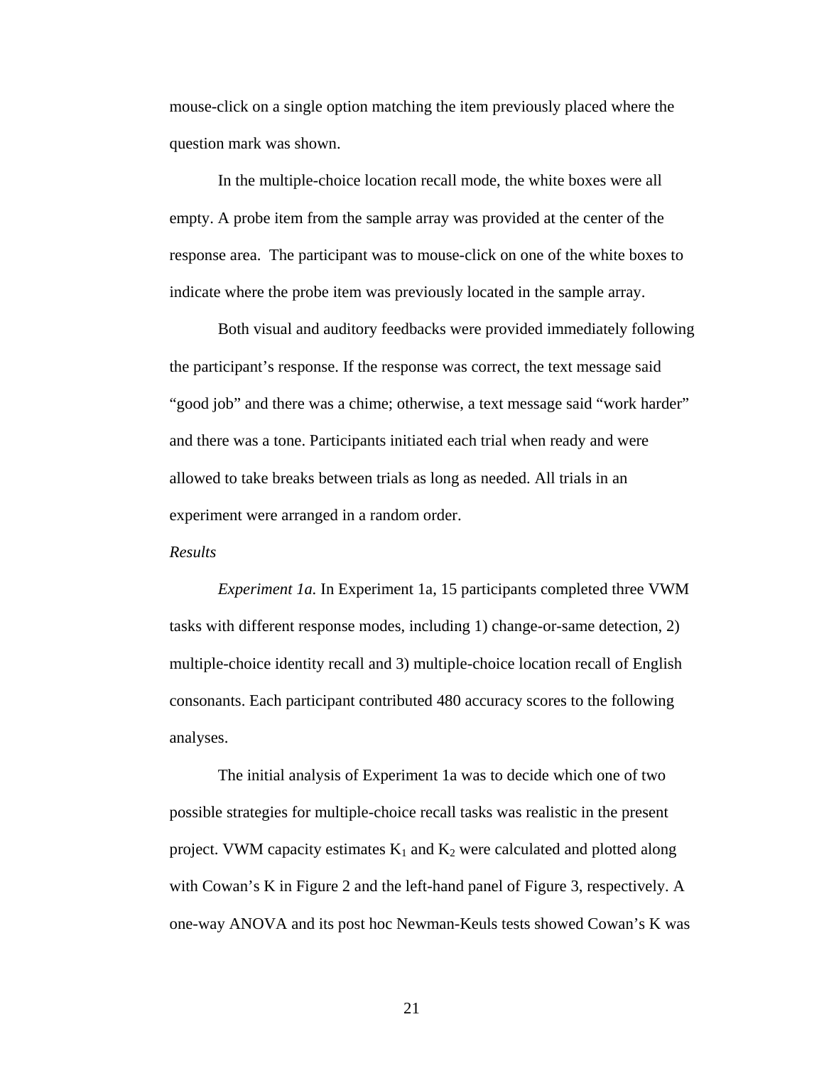mouse-click on a single option matching the item previously placed where the question mark was shown.

In the multiple-choice location recall mode, the white boxes were all empty. A probe item from the sample array was provided at the center of the response area. The participant was to mouse-click on one of the white boxes to indicate where the probe item was previously located in the sample array.

Both visual and auditory feedbacks were provided immediately following the participant's response. If the response was correct, the text message said "good job" and there was a chime; otherwise, a text message said "work harder" and there was a tone. Participants initiated each trial when ready and were allowed to take breaks between trials as long as needed. All trials in an experiment were arranged in a random order.

*Results*

*Experiment 1a.* In Experiment 1a, 15 participants completed three VWM tasks with different response modes, including 1) change-or-same detection, 2) multiple-choice identity recall and 3) multiple-choice location recall of English consonants. Each participant contributed 480 accuracy scores to the following analyses.

The initial analysis of Experiment 1a was to decide which one of two possible strategies for multiple-choice recall tasks was realistic in the present project. VWM capacity estimates $K_1$ and $K_2$ were calculated and plotted along with Cowan's K in Figure 2 and the left-hand panel of Figure 3, respectively. A one-way ANOVA and its post hoc Newman-Keuls tests showed Cowan's K was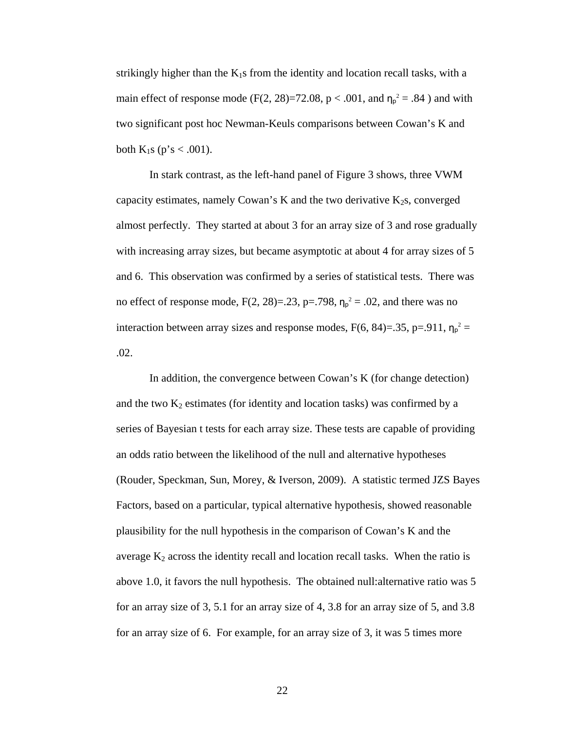strikingly higher than the $K_1$s from the identity and location recall tasks, with a main effect of response mode ($F(2, 28)=72.08$, $p < .001$, and $\eta_p^2 = .84$ ) and with two significant post hoc Newman-Keuls comparisons between Cowan's K and both $K_1$s (p's < .001).

In stark contrast, as the left-hand panel of Figure 3 shows, three VWM capacity estimates, namely Cowan's K and the two derivative $K_2$s, converged almost perfectly. They started at about 3 for an array size of 3 and rose gradually with increasing array sizes, but became asymptotic at about 4 for array sizes of 5 and 6. This observation was confirmed by a series of statistical tests. There was no effect of response mode, $F(2, 28)=.23$, $p=.798$, $\eta_p^2 = .02$, and there was no interaction between array sizes and response modes, $F(6, 84)=.35$, $p=.911$, $\eta_p^2 = .02$.

In addition, the convergence between Cowan's K (for change detection) and the two $K_2$ estimates (for identity and location tasks) was confirmed by a series of Bayesian t tests for each array size. These tests are capable of providing an odds ratio between the likelihood of the null and alternative hypotheses (Rouder, Speckman, Sun, Morey, & Iverson, 2009). A statistic termed JZS Bayes Factors, based on a particular, typical alternative hypothesis, showed reasonable plausibility for the null hypothesis in the comparison of Cowan's K and the average $K_2$ across the identity recall and location recall tasks. When the ratio is above 1.0, it favors the null hypothesis. The obtained null:alternative ratio was 5 for an array size of 3, 5.1 for an array size of 4, 3.8 for an array size of 5, and 3.8 for an array size of 6. For example, for an array size of 3, it was 5 times more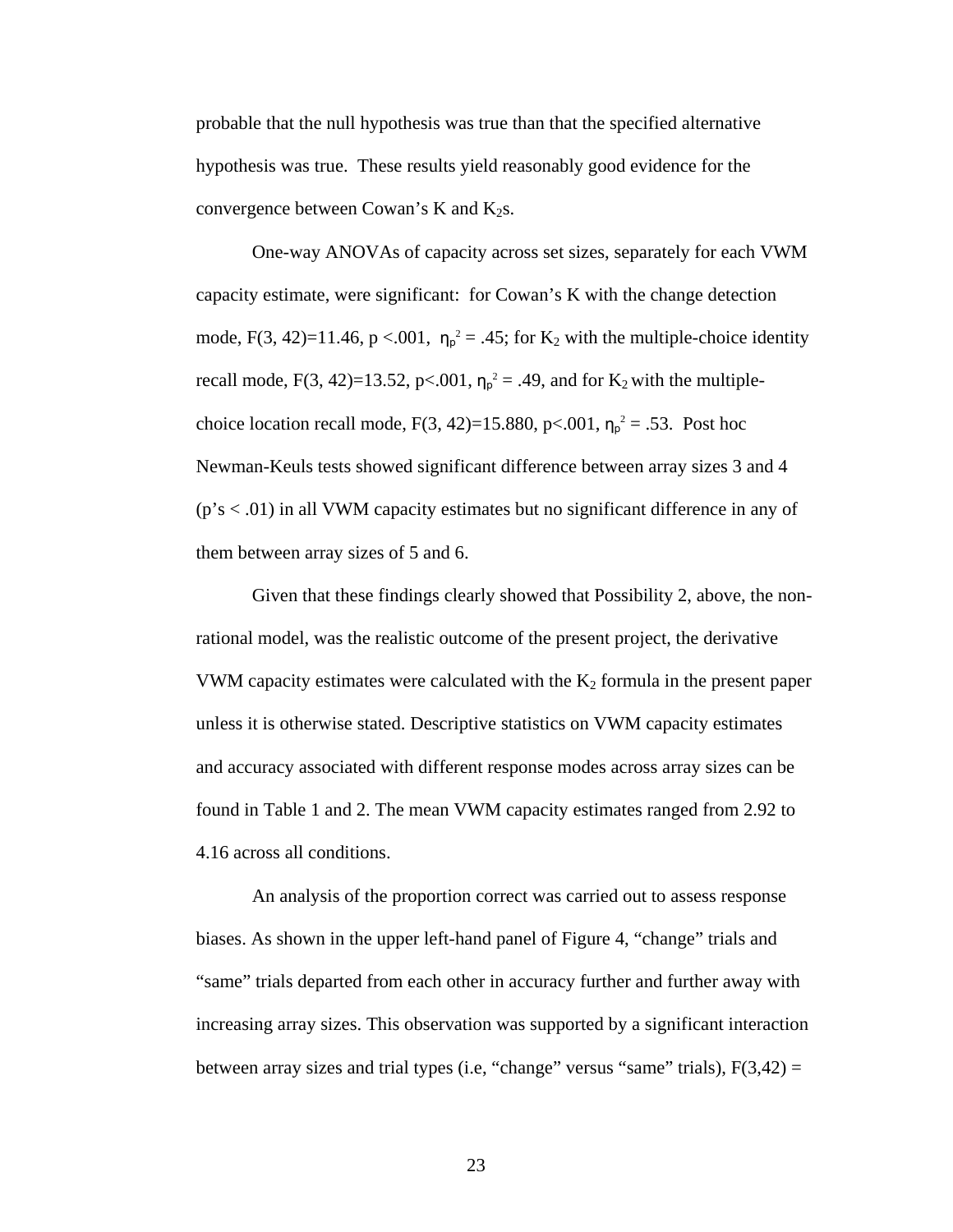probable that the null hypothesis was true than that the specified alternative hypothesis was true. These results yield reasonably good evidence for the convergence between Cowan's K and $K_2$s.

One-way ANOVAs of capacity across set sizes, separately for each VWM capacity estimate, were significant: for Cowan's K with the change detection mode, $F(3, 42)=11.46$, $p <.001$, $\eta_p^2 = .45$; for $K_2$ with the multiple-choice identity recall mode, $F(3, 42)=13.52$, $p<.001$, $\eta_p^2 = .49$, and for $K_2$ with the multiple-choice location recall mode, $F(3, 42)=15.880$, $p<.001$, $\eta_p^2 = .53$. Post hoc Newman-Keuls tests showed significant difference between array sizes 3 and 4 ($p$'s $< .01$) in all VWM capacity estimates but no significant difference in any of them between array sizes of 5 and 6.

Given that these findings clearly showed that Possibility 2, above, the non-rational model, was the realistic outcome of the present project, the derivative VWM capacity estimates were calculated with the $K_2$ formula in the present paper unless it is otherwise stated. Descriptive statistics on VWM capacity estimates and accuracy associated with different response modes across array sizes can be found in Table 1 and 2. The mean VWM capacity estimates ranged from 2.92 to 4.16 across all conditions.

An analysis of the proportion correct was carried out to assess response biases. As shown in the upper left-hand panel of Figure 4, "change" trials and "same" trials departed from each other in accuracy further and further away with increasing array sizes. This observation was supported by a significant interaction between array sizes and trial types (i.e, "change" versus "same" trials), $F(3,42) =$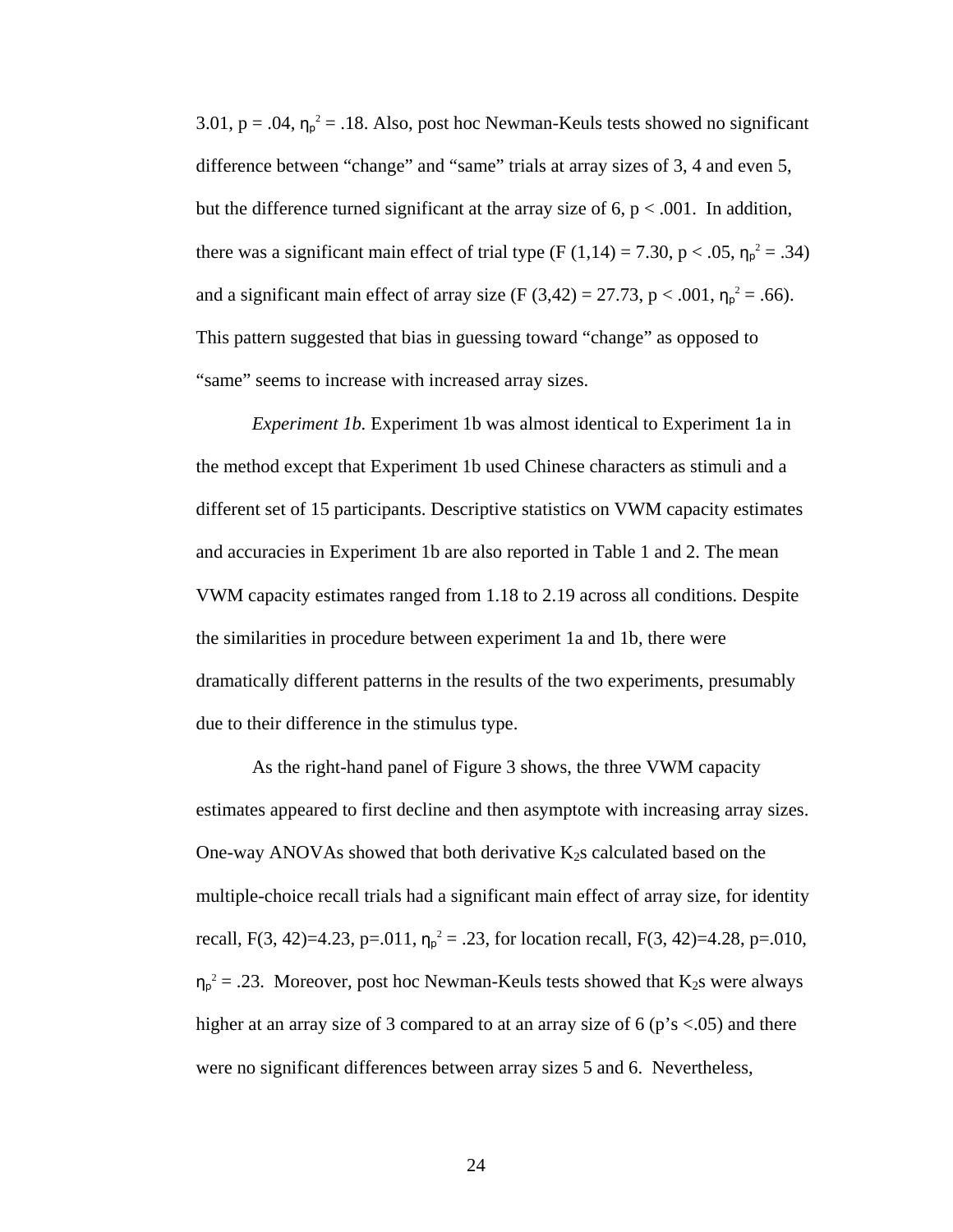3.01, $p = .04$, $\eta_p^2 = .18$. Also, post hoc Newman-Keuls tests showed no significant difference between "change" and "same" trials at array sizes of 3, 4 and even 5, but the difference turned significant at the array size of 6, $p < .001$. In addition, there was a significant main effect of trial type ($F(1,14) = 7.30$, $p < .05$, $\eta_p^2 = .34$) and a significant main effect of array size ($F(3,42) = 27.73$, $p < .001$, $\eta_p^2 = .66$). This pattern suggested that bias in guessing toward "change" as opposed to "same" seems to increase with increased array sizes.

*Experiment 1b.* Experiment 1b was almost identical to Experiment 1a in the method except that Experiment 1b used Chinese characters as stimuli and a different set of 15 participants. Descriptive statistics on VWM capacity estimates and accuracies in Experiment 1b are also reported in Table 1 and 2. The mean VWM capacity estimates ranged from 1.18 to 2.19 across all conditions. Despite the similarities in procedure between experiment 1a and 1b, there were dramatically different patterns in the results of the two experiments, presumably due to their difference in the stimulus type.

As the right-hand panel of Figure 3 shows, the three VWM capacity estimates appeared to first decline and then asymptote with increasing array sizes. One-way ANOVAs showed that both derivative $K_2$s calculated based on the multiple-choice recall trials had a significant main effect of array size, for identity recall, $F(3, 42)=4.23$, $p=.011$, $\eta_p^2 = .23$, for location recall, $F(3, 42)=4.28$, $p=.010$, $\eta_p^2 = .23$. Moreover, post hoc Newman-Keuls tests showed that $K_2$s were always higher at an array size of 3 compared to at an array size of 6 ($p$'s $<.05$) and there were no significant differences between array sizes 5 and 6. Nevertheless,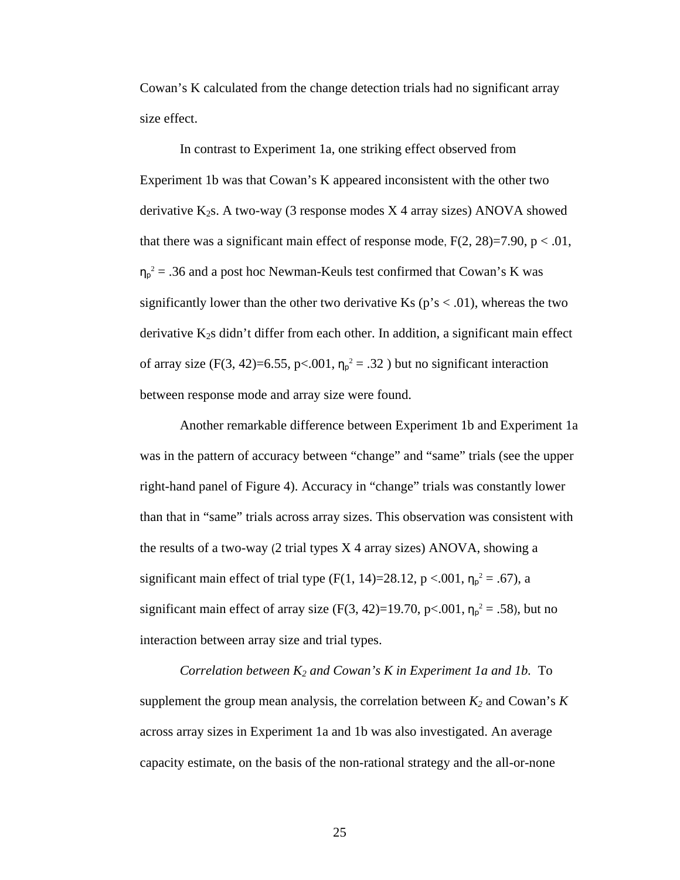Cowan's K calculated from the change detection trials had no significant array size effect.

In contrast to Experiment 1a, one striking effect observed from Experiment 1b was that Cowan's K appeared inconsistent with the other two derivative $K_2$s. A two-way (3 response modes X 4 array sizes) ANOVA showed that there was a significant main effect of response mode, $F(2, 28)=7.90$, $p < .01$, $\eta_p^2 = .36$ and a post hoc Newman-Keuls test confirmed that Cowan's K was significantly lower than the other two derivative Ks (p's < .01), whereas the two derivative $K_2$s didn't differ from each other. In addition, a significant main effect of array size ($F(3, 42)=6.55$, $p<.001$, $\eta_p^2 = .32$ ) but no significant interaction between response mode and array size were found.

Another remarkable difference between Experiment 1b and Experiment 1a was in the pattern of accuracy between "change" and "same" trials (see the upper right-hand panel of Figure 4). Accuracy in "change" trials was constantly lower than that in "same" trials across array sizes. This observation was consistent with the results of a two-way (2 trial types X 4 array sizes) ANOVA, showing a significant main effect of trial type ($F(1, 14)=28.12$, $p <.001$, $\eta_p^2 = .67$), a significant main effect of array size ($F(3, 42)=19.70$, $p<.001$, $\eta_p^2 = .58$), but no interaction between array size and trial types.

*Correlation between $K_2$ and Cowan's K in Experiment 1a and 1b.* To supplement the group mean analysis, the correlation between $K_2$ and Cowan's $K$ across array sizes in Experiment 1a and 1b was also investigated. An average capacity estimate, on the basis of the non-rational strategy and the all-or-none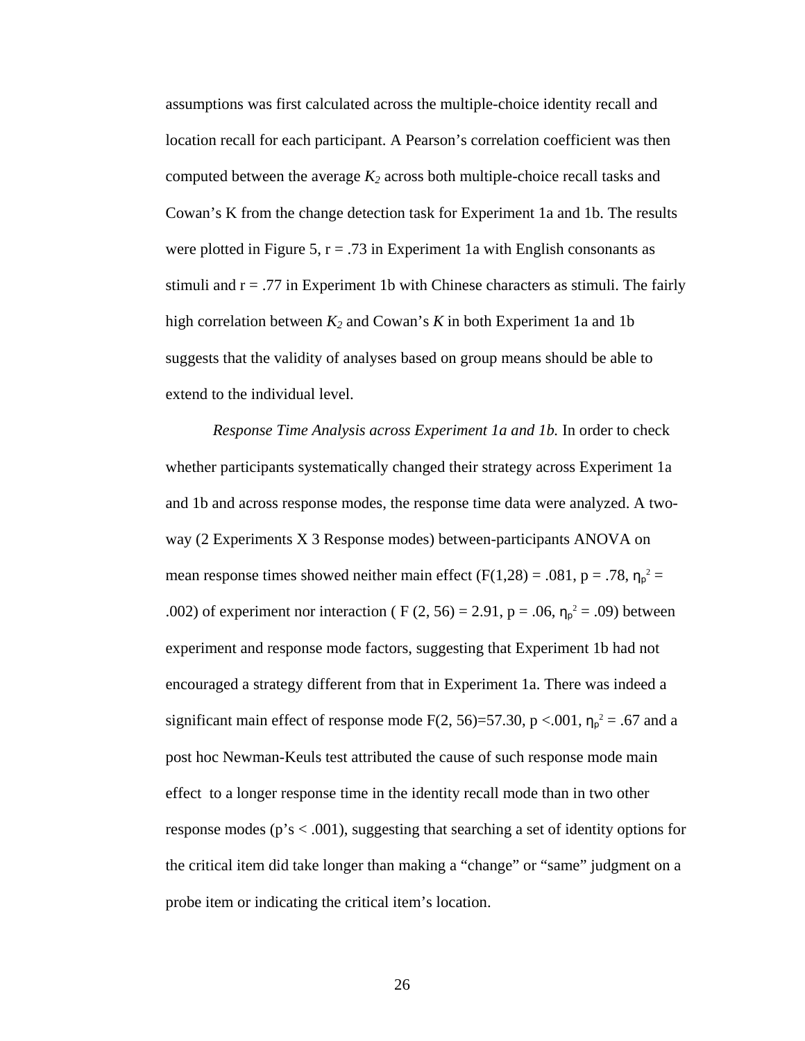assumptions was first calculated across the multiple-choice identity recall and location recall for each participant. A Pearson's correlation coefficient was then computed between the average $K_2$ across both multiple-choice recall tasks and Cowan's K from the change detection task for Experiment 1a and 1b. The results were plotted in Figure 5, r = .73 in Experiment 1a with English consonants as stimuli and r = .77 in Experiment 1b with Chinese characters as stimuli. The fairly high correlation between $K_2$ and Cowan's $K$ in both Experiment 1a and 1b suggests that the validity of analyses based on group means should be able to extend to the individual level.

*Response Time Analysis across Experiment 1a and 1b.* In order to check whether participants systematically changed their strategy across Experiment 1a and 1b and across response modes, the response time data were analyzed. A two-way (2 Experiments X 3 Response modes) between-participants ANOVA on mean response times showed neither main effect ($F(1,28) = .081$, $p = .78$, $\eta_p^2 = .002$) of experiment nor interaction ( $F(2, 56) = 2.91$, $p = .06$, $\eta_p^2 = .09$) between experiment and response mode factors, suggesting that Experiment 1b had not encouraged a strategy different from that in Experiment 1a. There was indeed a significant main effect of response mode $F(2, 56)=57.30$, $p <.001$, $\eta_p^2 = .67$ and a post hoc Newman-Keuls test attributed the cause of such response mode main effect to a longer response time in the identity recall mode than in two other response modes (p's < .001), suggesting that searching a set of identity options for the critical item did take longer than making a "change" or "same" judgment on a probe item or indicating the critical item's location.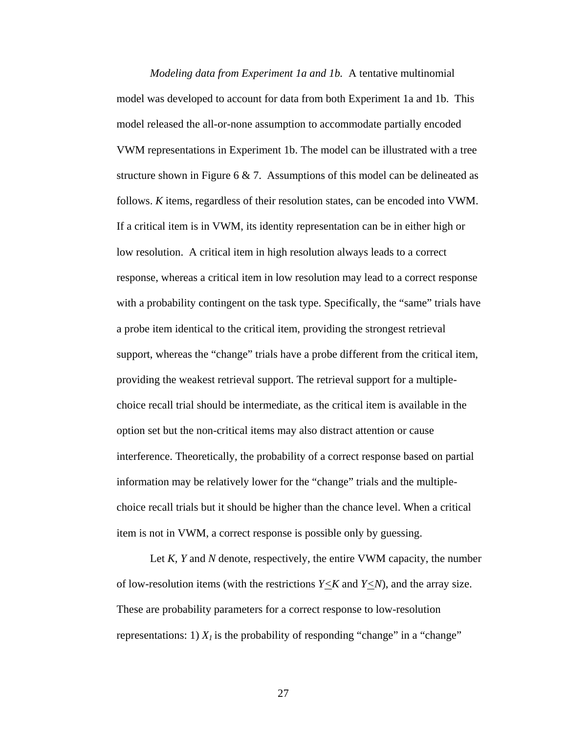*Modeling data from Experiment 1a and 1b.* A tentative multinomial model was developed to account for data from both Experiment 1a and 1b. This model released the all-or-none assumption to accommodate partially encoded VWM representations in Experiment 1b. The model can be illustrated with a tree structure shown in Figure 6 & 7. Assumptions of this model can be delineated as follows. *K* items, regardless of their resolution states, can be encoded into VWM. If a critical item is in VWM, its identity representation can be in either high or low resolution. A critical item in high resolution always leads to a correct response, whereas a critical item in low resolution may lead to a correct response with a probability contingent on the task type. Specifically, the "same" trials have a probe item identical to the critical item, providing the strongest retrieval support, whereas the "change" trials have a probe different from the critical item, providing the weakest retrieval support. The retrieval support for a multiple-choice recall trial should be intermediate, as the critical item is available in the option set but the non-critical items may also distract attention or cause interference. Theoretically, the probability of a correct response based on partial information may be relatively lower for the "change" trials and the multiple-choice recall trials but it should be higher than the chance level. When a critical item is not in VWM, a correct response is possible only by guessing.

Let *K*, *Y* and *N* denote, respectively, the entire VWM capacity, the number of low-resolution items (with the restrictions $Y \leq K$ and $Y \leq N$), and the array size. These are probability parameters for a correct response to low-resolution representations: 1) $X_1$ is the probability of responding "change" in a "change"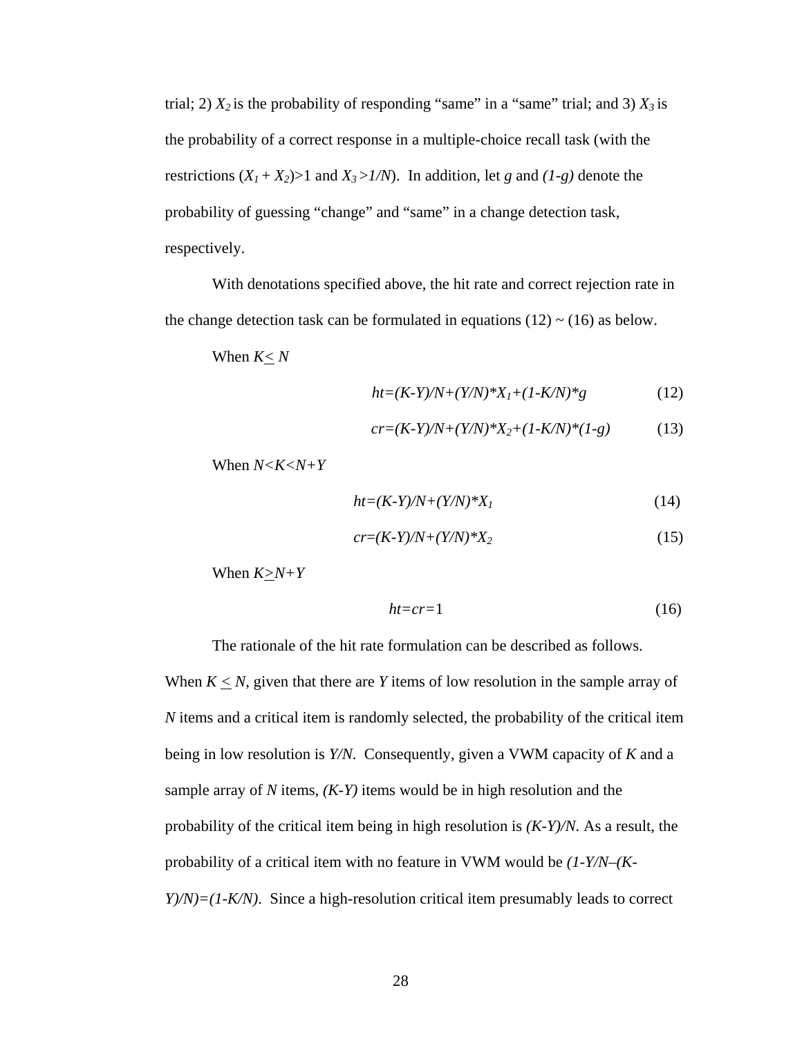trial; 2) $X_2$ is the probability of responding "same" in a "same" trial; and 3) $X_3$ is the probability of a correct response in a multiple-choice recall task (with the restrictions $(X_1 + X_2)>1$ and $X_3 >1/N$). In addition, let $g$ and $(1-g)$ denote the probability of guessing "change" and "same" in a change detection task, respectively.

With denotations specified above, the hit rate and correct rejection rate in the change detection task can be formulated in equations (12) ~ (16) as below.

When $K \leq N$

$$ht=(K-Y)/N+(Y/N)*X_1+(1-K/N)*g \qquad (12)$$

$$cr=(K-Y)/N+(Y/N)*X_2+(1-K/N)*(1-g) \qquad (13)$$

When $N<K<N+Y$

$$ht=(K-Y)/N+(Y/N)*X_1 \qquad (14)$$

$$cr=(K-Y)/N+(Y/N)*X_2 \qquad (15)$$

When $K \geq N+Y$

$$ht=cr=1 \qquad (16)$$

The rationale of the hit rate formulation can be described as follows. When $K \leq N$, given that there are $Y$ items of low resolution in the sample array of $N$ items and a critical item is randomly selected, the probability of the critical item being in low resolution is $Y/N$. Consequently, given a VWM capacity of $K$ and a sample array of $N$ items, $(K-Y)$ items would be in high resolution and the probability of the critical item being in high resolution is $(K-Y)/N$. As a result, the probability of a critical item with no feature in VWM would be $(1-Y/N-(K-Y)/N)=(1-K/N)$. Since a high-resolution critical item presumably leads to correct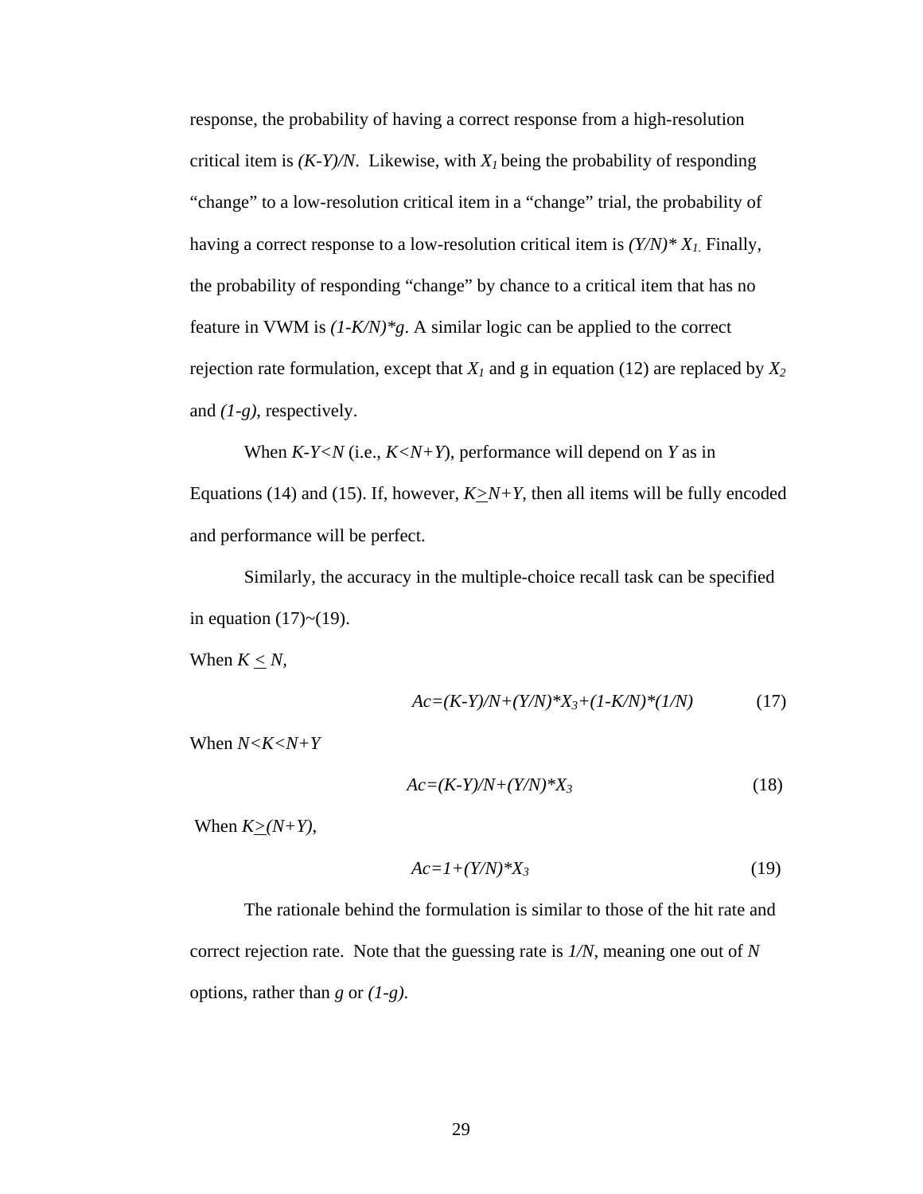response, the probability of having a correct response from a high-resolution critical item is $(K-Y)/N$. Likewise, with $X_1$ being the probability of responding "change" to a low-resolution critical item in a "change" trial, the probability of having a correct response to a low-resolution critical item is $(Y/N)*X_1$. Finally, the probability of responding "change" by chance to a critical item that has no feature in VWM is $(1-K/N)*g$. A similar logic can be applied to the correct rejection rate formulation, except that $X_1$ and g in equation (12) are replaced by $X_2$ and $(1-g)$, respectively.

When $K-Y<N$ (i.e., $K<N+Y$), performance will depend on $Y$ as in Equations (14) and (15). If, however, $K \geq N+Y$, then all items will be fully encoded and performance will be perfect.

Similarly, the accuracy in the multiple-choice recall task can be specified in equation (17)~(19).

When $K \leq N$,

$$Ac=(K-Y)/N+(Y/N)*X_3+(1-K/N)*(1/N) \qquad (17)$$

When $N<K<N+Y$

$$Ac=(K-Y)/N+(Y/N)*X_3 \qquad (18)$$

When $K \geq (N+Y)$,

$$Ac=1+(Y/N)*X_3 \qquad (19)$$

The rationale behind the formulation is similar to those of the hit rate and correct rejection rate. Note that the guessing rate is $1/N$, meaning one out of $N$ options, rather than $g$ or $(1-g)$.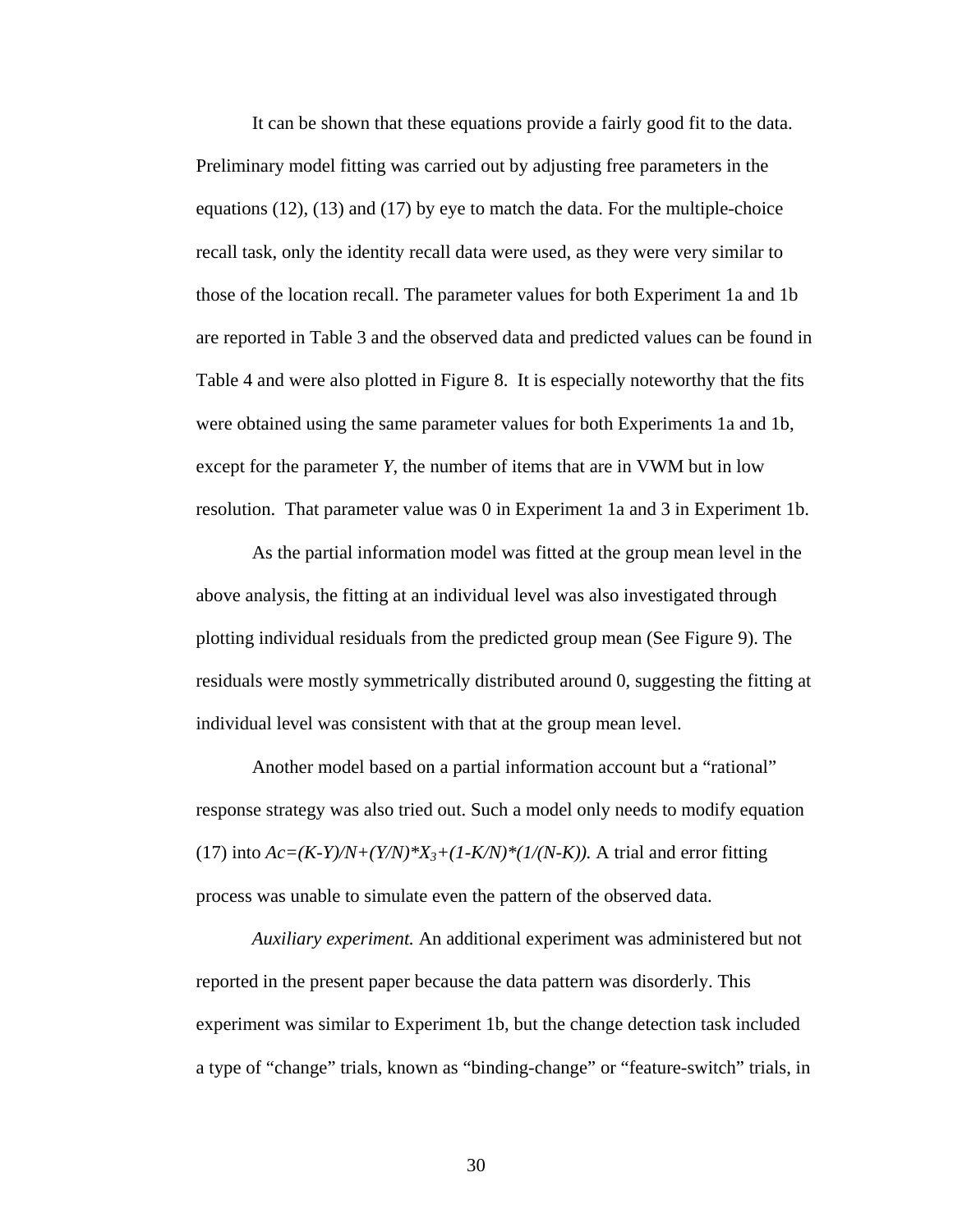It can be shown that these equations provide a fairly good fit to the data. Preliminary model fitting was carried out by adjusting free parameters in the equations (12), (13) and (17) by eye to match the data. For the multiple-choice recall task, only the identity recall data were used, as they were very similar to those of the location recall. The parameter values for both Experiment 1a and 1b are reported in Table 3 and the observed data and predicted values can be found in Table 4 and were also plotted in Figure 8. It is especially noteworthy that the fits were obtained using the same parameter values for both Experiments 1a and 1b, except for the parameter *Y*, the number of items that are in VWM but in low resolution. That parameter value was 0 in Experiment 1a and 3 in Experiment 1b.

As the partial information model was fitted at the group mean level in the above analysis, the fitting at an individual level was also investigated through plotting individual residuals from the predicted group mean (See Figure 9). The residuals were mostly symmetrically distributed around 0, suggesting the fitting at individual level was consistent with that at the group mean level.

Another model based on a partial information account but a "rational" response strategy was also tried out. Such a model only needs to modify equation (17) into $Ac=(K-Y)/N+(Y/N)*X_3+(1-K/N)*(1/(N-K))$. A trial and error fitting process was unable to simulate even the pattern of the observed data.

*Auxiliary experiment.* An additional experiment was administered but not reported in the present paper because the data pattern was disorderly. This experiment was similar to Experiment 1b, but the change detection task included a type of "change" trials, known as "binding-change" or "feature-switch" trials, in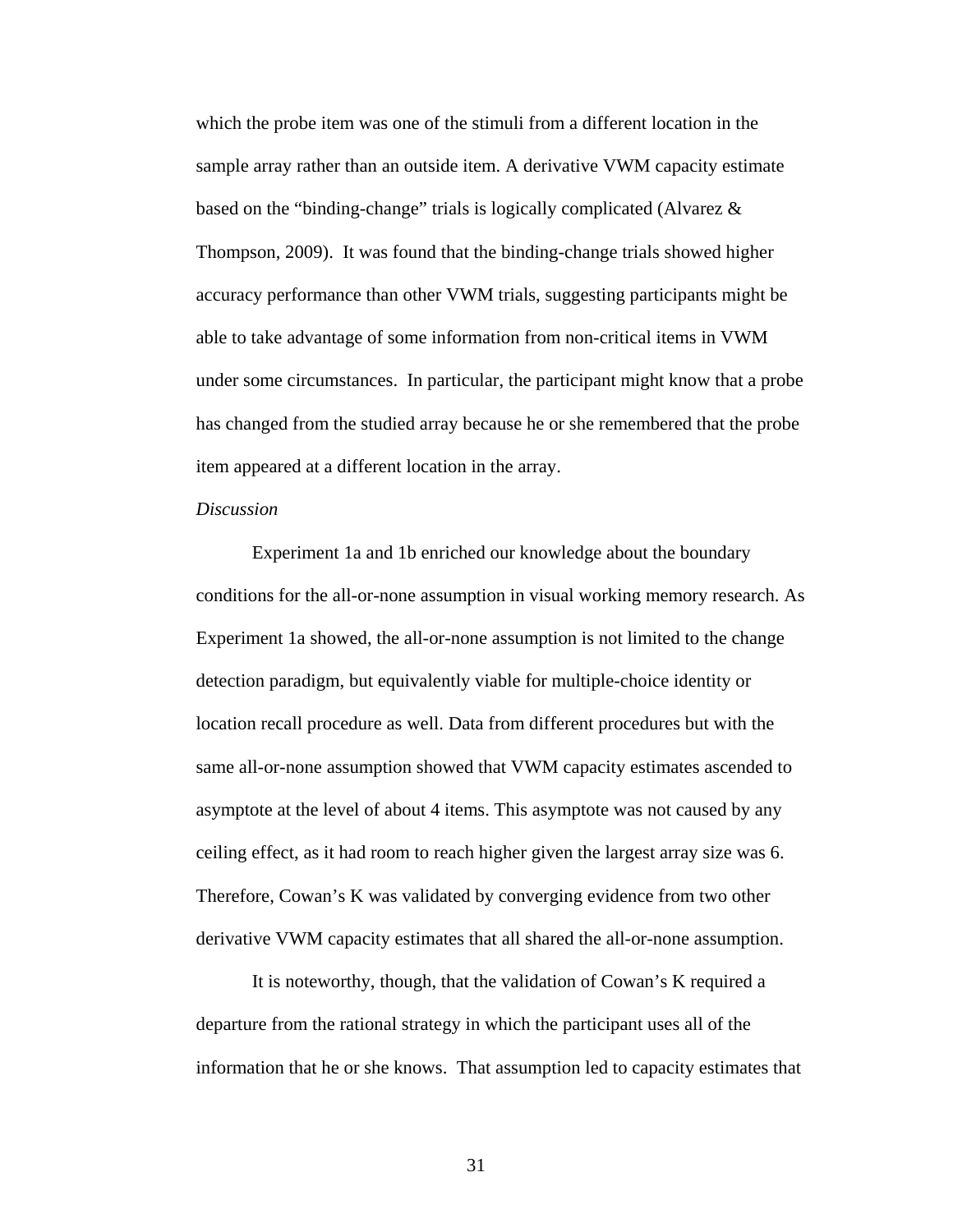which the probe item was one of the stimuli from a different location in the sample array rather than an outside item. A derivative VWM capacity estimate based on the "binding-change" trials is logically complicated (Alvarez & Thompson, 2009). It was found that the binding-change trials showed higher accuracy performance than other VWM trials, suggesting participants might be able to take advantage of some information from non-critical items in VWM under some circumstances. In particular, the participant might know that a probe has changed from the studied array because he or she remembered that the probe item appeared at a different location in the array.

*Discussion*

Experiment 1a and 1b enriched our knowledge about the boundary conditions for the all-or-none assumption in visual working memory research. As Experiment 1a showed, the all-or-none assumption is not limited to the change detection paradigm, but equivalently viable for multiple-choice identity or location recall procedure as well. Data from different procedures but with the same all-or-none assumption showed that VWM capacity estimates ascended to asymptote at the level of about 4 items. This asymptote was not caused by any ceiling effect, as it had room to reach higher given the largest array size was 6. Therefore, Cowan's K was validated by converging evidence from two other derivative VWM capacity estimates that all shared the all-or-none assumption.

It is noteworthy, though, that the validation of Cowan's K required a departure from the rational strategy in which the participant uses all of the information that he or she knows. That assumption led to capacity estimates that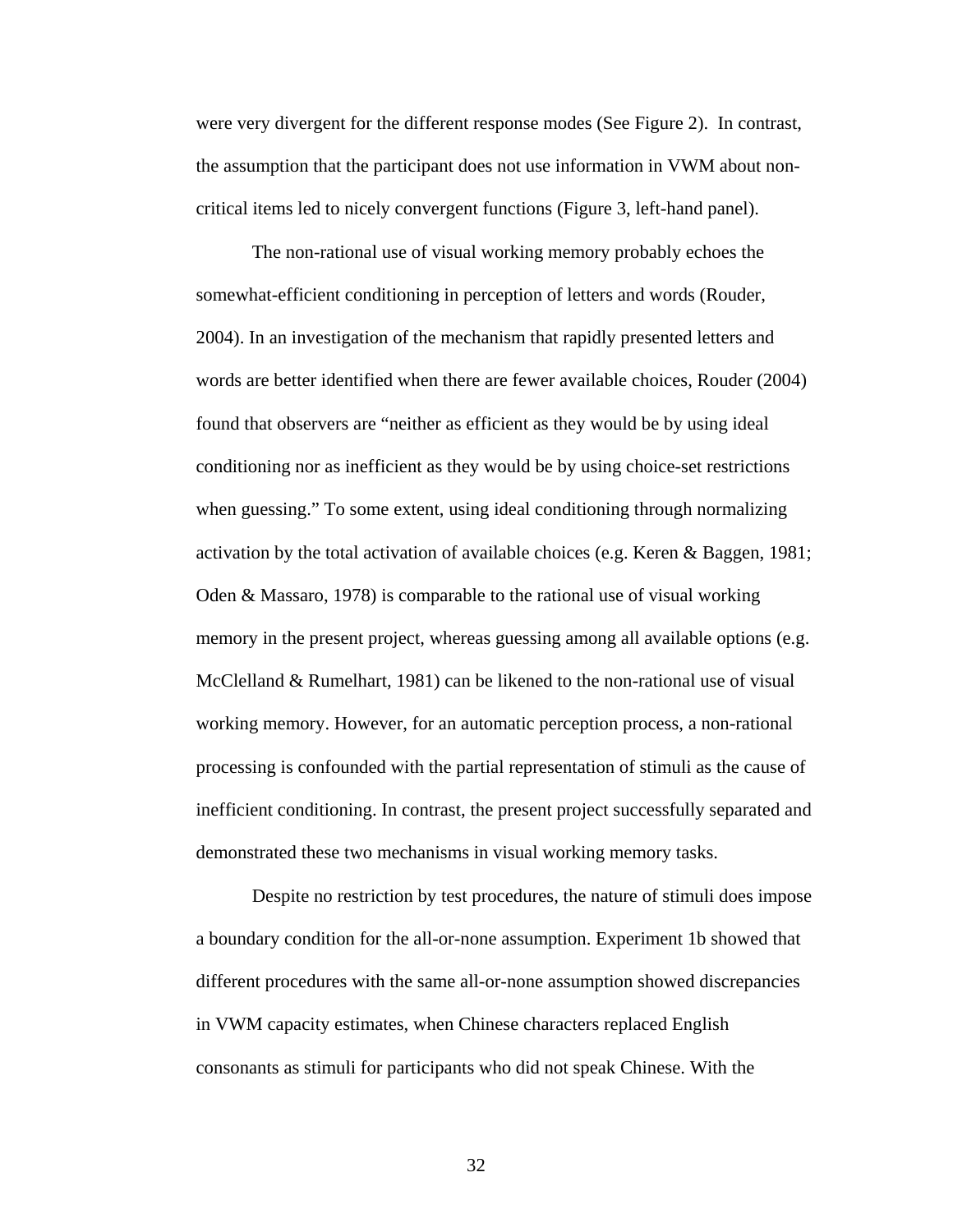were very divergent for the different response modes (See Figure 2). In contrast, the assumption that the participant does not use information in VWM about non-critical items led to nicely convergent functions (Figure 3, left-hand panel).

The non-rational use of visual working memory probably echoes the somewhat-efficient conditioning in perception of letters and words (Rouder, 2004). In an investigation of the mechanism that rapidly presented letters and words are better identified when there are fewer available choices, Rouder (2004) found that observers are “neither as efficient as they would be by using ideal conditioning nor as inefficient as they would be by using choice-set restrictions when guessing.” To some extent, using ideal conditioning through normalizing activation by the total activation of available choices (e.g. Keren & Baggen, 1981; Oden & Massaro, 1978) is comparable to the rational use of visual working memory in the present project, whereas guessing among all available options (e.g. McClelland & Rumelhart, 1981) can be likened to the non-rational use of visual working memory. However, for an automatic perception process, a non-rational processing is confounded with the partial representation of stimuli as the cause of inefficient conditioning. In contrast, the present project successfully separated and demonstrated these two mechanisms in visual working memory tasks.

Despite no restriction by test procedures, the nature of stimuli does impose a boundary condition for the all-or-none assumption. Experiment 1b showed that different procedures with the same all-or-none assumption showed discrepancies in VWM capacity estimates, when Chinese characters replaced English consonants as stimuli for participants who did not speak Chinese. With the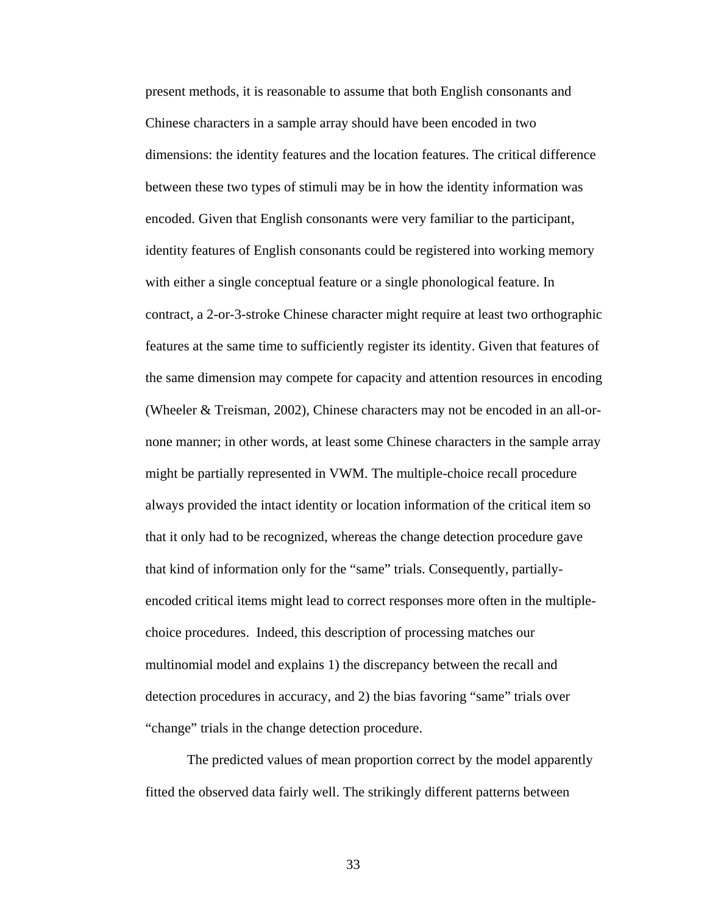present methods, it is reasonable to assume that both English consonants and Chinese characters in a sample array should have been encoded in two dimensions: the identity features and the location features. The critical difference between these two types of stimuli may be in how the identity information was encoded. Given that English consonants were very familiar to the participant, identity features of English consonants could be registered into working memory with either a single conceptual feature or a single phonological feature. In contract, a 2-or-3-stroke Chinese character might require at least two orthographic features at the same time to sufficiently register its identity. Given that features of the same dimension may compete for capacity and attention resources in encoding (Wheeler & Treisman, 2002), Chinese characters may not be encoded in an all-or-none manner; in other words, at least some Chinese characters in the sample array might be partially represented in VWM. The multiple-choice recall procedure always provided the intact identity or location information of the critical item so that it only had to be recognized, whereas the change detection procedure gave that kind of information only for the "same" trials. Consequently, partially-encoded critical items might lead to correct responses more often in the multiple-choice procedures. Indeed, this description of processing matches our multinomial model and explains 1) the discrepancy between the recall and detection procedures in accuracy, and 2) the bias favoring "same" trials over "change" trials in the change detection procedure.

The predicted values of mean proportion correct by the model apparently fitted the observed data fairly well. The strikingly different patterns between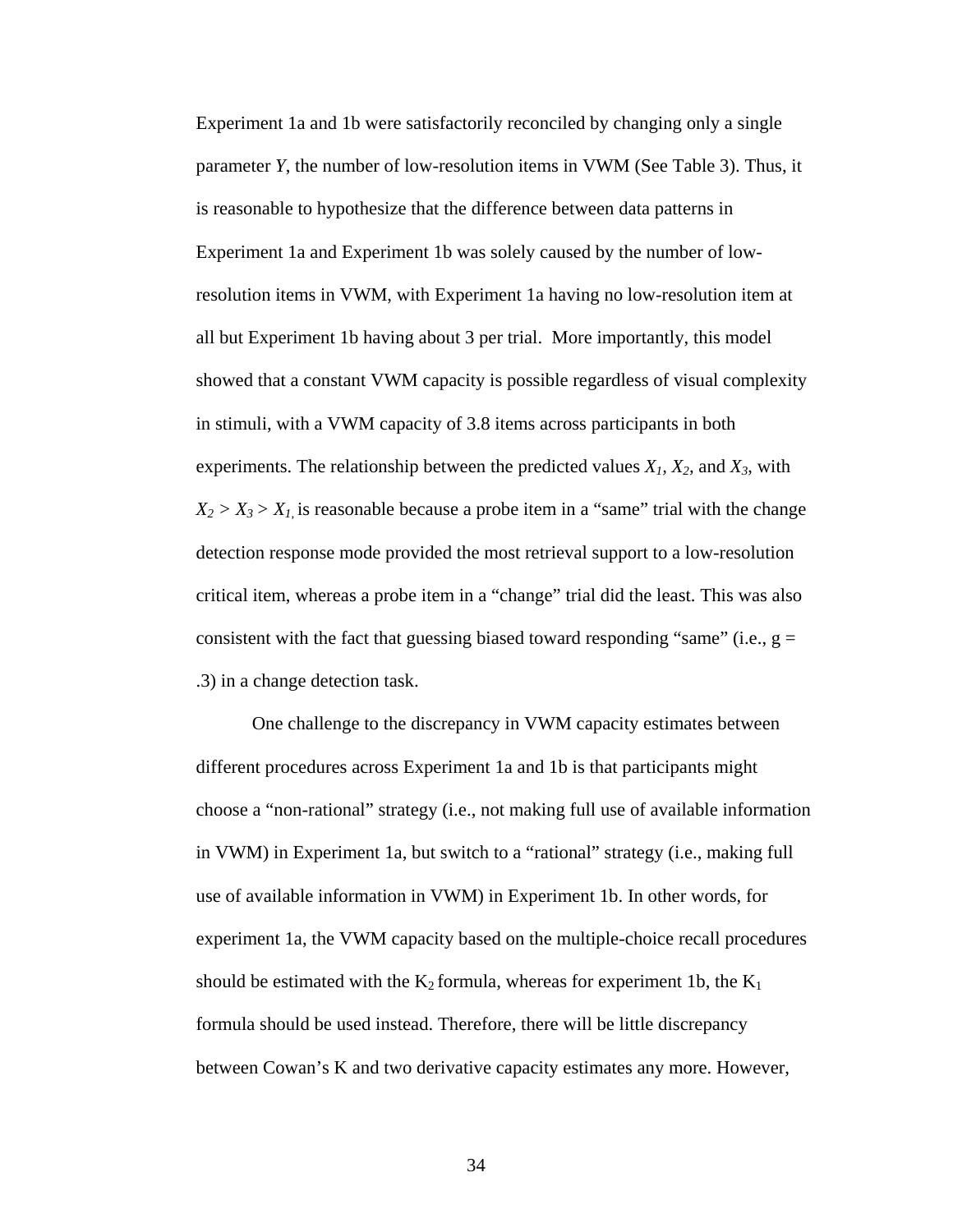Experiment 1a and 1b were satisfactorily reconciled by changing only a single parameter *Y*, the number of low-resolution items in VWM (See Table 3). Thus, it is reasonable to hypothesize that the difference between data patterns in Experiment 1a and Experiment 1b was solely caused by the number of low-resolution items in VWM, with Experiment 1a having no low-resolution item at all but Experiment 1b having about 3 per trial. More importantly, this model showed that a constant VWM capacity is possible regardless of visual complexity in stimuli, with a VWM capacity of 3.8 items across participants in both experiments. The relationship between the predicted values $X_1$, $X_2$, and $X_3$, with $X_2 > X_3 > X_1$, is reasonable because a probe item in a "same" trial with the change detection response mode provided the most retrieval support to a low-resolution critical item, whereas a probe item in a "change" trial did the least. This was also consistent with the fact that guessing biased toward responding "same" (i.e., g = .3) in a change detection task.

One challenge to the discrepancy in VWM capacity estimates between different procedures across Experiment 1a and 1b is that participants might choose a "non-rational" strategy (i.e., not making full use of available information in VWM) in Experiment 1a, but switch to a "rational" strategy (i.e., making full use of available information in VWM) in Experiment 1b. In other words, for experiment 1a, the VWM capacity based on the multiple-choice recall procedures should be estimated with the $K_2$ formula, whereas for experiment 1b, the $K_1$ formula should be used instead. Therefore, there will be little discrepancy between Cowan's K and two derivative capacity estimates any more. However,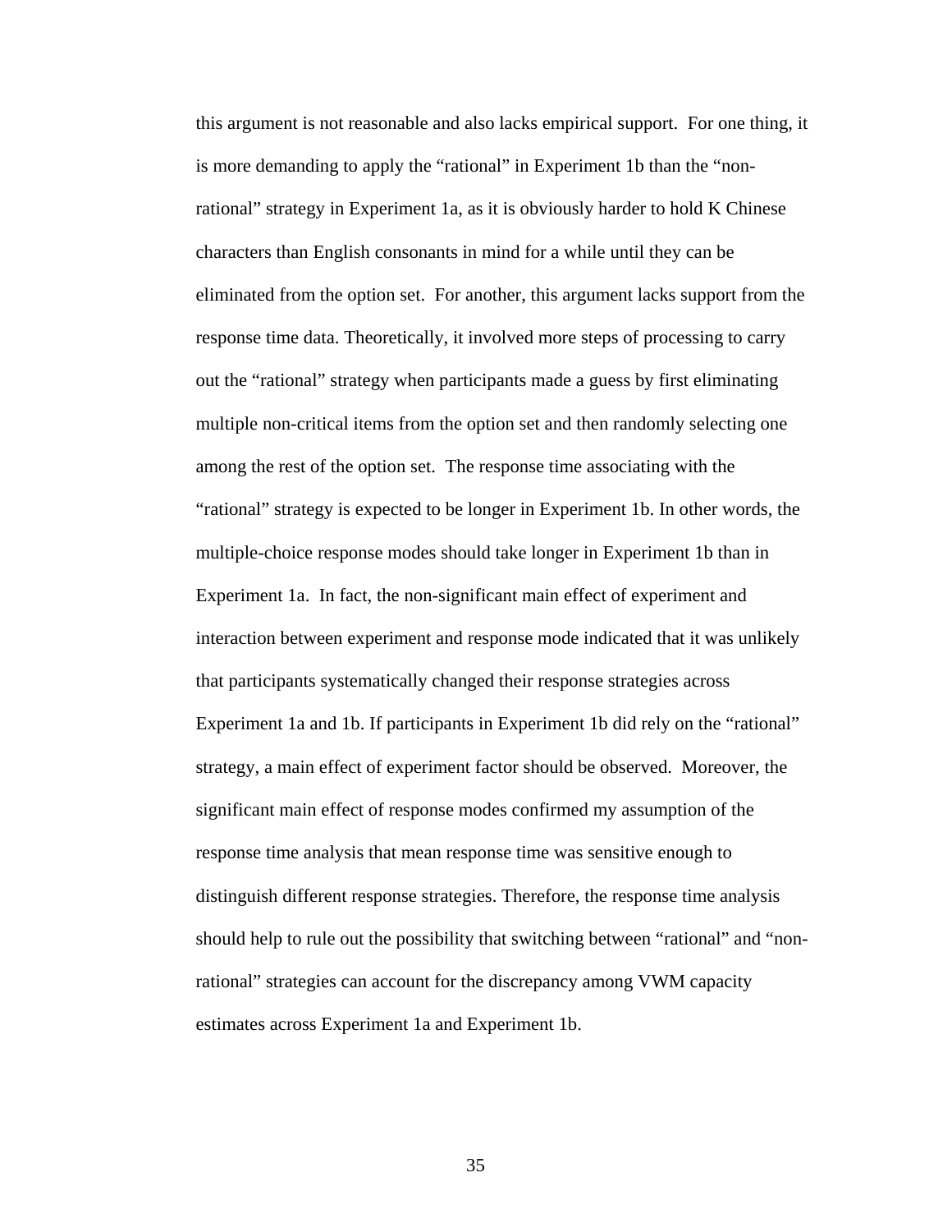this argument is not reasonable and also lacks empirical support. For one thing, it is more demanding to apply the "rational" in Experiment 1b than the "non-rational" strategy in Experiment 1a, as it is obviously harder to hold K Chinese characters than English consonants in mind for a while until they can be eliminated from the option set. For another, this argument lacks support from the response time data. Theoretically, it involved more steps of processing to carry out the "rational" strategy when participants made a guess by first eliminating multiple non-critical items from the option set and then randomly selecting one among the rest of the option set. The response time associating with the "rational" strategy is expected to be longer in Experiment 1b. In other words, the multiple-choice response modes should take longer in Experiment 1b than in Experiment 1a. In fact, the non-significant main effect of experiment and interaction between experiment and response mode indicated that it was unlikely that participants systematically changed their response strategies across Experiment 1a and 1b. If participants in Experiment 1b did rely on the "rational" strategy, a main effect of experiment factor should be observed. Moreover, the significant main effect of response modes confirmed my assumption of the response time analysis that mean response time was sensitive enough to distinguish different response strategies. Therefore, the response time analysis should help to rule out the possibility that switching between "rational" and "non-rational" strategies can account for the discrepancy among VWM capacity estimates across Experiment 1a and Experiment 1b.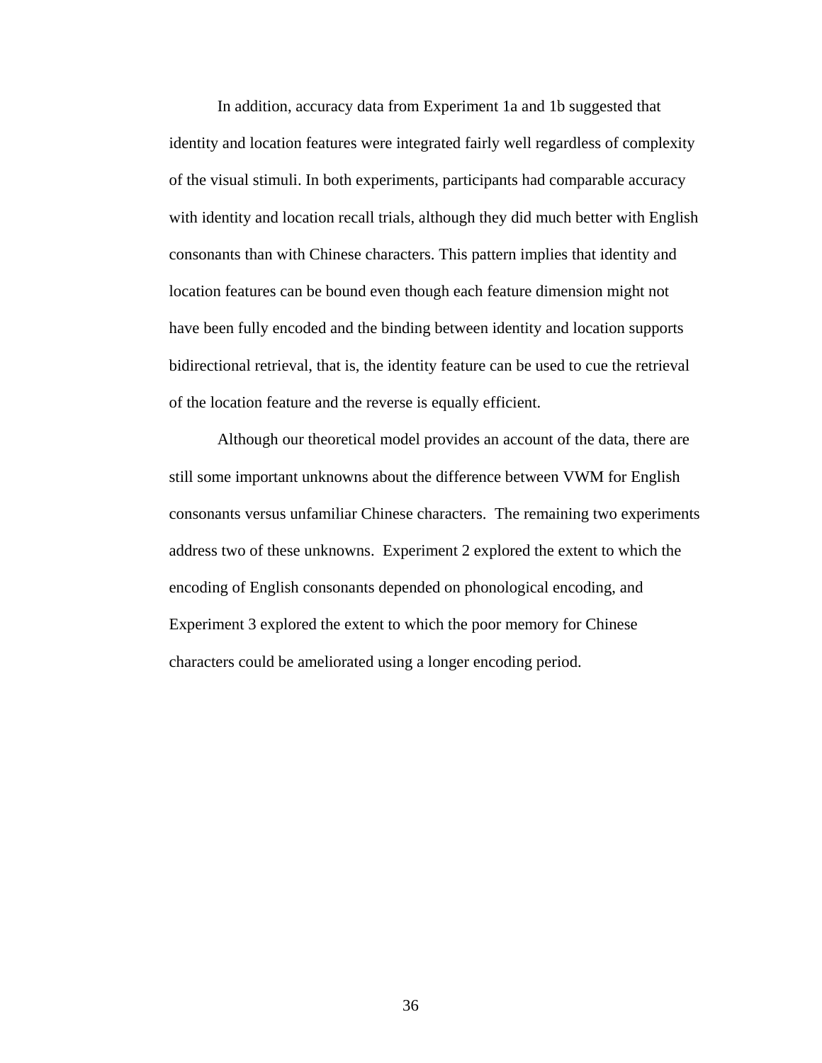In addition, accuracy data from Experiment 1a and 1b suggested that identity and location features were integrated fairly well regardless of complexity of the visual stimuli. In both experiments, participants had comparable accuracy with identity and location recall trials, although they did much better with English consonants than with Chinese characters. This pattern implies that identity and location features can be bound even though each feature dimension might not have been fully encoded and the binding between identity and location supports bidirectional retrieval, that is, the identity feature can be used to cue the retrieval of the location feature and the reverse is equally efficient.

Although our theoretical model provides an account of the data, there are still some important unknowns about the difference between VWM for English consonants versus unfamiliar Chinese characters. The remaining two experiments address two of these unknowns. Experiment 2 explored the extent to which the encoding of English consonants depended on phonological encoding, and Experiment 3 explored the extent to which the poor memory for Chinese characters could be ameliorated using a longer encoding period.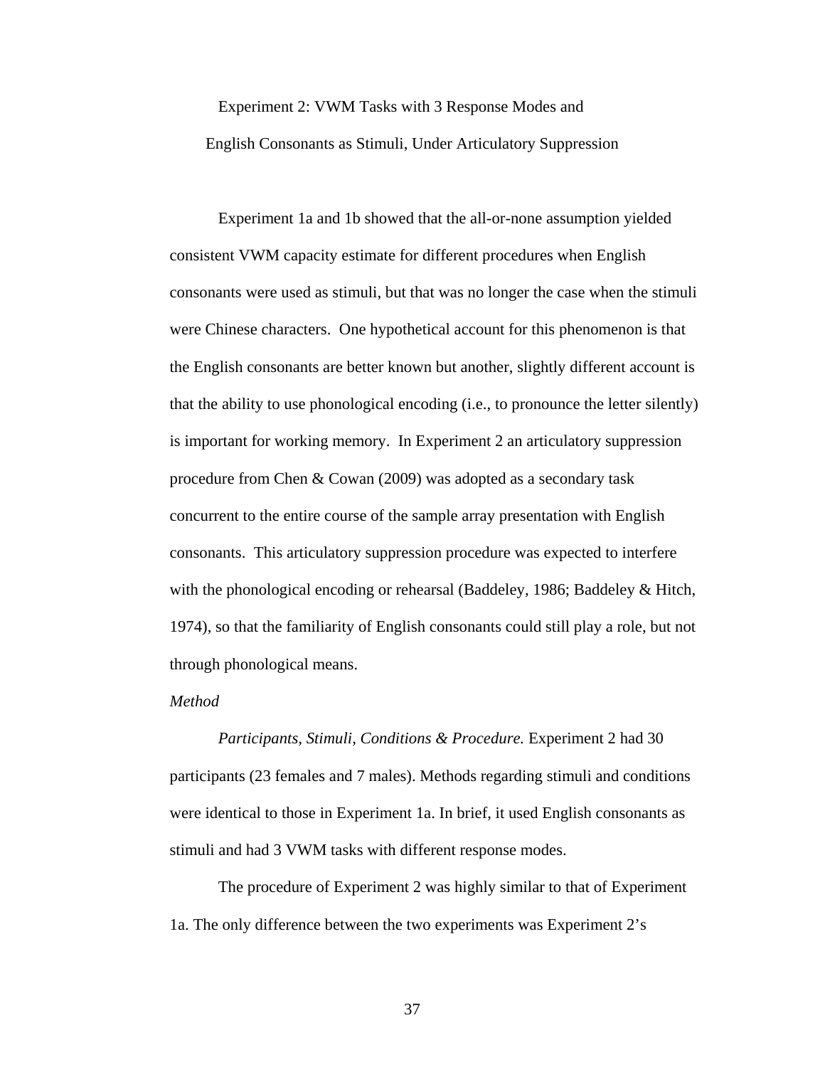## Experiment 2: VWM Tasks with 3 Response Modes and English Consonants as Stimuli, Under Articulatory Suppression

Experiment 1a and 1b showed that the all-or-none assumption yielded consistent VWM capacity estimate for different procedures when English consonants were used as stimuli, but that was no longer the case when the stimuli were Chinese characters. One hypothetical account for this phenomenon is that the English consonants are better known but another, slightly different account is that the ability to use phonological encoding (i.e., to pronounce the letter silently) is important for working memory. In Experiment 2 an articulatory suppression procedure from Chen & Cowan (2009) was adopted as a secondary task concurrent to the entire course of the sample array presentation with English consonants. This articulatory suppression procedure was expected to interfere with the phonological encoding or rehearsal (Baddeley, 1986; Baddeley & Hitch, 1974), so that the familiarity of English consonants could still play a role, but not through phonological means.

### *Method*

*Participants, Stimuli, Conditions & Procedure.* Experiment 2 had 30 participants (23 females and 7 males). Methods regarding stimuli and conditions were identical to those in Experiment 1a. In brief, it used English consonants as stimuli and had 3 VWM tasks with different response modes.

The procedure of Experiment 2 was highly similar to that of Experiment 1a. The only difference between the two experiments was Experiment 2's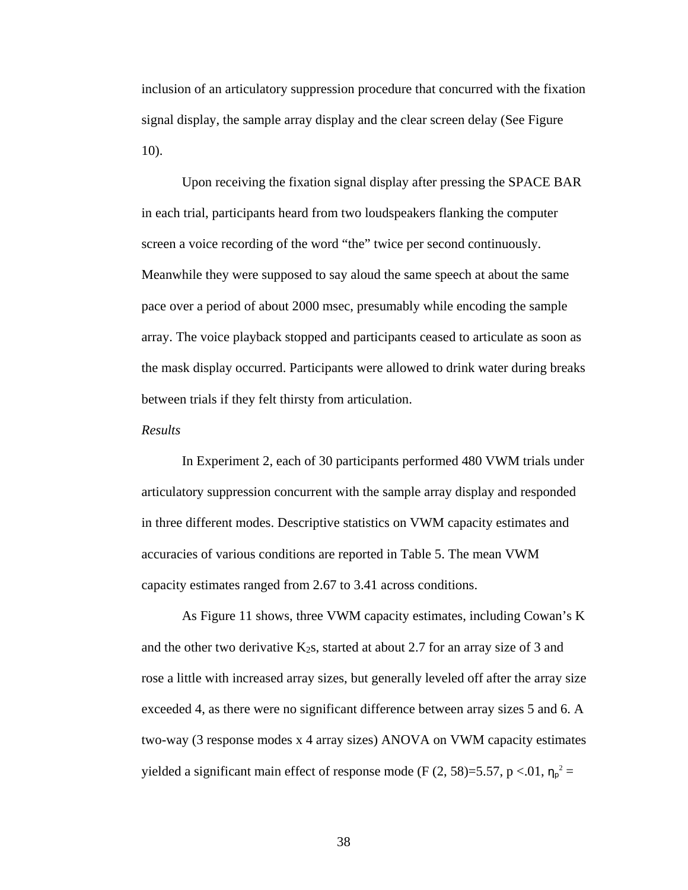inclusion of an articulatory suppression procedure that concurred with the fixation signal display, the sample array display and the clear screen delay (See Figure 10).

Upon receiving the fixation signal display after pressing the SPACE BAR in each trial, participants heard from two loudspeakers flanking the computer screen a voice recording of the word "the" twice per second continuously. Meanwhile they were supposed to say aloud the same speech at about the same pace over a period of about 2000 msec, presumably while encoding the sample array. The voice playback stopped and participants ceased to articulate as soon as the mask display occurred. Participants were allowed to drink water during breaks between trials if they felt thirsty from articulation.

*Results*

In Experiment 2, each of 30 participants performed 480 VWM trials under articulatory suppression concurrent with the sample array display and responded in three different modes. Descriptive statistics on VWM capacity estimates and accuracies of various conditions are reported in Table 5. The mean VWM capacity estimates ranged from 2.67 to 3.41 across conditions.

As Figure 11 shows, three VWM capacity estimates, including Cowan's K and the other two derivative $K_2$s, started at about 2.7 for an array size of 3 and rose a little with increased array sizes, but generally leveled off after the array size exceeded 4, as there were no significant difference between array sizes 5 and 6. A two-way (3 response modes x 4 array sizes) ANOVA on VWM capacity estimates yielded a significant main effect of response mode ($F(2, 58)=5.57$, $p<.01$, $\eta_p^2$ =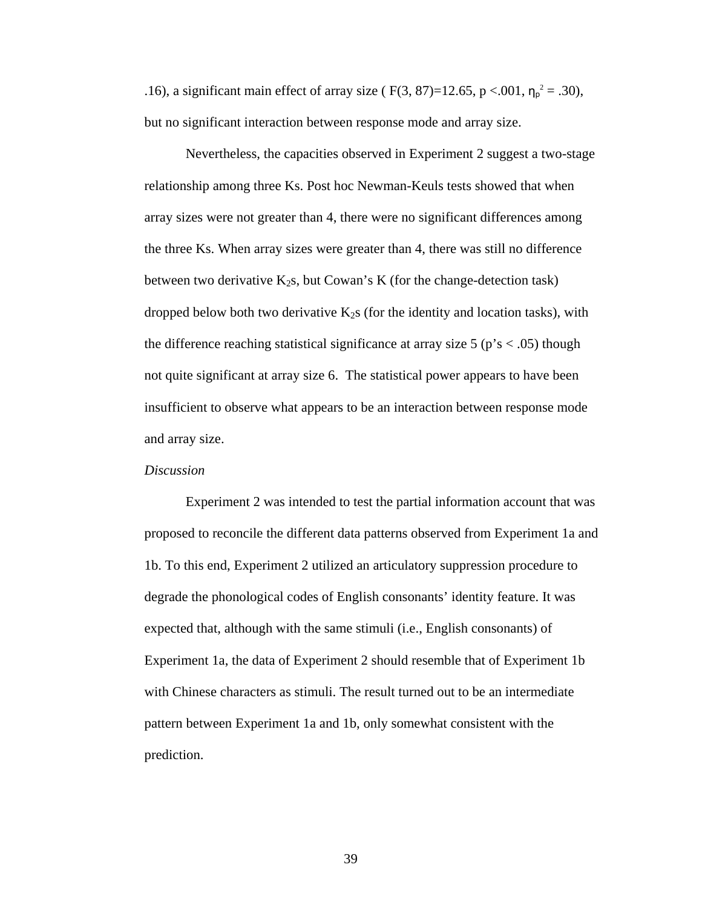.16), a significant main effect of array size ( $F(3, 87)=12.65$, $p <.001$, $\eta_p^2 = .30$), but no significant interaction between response mode and array size.

Nevertheless, the capacities observed in Experiment 2 suggest a two-stage relationship among three Ks. Post hoc Newman-Keuls tests showed that when array sizes were not greater than 4, there were no significant differences among the three Ks. When array sizes were greater than 4, there was still no difference between two derivative $K_2$s, but Cowan's K (for the change-detection task) dropped below both two derivative $K_2$s (for the identity and location tasks), with the difference reaching statistical significance at array size 5 (p's < .05) though not quite significant at array size 6. The statistical power appears to have been insufficient to observe what appears to be an interaction between response mode and array size.

*Discussion*

Experiment 2 was intended to test the partial information account that was proposed to reconcile the different data patterns observed from Experiment 1a and 1b. To this end, Experiment 2 utilized an articulatory suppression procedure to degrade the phonological codes of English consonants' identity feature. It was expected that, although with the same stimuli (i.e., English consonants) of Experiment 1a, the data of Experiment 2 should resemble that of Experiment 1b with Chinese characters as stimuli. The result turned out to be an intermediate pattern between Experiment 1a and 1b, only somewhat consistent with the prediction.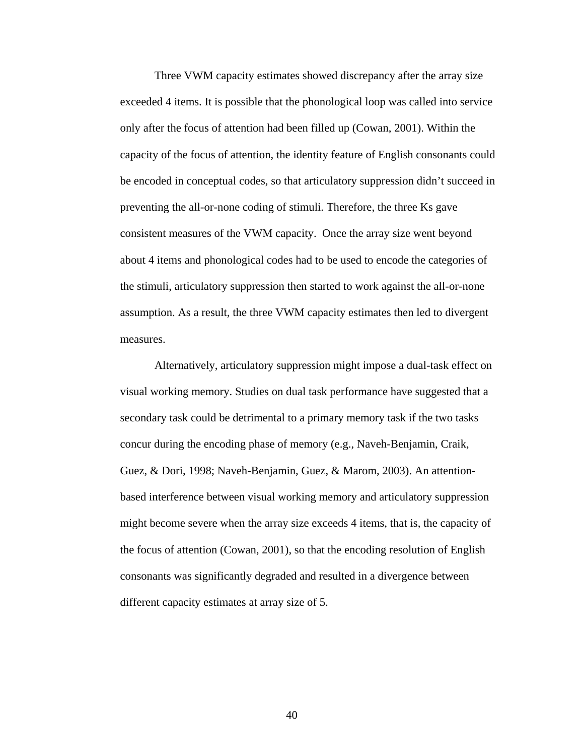Three VWM capacity estimates showed discrepancy after the array size exceeded 4 items. It is possible that the phonological loop was called into service only after the focus of attention had been filled up (Cowan, 2001). Within the capacity of the focus of attention, the identity feature of English consonants could be encoded in conceptual codes, so that articulatory suppression didn't succeed in preventing the all-or-none coding of stimuli. Therefore, the three Ks gave consistent measures of the VWM capacity. Once the array size went beyond about 4 items and phonological codes had to be used to encode the categories of the stimuli, articulatory suppression then started to work against the all-or-none assumption. As a result, the three VWM capacity estimates then led to divergent measures.

Alternatively, articulatory suppression might impose a dual-task effect on visual working memory. Studies on dual task performance have suggested that a secondary task could be detrimental to a primary memory task if the two tasks concur during the encoding phase of memory (e.g., Naveh-Benjamin, Craik, Guez, & Dori, 1998; Naveh-Benjamin, Guez, & Marom, 2003). An attention-based interference between visual working memory and articulatory suppression might become severe when the array size exceeds 4 items, that is, the capacity of the focus of attention (Cowan, 2001), so that the encoding resolution of English consonants was significantly degraded and resulted in a divergence between different capacity estimates at array size of 5.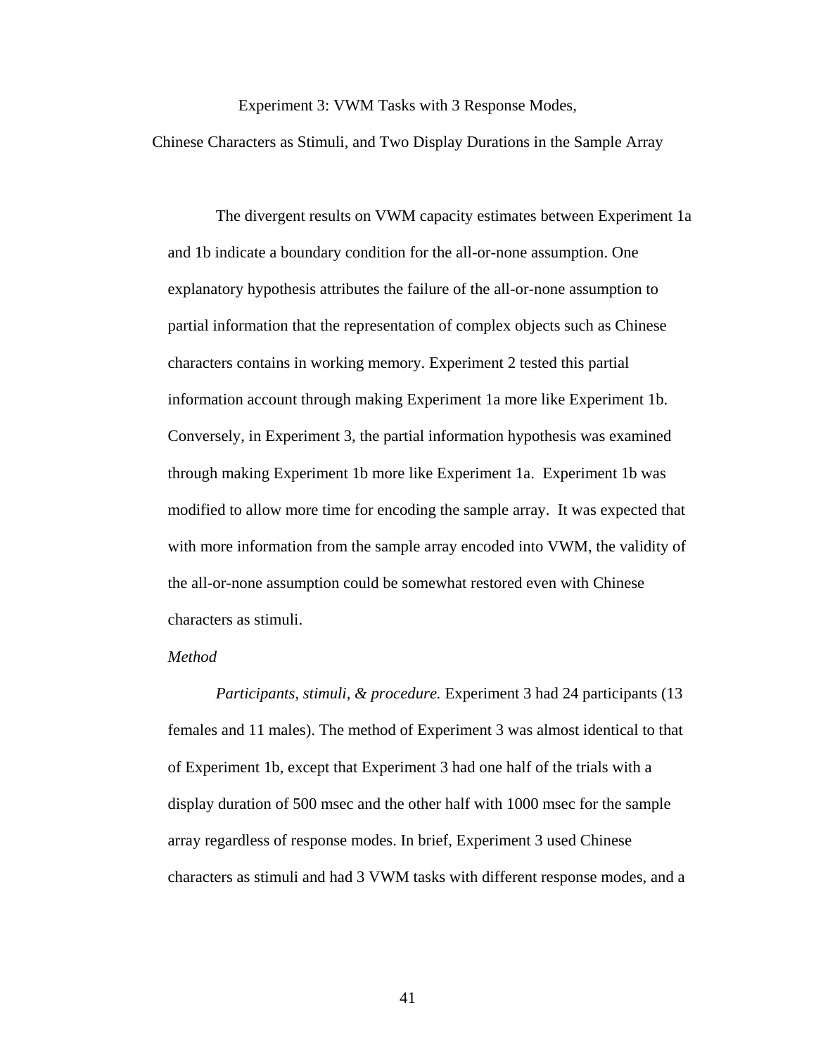## Experiment 3: VWM Tasks with 3 Response Modes, Chinese Characters as Stimuli, and Two Display Durations in the Sample Array

The divergent results on VWM capacity estimates between Experiment 1a and 1b indicate a boundary condition for the all-or-none assumption. One explanatory hypothesis attributes the failure of the all-or-none assumption to partial information that the representation of complex objects such as Chinese characters contains in working memory. Experiment 2 tested this partial information account through making Experiment 1a more like Experiment 1b. Conversely, in Experiment 3, the partial information hypothesis was examined through making Experiment 1b more like Experiment 1a. Experiment 1b was modified to allow more time for encoding the sample array. It was expected that with more information from the sample array encoded into VWM, the validity of the all-or-none assumption could be somewhat restored even with Chinese characters as stimuli.

### *Method*

*Participants, stimuli, & procedure.* Experiment 3 had 24 participants (13 females and 11 males). The method of Experiment 3 was almost identical to that of Experiment 1b, except that Experiment 3 had one half of the trials with a display duration of 500 msec and the other half with 1000 msec for the sample array regardless of response modes. In brief, Experiment 3 used Chinese characters as stimuli and had 3 VWM tasks with different response modes, and a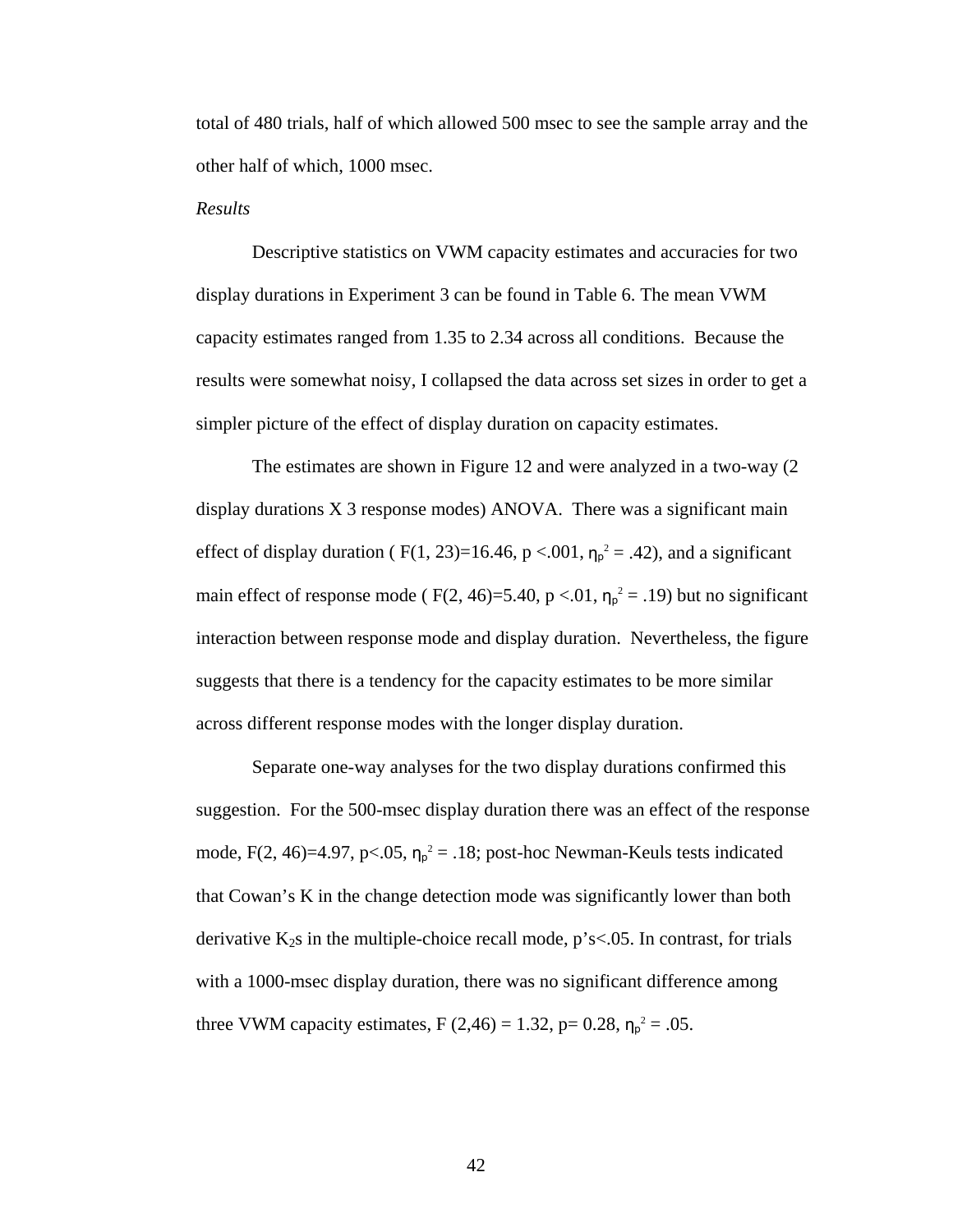total of 480 trials, half of which allowed 500 msec to see the sample array and the other half of which, 1000 msec.

*Results*

Descriptive statistics on VWM capacity estimates and accuracies for two display durations in Experiment 3 can be found in Table 6. The mean VWM capacity estimates ranged from 1.35 to 2.34 across all conditions. Because the results were somewhat noisy, I collapsed the data across set sizes in order to get a simpler picture of the effect of display duration on capacity estimates.

The estimates are shown in Figure 12 and were analyzed in a two-way (2 display durations X 3 response modes) ANOVA. There was a significant main effect of display duration ( $F(1, 23)=16.46$, $p < .001$, $\eta_p^2 = .42$), and a significant main effect of response mode ( $F(2, 46)=5.40$, $p < .01$, $\eta_p^2 = .19$) but no significant interaction between response mode and display duration. Nevertheless, the figure suggests that there is a tendency for the capacity estimates to be more similar across different response modes with the longer display duration.

Separate one-way analyses for the two display durations confirmed this suggestion. For the 500-msec display duration there was an effect of the response mode, $F(2, 46)=4.97$, $p<.05$, $\eta_p^2 = .18$; post-hoc Newman-Keuls tests indicated that Cowan's K in the change detection mode was significantly lower than both derivative $K_2$s in the multiple-choice recall mode, p's<.05. In contrast, for trials with a 1000-msec display duration, there was no significant difference among three VWM capacity estimates, $F(2,46) = 1.32$, $p= 0.28$, $\eta_p^2 = .05$.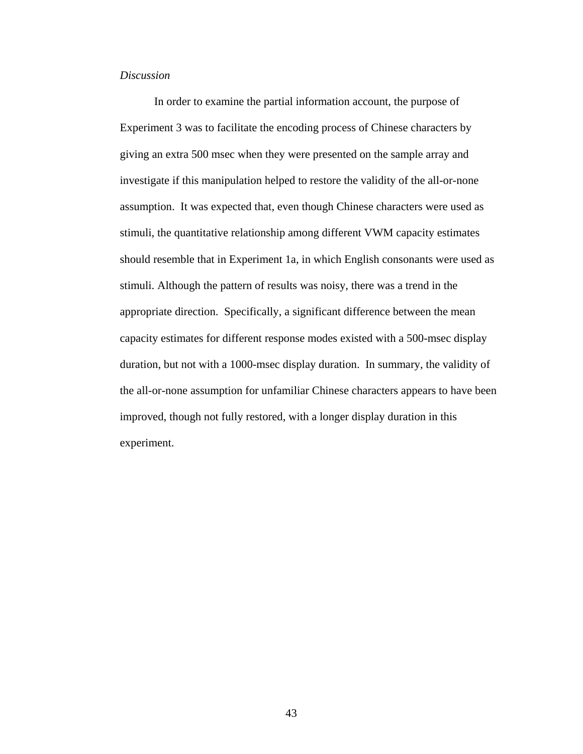*Discussion*

In order to examine the partial information account, the purpose of Experiment 3 was to facilitate the encoding process of Chinese characters by giving an extra 500 msec when they were presented on the sample array and investigate if this manipulation helped to restore the validity of the all-or-none assumption. It was expected that, even though Chinese characters were used as stimuli, the quantitative relationship among different VWM capacity estimates should resemble that in Experiment 1a, in which English consonants were used as stimuli. Although the pattern of results was noisy, there was a trend in the appropriate direction. Specifically, a significant difference between the mean capacity estimates for different response modes existed with a 500-msec display duration, but not with a 1000-msec display duration. In summary, the validity of the all-or-none assumption for unfamiliar Chinese characters appears to have been improved, though not fully restored, with a longer display duration in this experiment.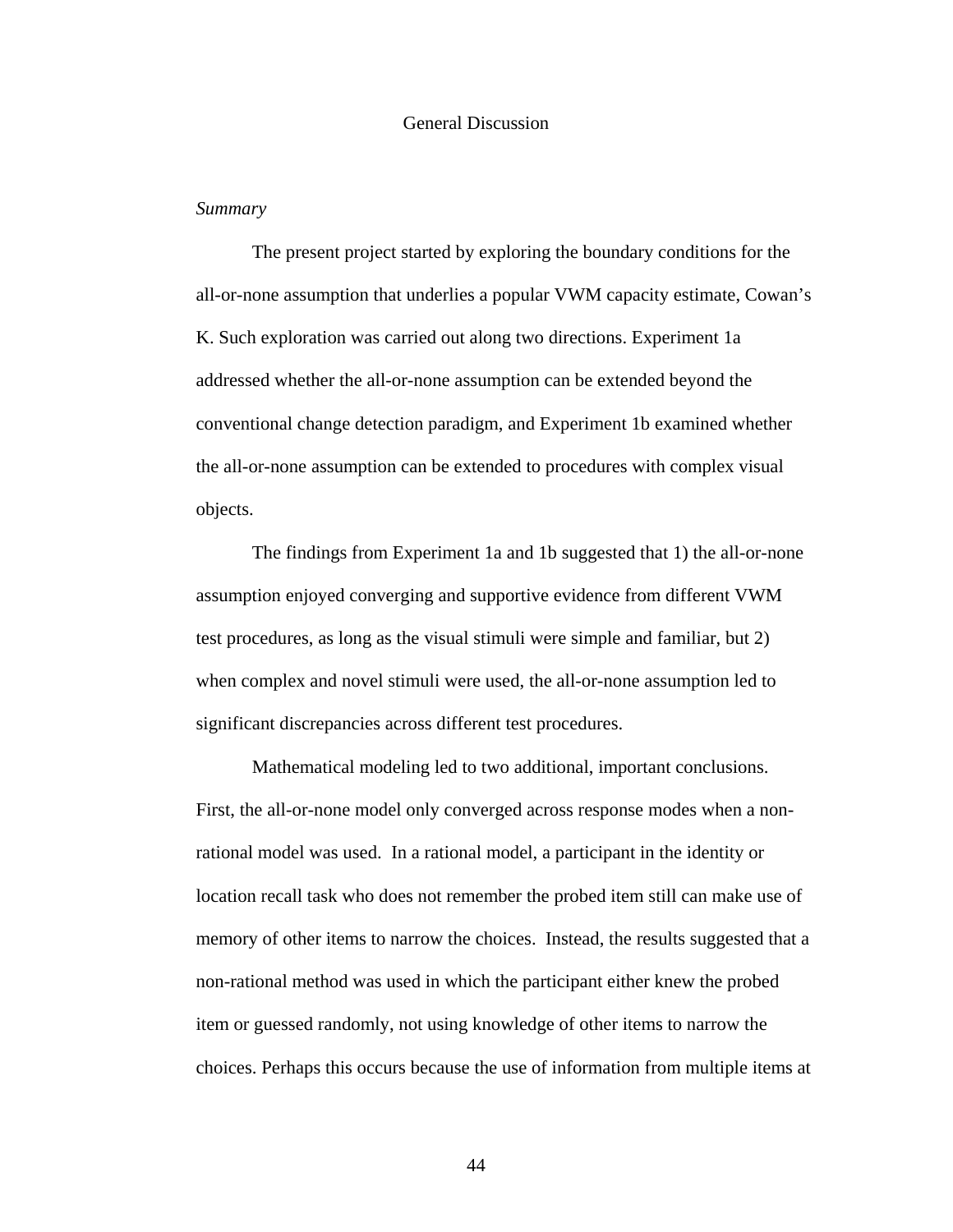# General Discussion

*Summary*

The present project started by exploring the boundary conditions for the all-or-none assumption that underlies a popular VWM capacity estimate, Cowan's K. Such exploration was carried out along two directions. Experiment 1a addressed whether the all-or-none assumption can be extended beyond the conventional change detection paradigm, and Experiment 1b examined whether the all-or-none assumption can be extended to procedures with complex visual objects.

The findings from Experiment 1a and 1b suggested that 1) the all-or-none assumption enjoyed converging and supportive evidence from different VWM test procedures, as long as the visual stimuli were simple and familiar, but 2) when complex and novel stimuli were used, the all-or-none assumption led to significant discrepancies across different test procedures.

Mathematical modeling led to two additional, important conclusions. First, the all-or-none model only converged across response modes when a non-rational model was used. In a rational model, a participant in the identity or location recall task who does not remember the probed item still can make use of memory of other items to narrow the choices. Instead, the results suggested that a non-rational method was used in which the participant either knew the probed item or guessed randomly, not using knowledge of other items to narrow the choices. Perhaps this occurs because the use of information from multiple items at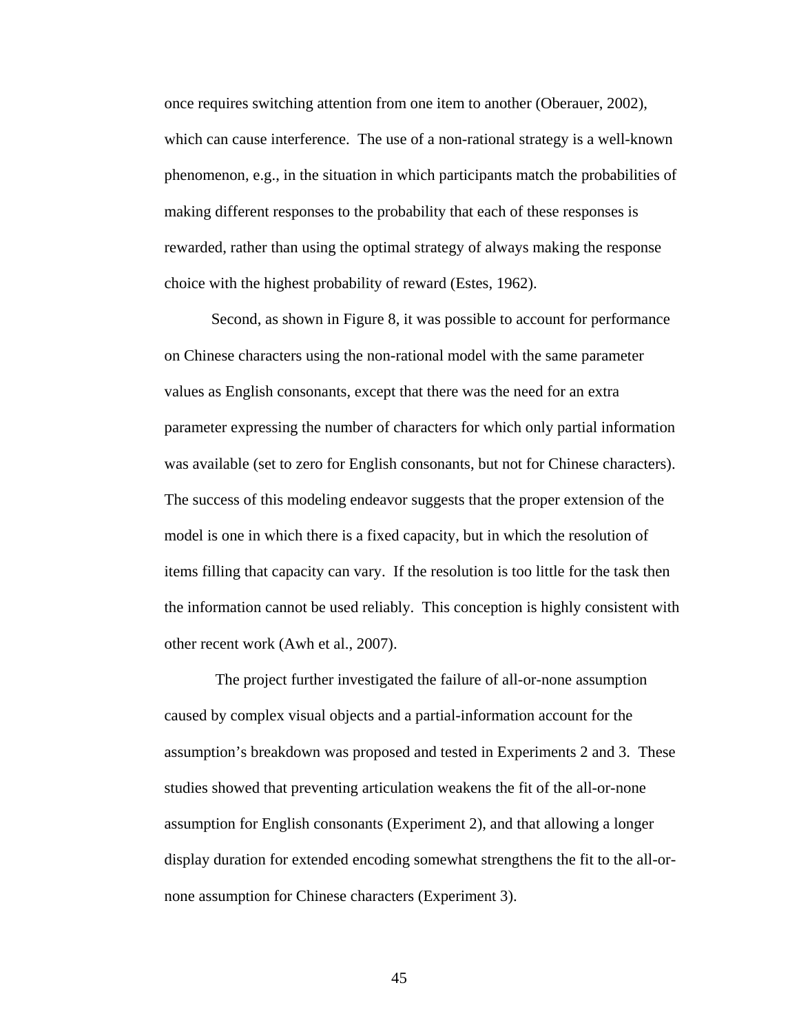once requires switching attention from one item to another (Oberauer, 2002), which can cause interference. The use of a non-rational strategy is a well-known phenomenon, e.g., in the situation in which participants match the probabilities of making different responses to the probability that each of these responses is rewarded, rather than using the optimal strategy of always making the response choice with the highest probability of reward (Estes, 1962).

Second, as shown in Figure 8, it was possible to account for performance on Chinese characters using the non-rational model with the same parameter values as English consonants, except that there was the need for an extra parameter expressing the number of characters for which only partial information was available (set to zero for English consonants, but not for Chinese characters). The success of this modeling endeavor suggests that the proper extension of the model is one in which there is a fixed capacity, but in which the resolution of items filling that capacity can vary. If the resolution is too little for the task then the information cannot be used reliably. This conception is highly consistent with other recent work (Awh et al., 2007).

The project further investigated the failure of all-or-none assumption caused by complex visual objects and a partial-information account for the assumption's breakdown was proposed and tested in Experiments 2 and 3. These studies showed that preventing articulation weakens the fit of the all-or-none assumption for English consonants (Experiment 2), and that allowing a longer display duration for extended encoding somewhat strengthens the fit to the all-or-none assumption for Chinese characters (Experiment 3).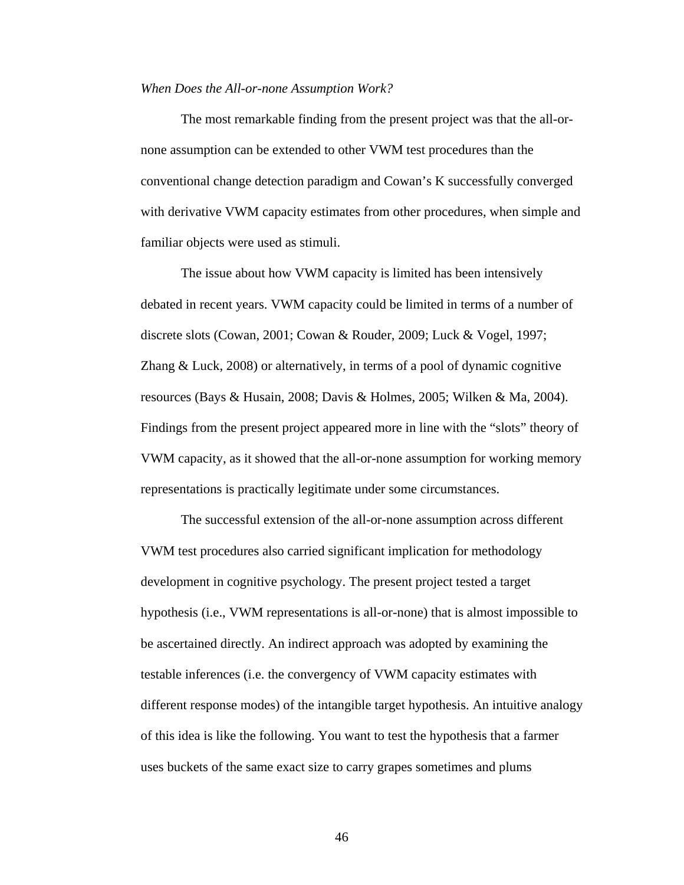*When Does the All-or-none Assumption Work?*

The most remarkable finding from the present project was that the all-or-none assumption can be extended to other VWM test procedures than the conventional change detection paradigm and Cowan's K successfully converged with derivative VWM capacity estimates from other procedures, when simple and familiar objects were used as stimuli.

The issue about how VWM capacity is limited has been intensively debated in recent years. VWM capacity could be limited in terms of a number of discrete slots (Cowan, 2001; Cowan & Rouder, 2009; Luck & Vogel, 1997; Zhang & Luck, 2008) or alternatively, in terms of a pool of dynamic cognitive resources (Bays & Husain, 2008; Davis & Holmes, 2005; Wilken & Ma, 2004). Findings from the present project appeared more in line with the "slots" theory of VWM capacity, as it showed that the all-or-none assumption for working memory representations is practically legitimate under some circumstances.

The successful extension of the all-or-none assumption across different VWM test procedures also carried significant implication for methodology development in cognitive psychology. The present project tested a target hypothesis (i.e., VWM representations is all-or-none) that is almost impossible to be ascertained directly. An indirect approach was adopted by examining the testable inferences (i.e. the convergency of VWM capacity estimates with different response modes) of the intangible target hypothesis. An intuitive analogy of this idea is like the following. You want to test the hypothesis that a farmer uses buckets of the same exact size to carry grapes sometimes and plums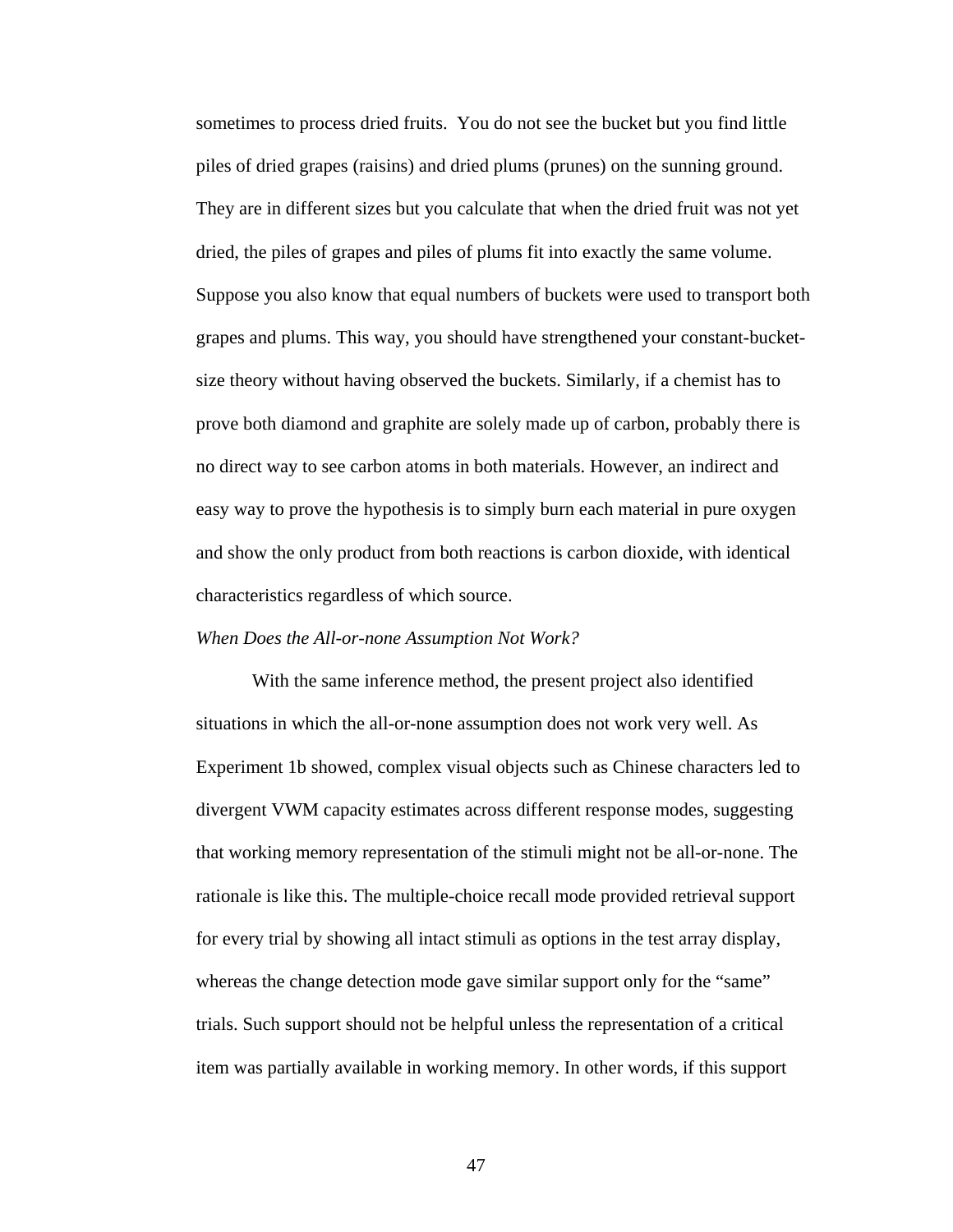sometimes to process dried fruits. You do not see the bucket but you find little piles of dried grapes (raisins) and dried plums (prunes) on the sunning ground. They are in different sizes but you calculate that when the dried fruit was not yet dried, the piles of grapes and piles of plums fit into exactly the same volume. Suppose you also know that equal numbers of buckets were used to transport both grapes and plums. This way, you should have strengthened your constant-bucket-size theory without having observed the buckets. Similarly, if a chemist has to prove both diamond and graphite are solely made up of carbon, probably there is no direct way to see carbon atoms in both materials. However, an indirect and easy way to prove the hypothesis is to simply burn each material in pure oxygen and show the only product from both reactions is carbon dioxide, with identical characteristics regardless of which source.

*When Does the All-or-none Assumption Not Work?*

With the same inference method, the present project also identified situations in which the all-or-none assumption does not work very well. As Experiment 1b showed, complex visual objects such as Chinese characters led to divergent VWM capacity estimates across different response modes, suggesting that working memory representation of the stimuli might not be all-or-none. The rationale is like this. The multiple-choice recall mode provided retrieval support for every trial by showing all intact stimuli as options in the test array display, whereas the change detection mode gave similar support only for the "same" trials. Such support should not be helpful unless the representation of a critical item was partially available in working memory. In other words, if this support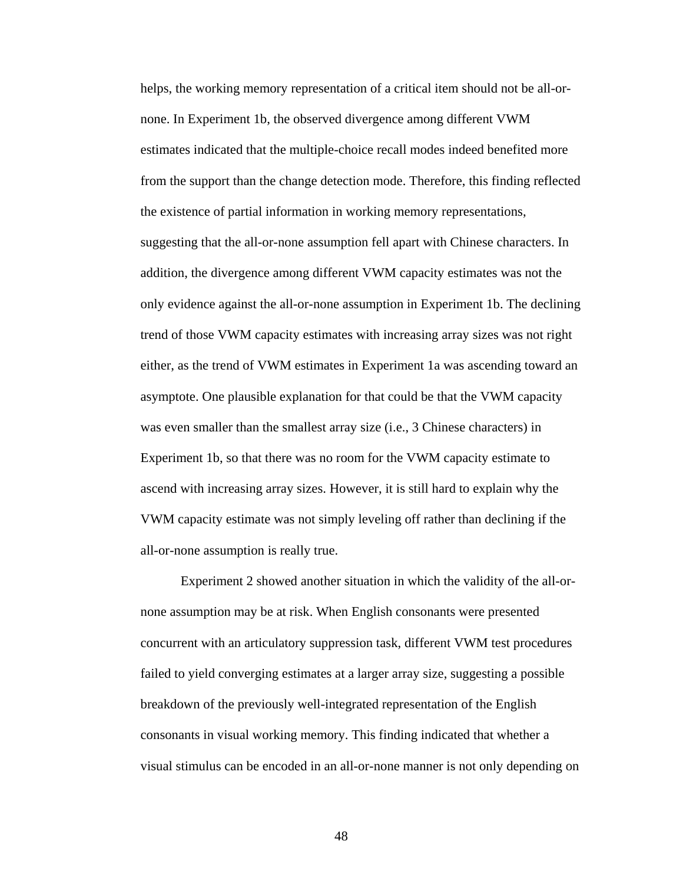helps, the working memory representation of a critical item should not be all-or-none. In Experiment 1b, the observed divergence among different VWM estimates indicated that the multiple-choice recall modes indeed benefited more from the support than the change detection mode. Therefore, this finding reflected the existence of partial information in working memory representations, suggesting that the all-or-none assumption fell apart with Chinese characters. In addition, the divergence among different VWM capacity estimates was not the only evidence against the all-or-none assumption in Experiment 1b. The declining trend of those VWM capacity estimates with increasing array sizes was not right either, as the trend of VWM estimates in Experiment 1a was ascending toward an asymptote. One plausible explanation for that could be that the VWM capacity was even smaller than the smallest array size (i.e., 3 Chinese characters) in Experiment 1b, so that there was no room for the VWM capacity estimate to ascend with increasing array sizes. However, it is still hard to explain why the VWM capacity estimate was not simply leveling off rather than declining if the all-or-none assumption is really true.

Experiment 2 showed another situation in which the validity of the all-or-none assumption may be at risk. When English consonants were presented concurrent with an articulatory suppression task, different VWM test procedures failed to yield converging estimates at a larger array size, suggesting a possible breakdown of the previously well-integrated representation of the English consonants in visual working memory. This finding indicated that whether a visual stimulus can be encoded in an all-or-none manner is not only depending on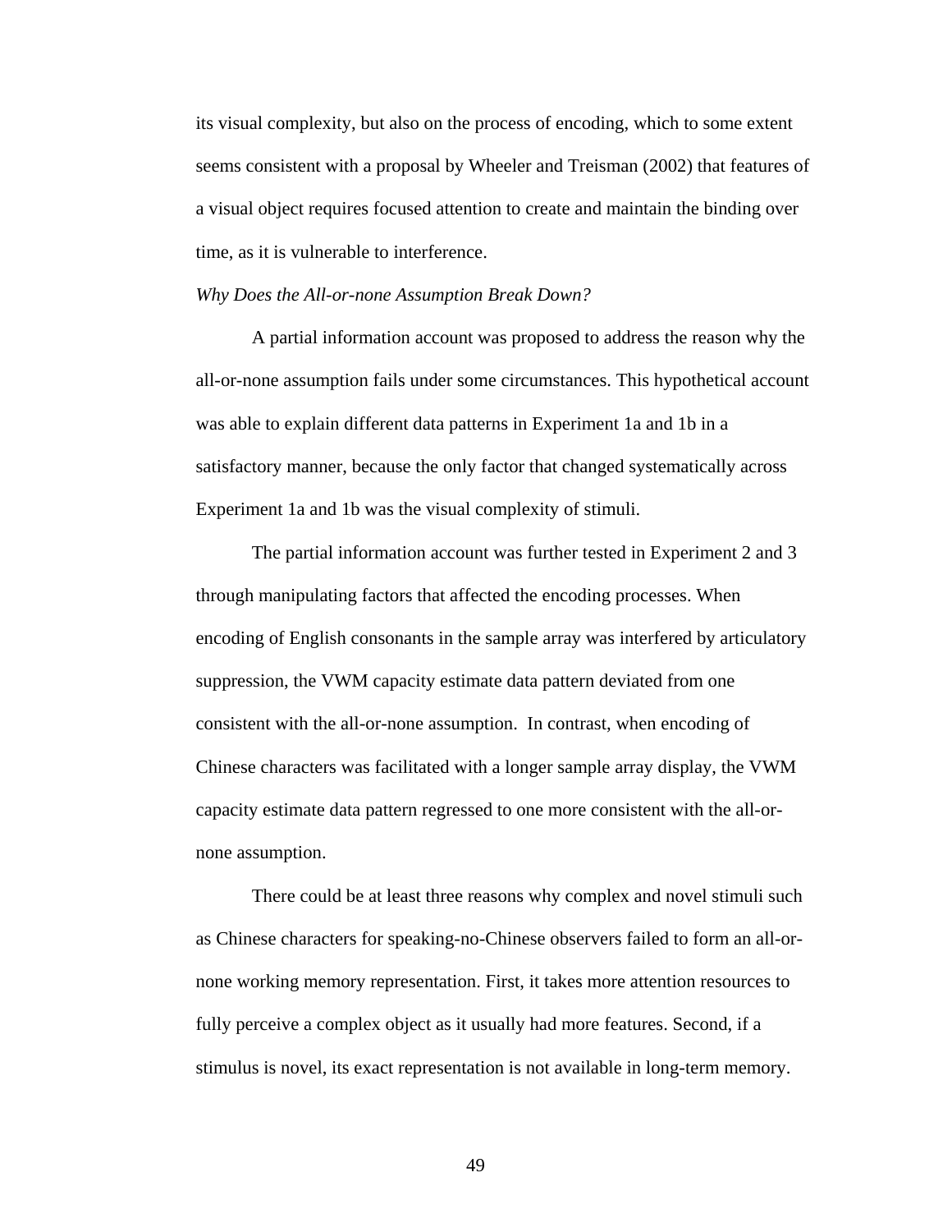its visual complexity, but also on the process of encoding, which to some extent seems consistent with a proposal by Wheeler and Treisman (2002) that features of a visual object requires focused attention to create and maintain the binding over time, as it is vulnerable to interference.

*Why Does the All-or-none Assumption Break Down?*

A partial information account was proposed to address the reason why the all-or-none assumption fails under some circumstances. This hypothetical account was able to explain different data patterns in Experiment 1a and 1b in a satisfactory manner, because the only factor that changed systematically across Experiment 1a and 1b was the visual complexity of stimuli.

The partial information account was further tested in Experiment 2 and 3 through manipulating factors that affected the encoding processes. When encoding of English consonants in the sample array was interfered by articulatory suppression, the VWM capacity estimate data pattern deviated from one consistent with the all-or-none assumption. In contrast, when encoding of Chinese characters was facilitated with a longer sample array display, the VWM capacity estimate data pattern regressed to one more consistent with the all-or-none assumption.

There could be at least three reasons why complex and novel stimuli such as Chinese characters for speaking-no-Chinese observers failed to form an all-or-none working memory representation. First, it takes more attention resources to fully perceive a complex object as it usually had more features. Second, if a stimulus is novel, its exact representation is not available in long-term memory.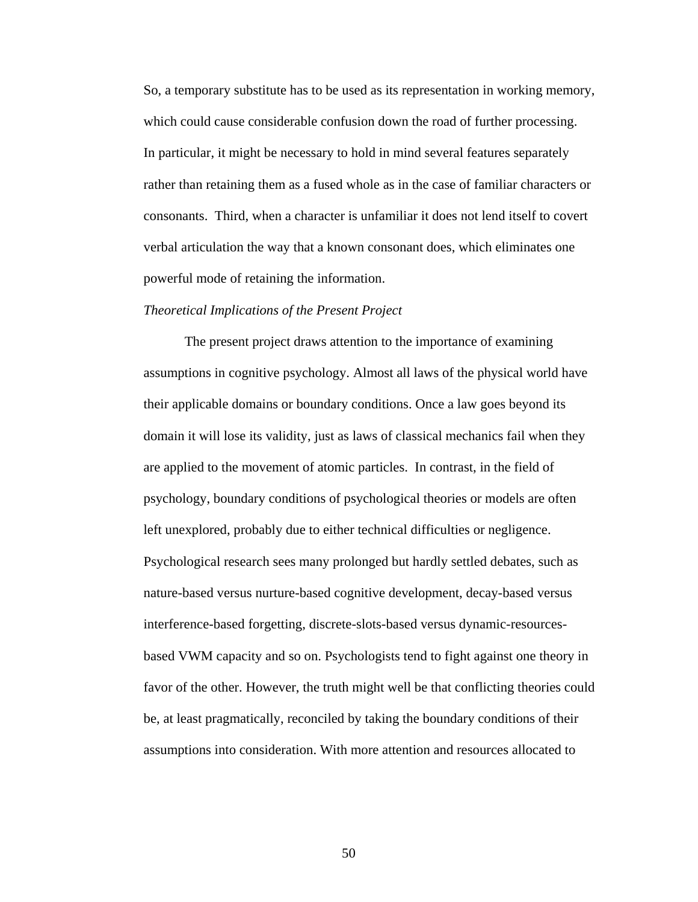So, a temporary substitute has to be used as its representation in working memory, which could cause considerable confusion down the road of further processing. In particular, it might be necessary to hold in mind several features separately rather than retaining them as a fused whole as in the case of familiar characters or consonants. Third, when a character is unfamiliar it does not lend itself to covert verbal articulation the way that a known consonant does, which eliminates one powerful mode of retaining the information.

*Theoretical Implications of the Present Project*

The present project draws attention to the importance of examining assumptions in cognitive psychology. Almost all laws of the physical world have their applicable domains or boundary conditions. Once a law goes beyond its domain it will lose its validity, just as laws of classical mechanics fail when they are applied to the movement of atomic particles. In contrast, in the field of psychology, boundary conditions of psychological theories or models are often left unexplored, probably due to either technical difficulties or negligence. Psychological research sees many prolonged but hardly settled debates, such as nature-based versus nurture-based cognitive development, decay-based versus interference-based forgetting, discrete-slots-based versus dynamic-resources-based VWM capacity and so on. Psychologists tend to fight against one theory in favor of the other. However, the truth might well be that conflicting theories could be, at least pragmatically, reconciled by taking the boundary conditions of their assumptions into consideration. With more attention and resources allocated to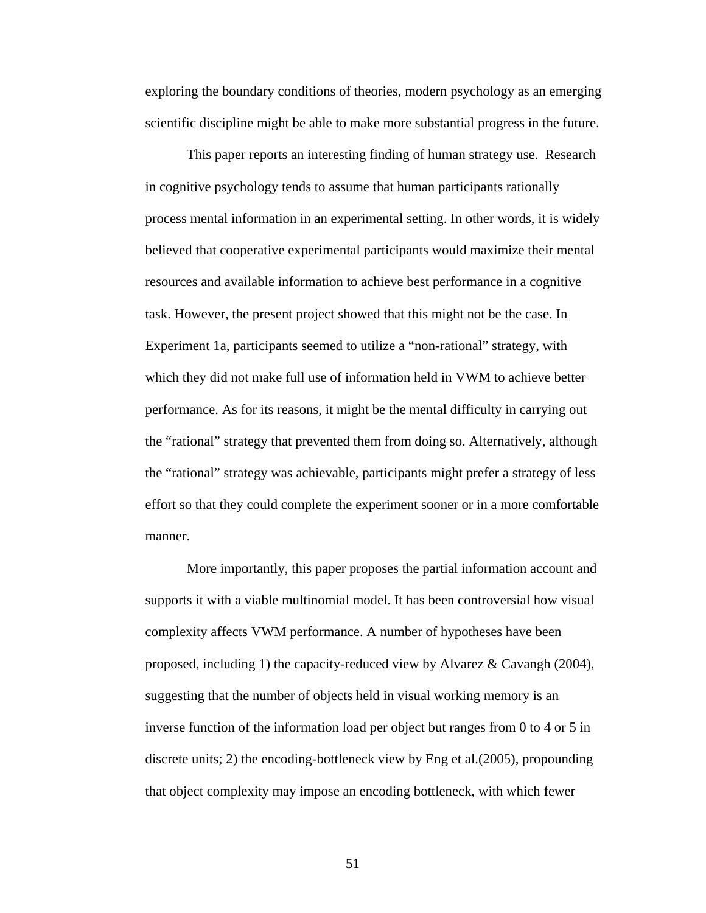exploring the boundary conditions of theories, modern psychology as an emerging scientific discipline might be able to make more substantial progress in the future.

This paper reports an interesting finding of human strategy use. Research in cognitive psychology tends to assume that human participants rationally process mental information in an experimental setting. In other words, it is widely believed that cooperative experimental participants would maximize their mental resources and available information to achieve best performance in a cognitive task. However, the present project showed that this might not be the case. In Experiment 1a, participants seemed to utilize a "non-rational" strategy, with which they did not make full use of information held in VWM to achieve better performance. As for its reasons, it might be the mental difficulty in carrying out the "rational" strategy that prevented them from doing so. Alternatively, although the "rational" strategy was achievable, participants might prefer a strategy of less effort so that they could complete the experiment sooner or in a more comfortable manner.

More importantly, this paper proposes the partial information account and supports it with a viable multinomial model. It has been controversial how visual complexity affects VWM performance. A number of hypotheses have been proposed, including 1) the capacity-reduced view by Alvarez & Cavangh (2004), suggesting that the number of objects held in visual working memory is an inverse function of the information load per object but ranges from 0 to 4 or 5 in discrete units; 2) the encoding-bottleneck view by Eng et al.(2005), propounding that object complexity may impose an encoding bottleneck, with which fewer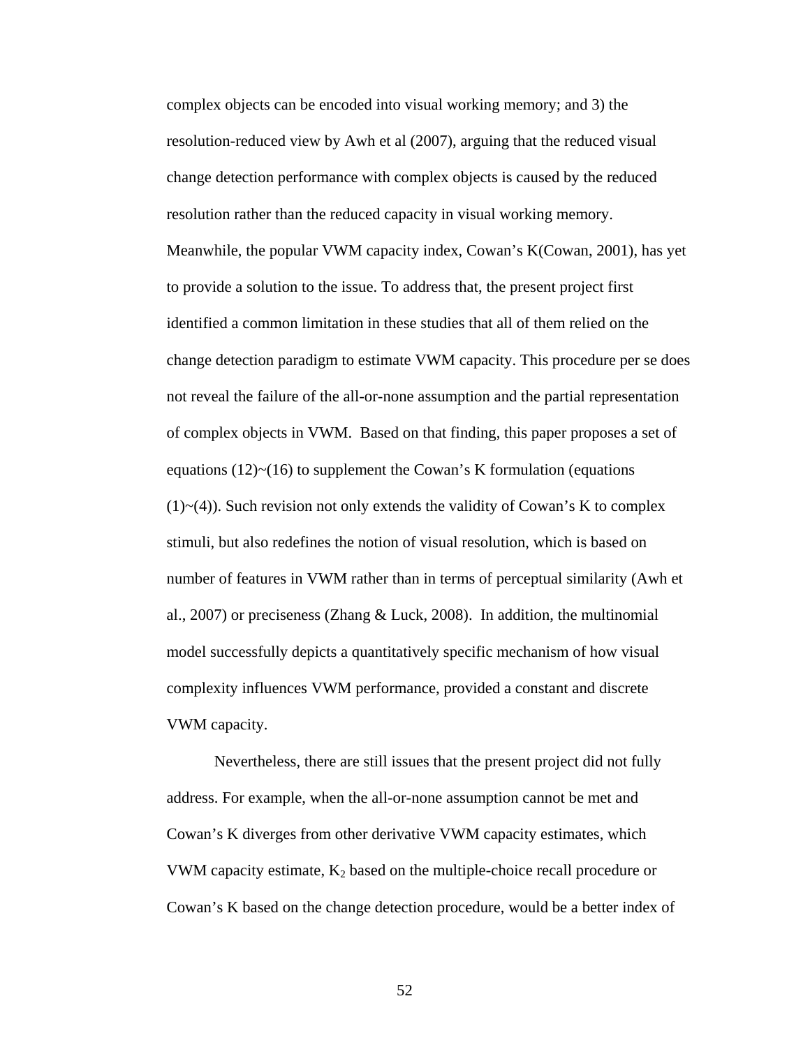complex objects can be encoded into visual working memory; and 3) the resolution-reduced view by Awh et al (2007), arguing that the reduced visual change detection performance with complex objects is caused by the reduced resolution rather than the reduced capacity in visual working memory. Meanwhile, the popular VWM capacity index, Cowan's K(Cowan, 2001), has yet to provide a solution to the issue. To address that, the present project first identified a common limitation in these studies that all of them relied on the change detection paradigm to estimate VWM capacity. This procedure per se does not reveal the failure of the all-or-none assumption and the partial representation of complex objects in VWM. Based on that finding, this paper proposes a set of equations (12)~(16) to supplement the Cowan's K formulation (equations (1)~(4)). Such revision not only extends the validity of Cowan's K to complex stimuli, but also redefines the notion of visual resolution, which is based on number of features in VWM rather than in terms of perceptual similarity (Awh et al., 2007) or preciseness (Zhang & Luck, 2008). In addition, the multinomial model successfully depicts a quantitatively specific mechanism of how visual complexity influences VWM performance, provided a constant and discrete VWM capacity.

Nevertheless, there are still issues that the present project did not fully address. For example, when the all-or-none assumption cannot be met and Cowan's K diverges from other derivative VWM capacity estimates, which VWM capacity estimate, $K_2$ based on the multiple-choice recall procedure or Cowan's K based on the change detection procedure, would be a better index of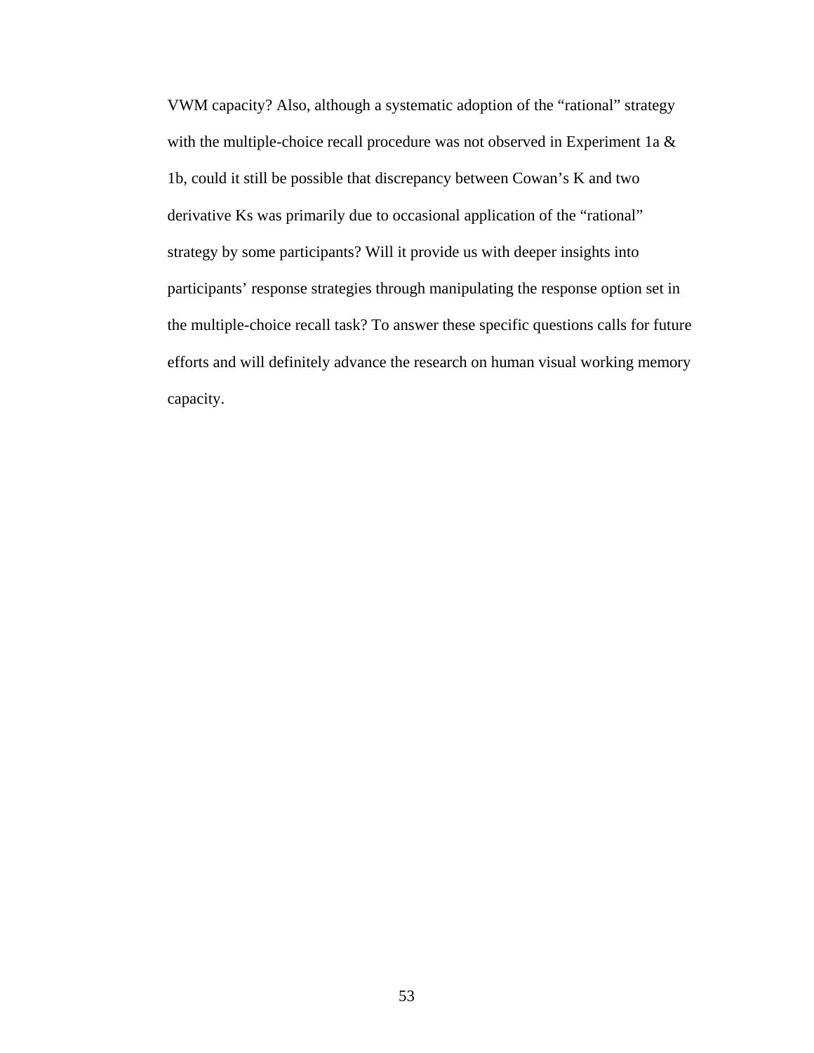VWM capacity? Also, although a systematic adoption of the “rational” strategy with the multiple-choice recall procedure was not observed in Experiment 1a & 1b, could it still be possible that discrepancy between Cowan’s K and two derivative Ks was primarily due to occasional application of the “rational” strategy by some participants? Will it provide us with deeper insights into participants’ response strategies through manipulating the response option set in the multiple-choice recall task? To answer these specific questions calls for future efforts and will definitely advance the research on human visual working memory capacity.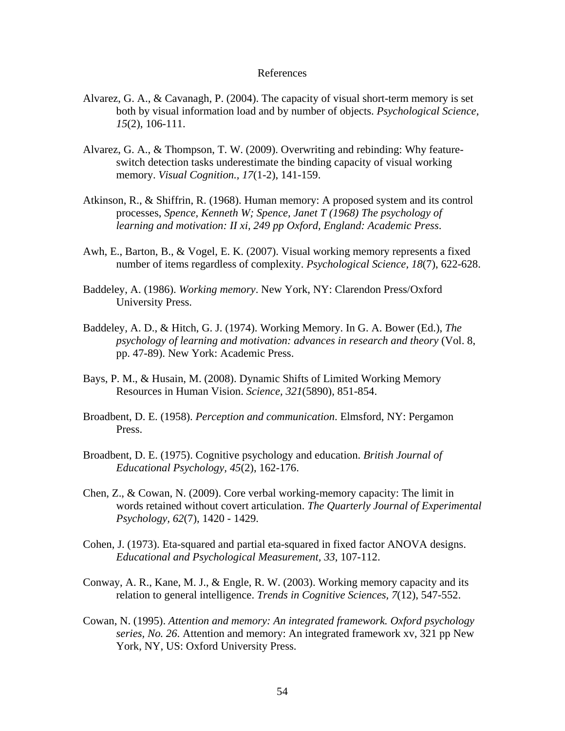# References

Alvarez, G. A., & Cavanagh, P. (2004). The capacity of visual short-term memory is set both by visual information load and by number of objects. *Psychological Science, 15*(2), 106-111.

Alvarez, G. A., & Thompson, T. W. (2009). Overwriting and rebinding: Why feature-switch detection tasks underestimate the binding capacity of visual working memory. *Visual Cognition., 17*(1-2), 141-159.

Atkinson, R., & Shiffrin, R. (1968). Human memory: A proposed system and its control processes, *Spence, Kenneth W; Spence, Janet T (1968) The psychology of learning and motivation: II xi, 249 pp Oxford, England: Academic Press*.

Awh, E., Barton, B., & Vogel, E. K. (2007). Visual working memory represents a fixed number of items regardless of complexity. *Psychological Science, 18*(7), 622-628.

Baddeley, A. (1986). *Working memory*. New York, NY: Clarendon Press/Oxford University Press.

Baddeley, A. D., & Hitch, G. J. (1974). Working Memory. In G. A. Bower (Ed.), *The psychology of learning and motivation: advances in research and theory* (Vol. 8, pp. 47-89). New York: Academic Press.

Bays, P. M., & Husain, M. (2008). Dynamic Shifts of Limited Working Memory Resources in Human Vision. *Science, 321*(5890), 851-854.

Broadbent, D. E. (1958). *Perception and communication*. Elmsford, NY: Pergamon Press.

Broadbent, D. E. (1975). Cognitive psychology and education. *British Journal of Educational Psychology, 45*(2), 162-176.

Chen, Z., & Cowan, N. (2009). Core verbal working-memory capacity: The limit in words retained without covert articulation. *The Quarterly Journal of Experimental Psychology, 62*(7), 1420 - 1429.

Cohen, J. (1973). Eta-squared and partial eta-squared in fixed factor ANOVA designs. *Educational and Psychological Measurement, 33*, 107-112.

Conway, A. R., Kane, M. J., & Engle, R. W. (2003). Working memory capacity and its relation to general intelligence. *Trends in Cognitive Sciences, 7*(12), 547-552.

Cowan, N. (1995). *Attention and memory: An integrated framework. Oxford psychology series, No. 26*. Attention and memory: An integrated framework xv, 321 pp New York, NY, US: Oxford University Press.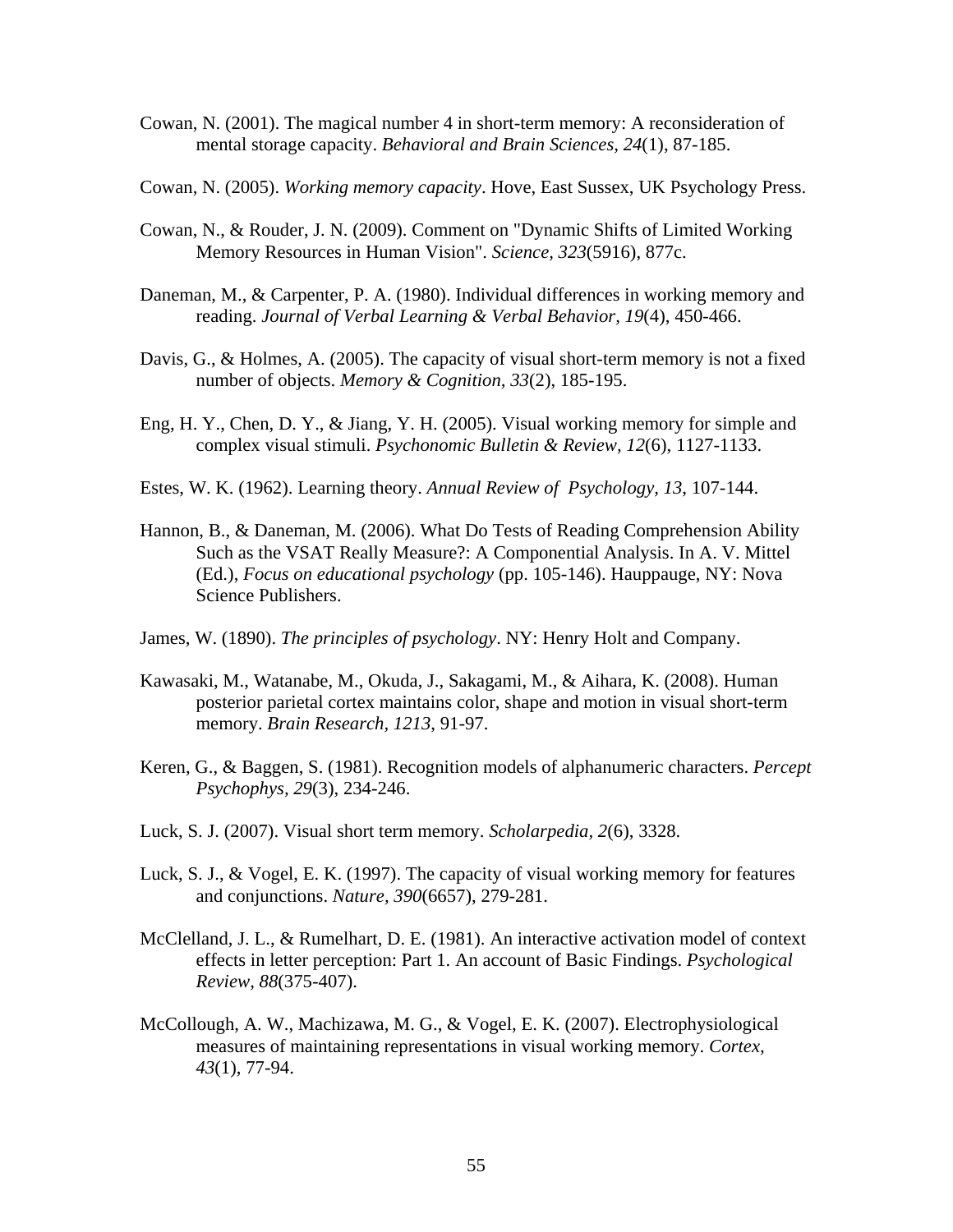Cowan, N. (2001). The magical number 4 in short-term memory: A reconsideration of mental storage capacity. *Behavioral and Brain Sciences, 24*(1), 87-185.

Cowan, N. (2005). *Working memory capacity*. Hove, East Sussex, UK Psychology Press.

Cowan, N., & Rouder, J. N. (2009). Comment on "Dynamic Shifts of Limited Working Memory Resources in Human Vision". *Science, 323*(5916), 877c.

Daneman, M., & Carpenter, P. A. (1980). Individual differences in working memory and reading. *Journal of Verbal Learning & Verbal Behavior, 19*(4), 450-466.

Davis, G., & Holmes, A. (2005). The capacity of visual short-term memory is not a fixed number of objects. *Memory & Cognition, 33*(2), 185-195.

Eng, H. Y., Chen, D. Y., & Jiang, Y. H. (2005). Visual working memory for simple and complex visual stimuli. *Psychonomic Bulletin & Review, 12*(6), 1127-1133.

Estes, W. K. (1962). Learning theory. *Annual Review of Psychology, 13*, 107-144.

Hannon, B., & Daneman, M. (2006). What Do Tests of Reading Comprehension Ability Such as the VSAT Really Measure?: A Componential Analysis. In A. V. Mittel (Ed.), *Focus on educational psychology* (pp. 105-146). Hauppauge, NY: Nova Science Publishers.

James, W. (1890). *The principles of psychology*. NY: Henry Holt and Company.

Kawasaki, M., Watanabe, M., Okuda, J., Sakagami, M., & Aihara, K. (2008). Human posterior parietal cortex maintains color, shape and motion in visual short-term memory. *Brain Research, 1213*, 91-97.

Keren, G., & Baggen, S. (1981). Recognition models of alphanumeric characters. *Percept Psychophys, 29*(3), 234-246.

Luck, S. J. (2007). Visual short term memory. *Scholarpedia, 2*(6), 3328.

Luck, S. J., & Vogel, E. K. (1997). The capacity of visual working memory for features and conjunctions. *Nature, 390*(6657), 279-281.

McClelland, J. L., & Rumelhart, D. E. (1981). An interactive activation model of context effects in letter perception: Part 1. An account of Basic Findings. *Psychological Review, 88*(375-407).

McCollough, A. W., Machizawa, M. G., & Vogel, E. K. (2007). Electrophysiological measures of maintaining representations in visual working memory. *Cortex, 43*(1), 77-94.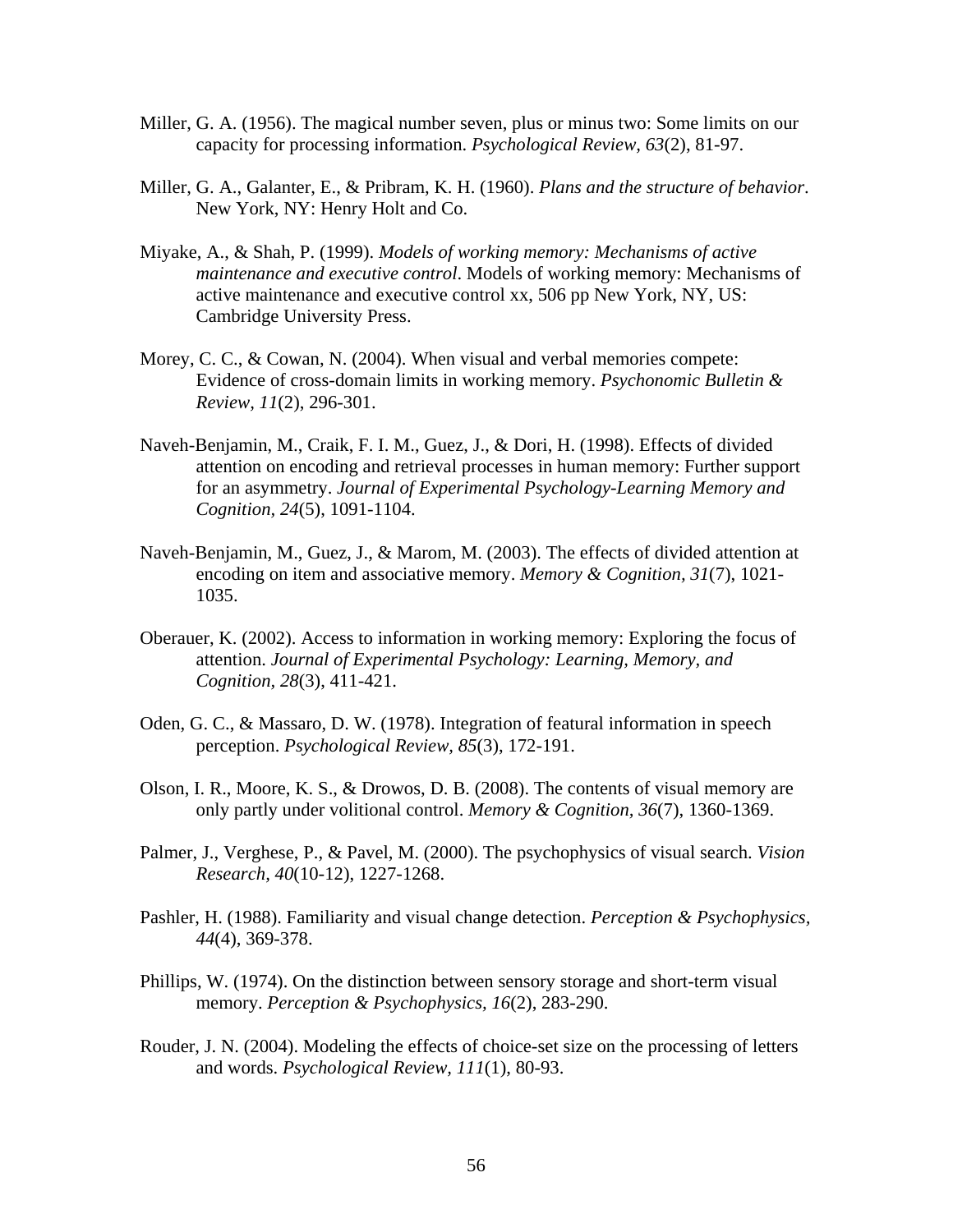Miller, G. A. (1956). The magical number seven, plus or minus two: Some limits on our capacity for processing information. *Psychological Review, 63*(2), 81-97.

Miller, G. A., Galanter, E., & Pribram, K. H. (1960). *Plans and the structure of behavior*. New York, NY: Henry Holt and Co.

Miyake, A., & Shah, P. (1999). *Models of working memory: Mechanisms of active maintenance and executive control*. Models of working memory: Mechanisms of active maintenance and executive control xx, 506 pp New York, NY, US: Cambridge University Press.

Morey, C. C., & Cowan, N. (2004). When visual and verbal memories compete: Evidence of cross-domain limits in working memory. *Psychonomic Bulletin & Review, 11*(2), 296-301.

Naveh-Benjamin, M., Craik, F. I. M., Guez, J., & Dori, H. (1998). Effects of divided attention on encoding and retrieval processes in human memory: Further support for an asymmetry. *Journal of Experimental Psychology-Learning Memory and Cognition, 24*(5), 1091-1104.

Naveh-Benjamin, M., Guez, J., & Marom, M. (2003). The effects of divided attention at encoding on item and associative memory. *Memory & Cognition, 31*(7), 1021-1035.

Oberauer, K. (2002). Access to information in working memory: Exploring the focus of attention. *Journal of Experimental Psychology: Learning, Memory, and Cognition, 28*(3), 411-421.

Oden, G. C., & Massaro, D. W. (1978). Integration of featural information in speech perception. *Psychological Review, 85*(3), 172-191.

Olson, I. R., Moore, K. S., & Drowos, D. B. (2008). The contents of visual memory are only partly under volitional control. *Memory & Cognition, 36*(7), 1360-1369.

Palmer, J., Verghese, P., & Pavel, M. (2000). The psychophysics of visual search. *Vision Research, 40*(10-12), 1227-1268.

Pashler, H. (1988). Familiarity and visual change detection. *Perception & Psychophysics, 44*(4), 369-378.

Phillips, W. (1974). On the distinction between sensory storage and short-term visual memory. *Perception & Psychophysics, 16*(2), 283-290.

Rouder, J. N. (2004). Modeling the effects of choice-set size on the processing of letters and words. *Psychological Review, 111*(1), 80-93.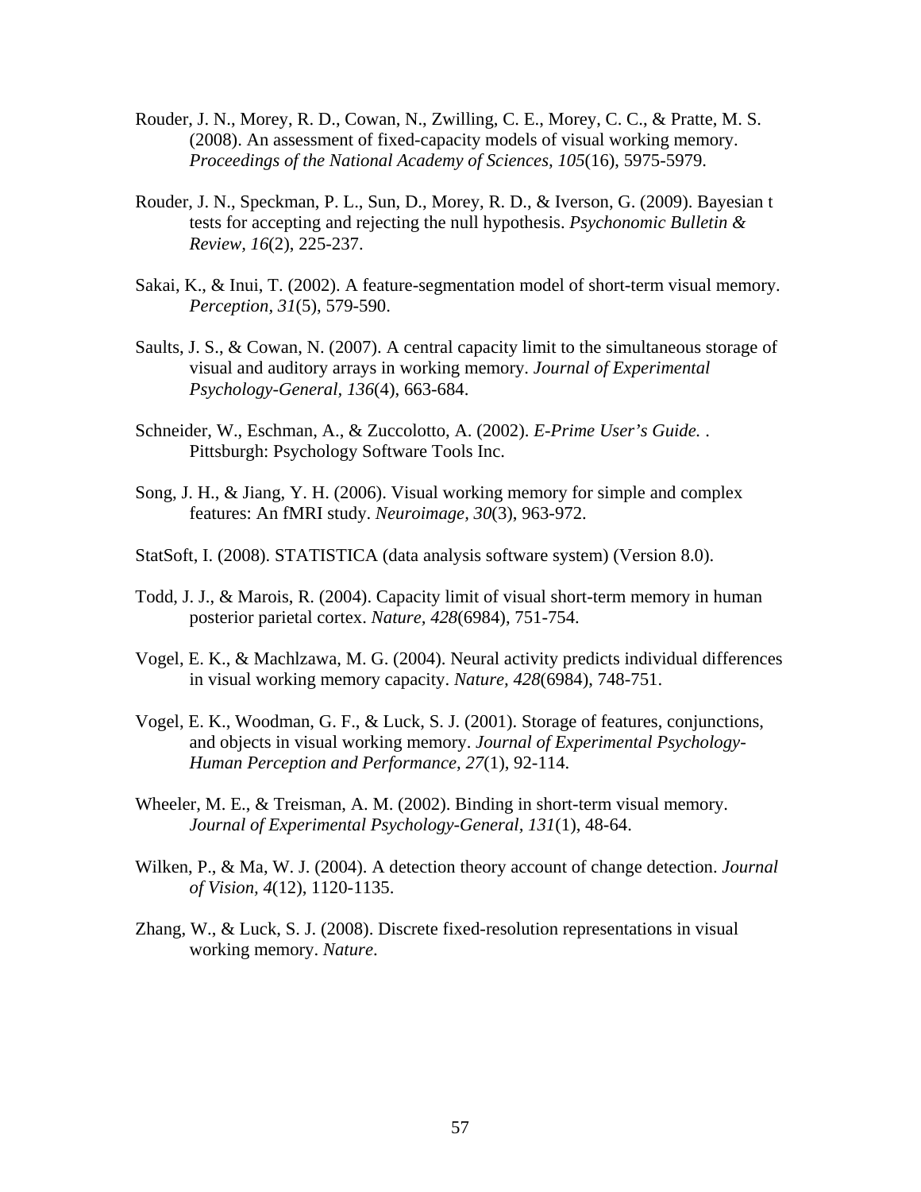Rouder, J. N., Morey, R. D., Cowan, N., Zwilling, C. E., Morey, C. C., & Pratte, M. S. (2008). An assessment of fixed-capacity models of visual working memory. *Proceedings of the National Academy of Sciences, 105*(16), 5975-5979.

Rouder, J. N., Speckman, P. L., Sun, D., Morey, R. D., & Iverson, G. (2009). Bayesian t tests for accepting and rejecting the null hypothesis. *Psychonomic Bulletin & Review, 16*(2), 225-237.

Sakai, K., & Inui, T. (2002). A feature-segmentation model of short-term visual memory. *Perception, 31*(5), 579-590.

Saults, J. S., & Cowan, N. (2007). A central capacity limit to the simultaneous storage of visual and auditory arrays in working memory. *Journal of Experimental Psychology-General, 136*(4), 663-684.

Schneider, W., Eschman, A., & Zuccolotto, A. (2002). *E-Prime User's Guide.* . Pittsburgh: Psychology Software Tools Inc.

Song, J. H., & Jiang, Y. H. (2006). Visual working memory for simple and complex features: An fMRI study. *Neuroimage, 30*(3), 963-972.

StatSoft, I. (2008). STATISTICA (data analysis software system) (Version 8.0).

Todd, J. J., & Marois, R. (2004). Capacity limit of visual short-term memory in human posterior parietal cortex. *Nature, 428*(6984), 751-754.

Vogel, E. K., & Machlzawa, M. G. (2004). Neural activity predicts individual differences in visual working memory capacity. *Nature, 428*(6984), 748-751.

Vogel, E. K., Woodman, G. F., & Luck, S. J. (2001). Storage of features, conjunctions, and objects in visual working memory. *Journal of Experimental Psychology-Human Perception and Performance, 27*(1), 92-114.

Wheeler, M. E., & Treisman, A. M. (2002). Binding in short-term visual memory. *Journal of Experimental Psychology-General, 131*(1), 48-64.

Wilken, P., & Ma, W. J. (2004). A detection theory account of change detection. *Journal of Vision, 4*(12), 1120-1135.

Zhang, W., & Luck, S. J. (2008). Discrete fixed-resolution representations in visual working memory. *Nature*.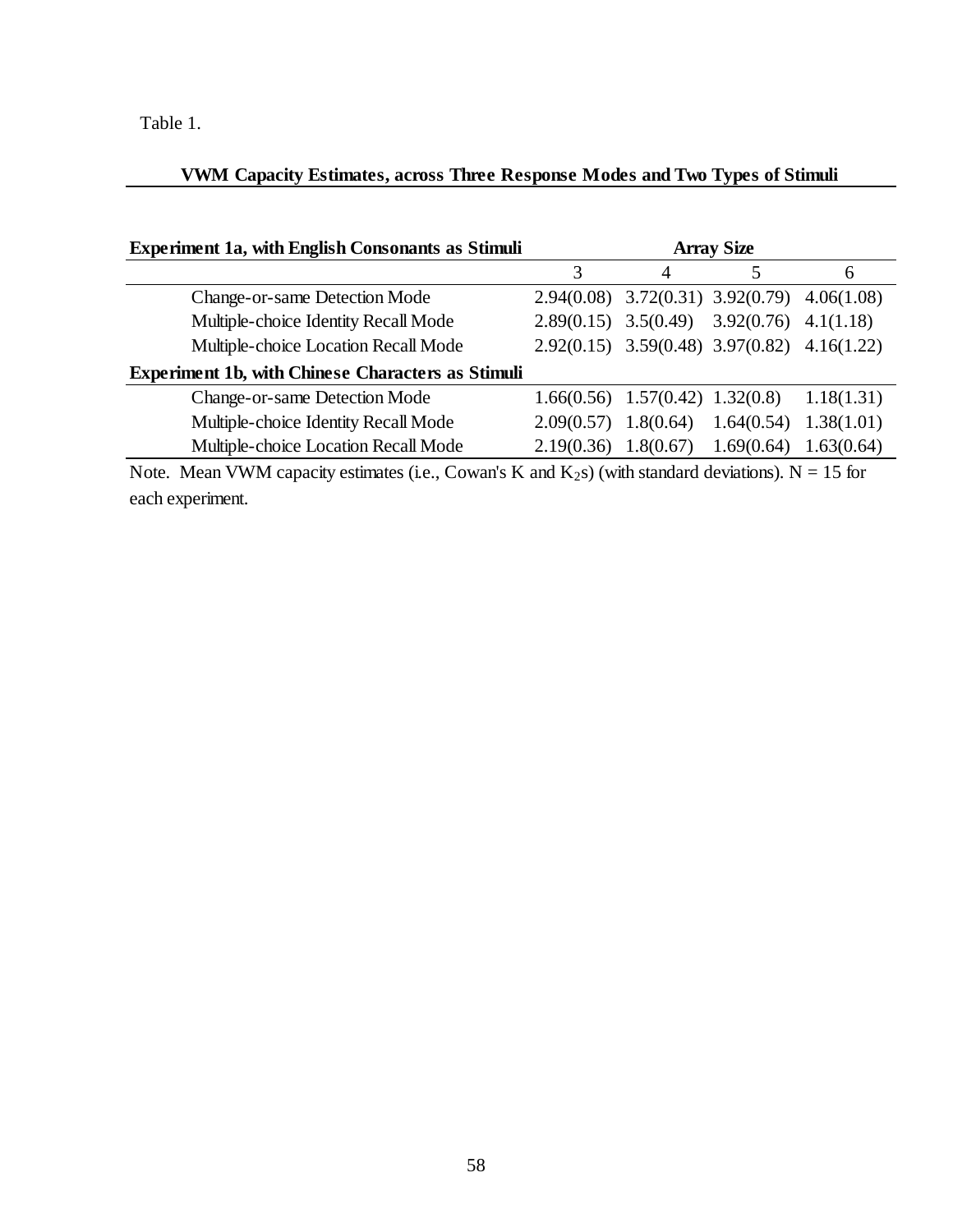Table 1.

**VWM Capacity Estimates, across Three Response Modes and Two Types of Stimuli**

| **Experiment 1a, with English Consonants as Stimuli** | **Array Size** | | | |
|---|---|---|---|---|
| | 3 | 4 | 5 | 6 |
| Change-or-same Detection Mode | 2.94(0.08) | 3.72(0.31) | 3.92(0.79) | 4.06(1.08) |
| Multiple-choice Identity Recall Mode | 2.89(0.15) | 3.5(0.49) | 3.92(0.76) | 4.1(1.18) |
| Multiple-choice Location Recall Mode | 2.92(0.15) | 3.59(0.48) | 3.97(0.82) | 4.16(1.22) |
| **Experiment 1b, with Chinese Characters as Stimuli** | | | | |
| Change-or-same Detection Mode | 1.66(0.56) | 1.57(0.42) | 1.32(0.8) | 1.18(1.31) |
| Multiple-choice Identity Recall Mode | 2.09(0.57) | 1.8(0.64) | 1.64(0.54) | 1.38(1.01) |
| Multiple-choice Location Recall Mode | 2.19(0.36) | 1.8(0.67) | 1.69(0.64) | 1.63(0.64) |

Note. Mean VWM capacity estimates (i.e., Cowan's K and $K_2$s) (with standard deviations). N = 15 for each experiment.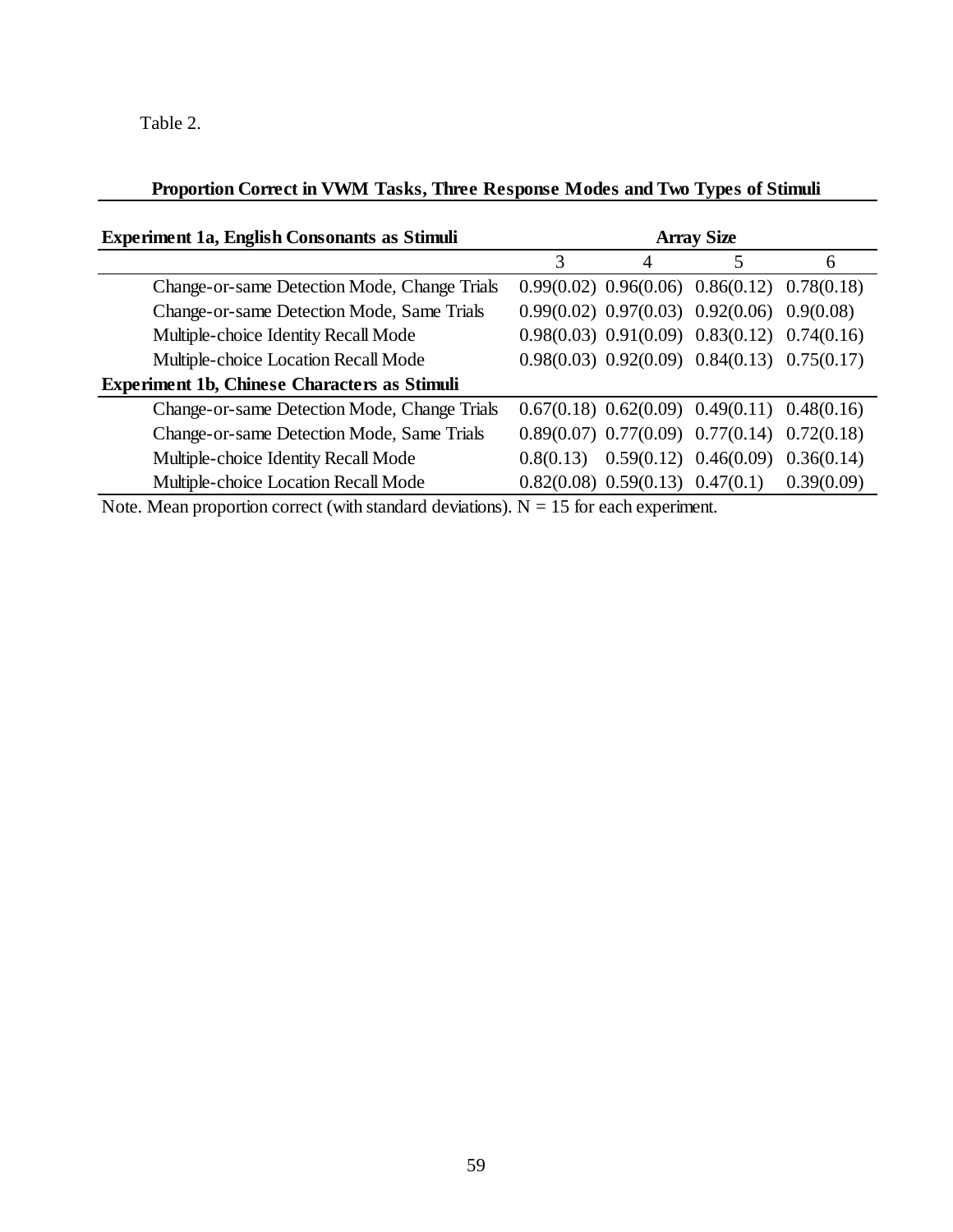Table 2.

**Proportion Correct in VWM Tasks, Three Response Modes and Two Types of Stimuli**

| **Experiment 1a, English Consonants as Stimuli** | **Array Size** | | | |
|---|---|---|---|---|
| | 3 | 4 | 5 | 6 |
| Change-or-same Detection Mode, Change Trials | 0.99(0.02) | 0.96(0.06) | 0.86(0.12) | 0.78(0.18) |
| Change-or-same Detection Mode, Same Trials | 0.99(0.02) | 0.97(0.03) | 0.92(0.06) | 0.9(0.08) |
| Multiple-choice Identity Recall Mode | 0.98(0.03) | 0.91(0.09) | 0.83(0.12) | 0.74(0.16) |
| Multiple-choice Location Recall Mode | 0.98(0.03) | 0.92(0.09) | 0.84(0.13) | 0.75(0.17) |
| **Experiment 1b, Chinese Characters as Stimuli** | | | | |
| Change-or-same Detection Mode, Change Trials | 0.67(0.18) | 0.62(0.09) | 0.49(0.11) | 0.48(0.16) |
| Change-or-same Detection Mode, Same Trials | 0.89(0.07) | 0.77(0.09) | 0.77(0.14) | 0.72(0.18) |
| Multiple-choice Identity Recall Mode | 0.8(0.13) | 0.59(0.12) | 0.46(0.09) | 0.36(0.14) |
| Multiple-choice Location Recall Mode | 0.82(0.08) | 0.59(0.13) | 0.47(0.1) | 0.39(0.09) |

Note. Mean proportion correct (with standard deviations). N = 15 for each experiment.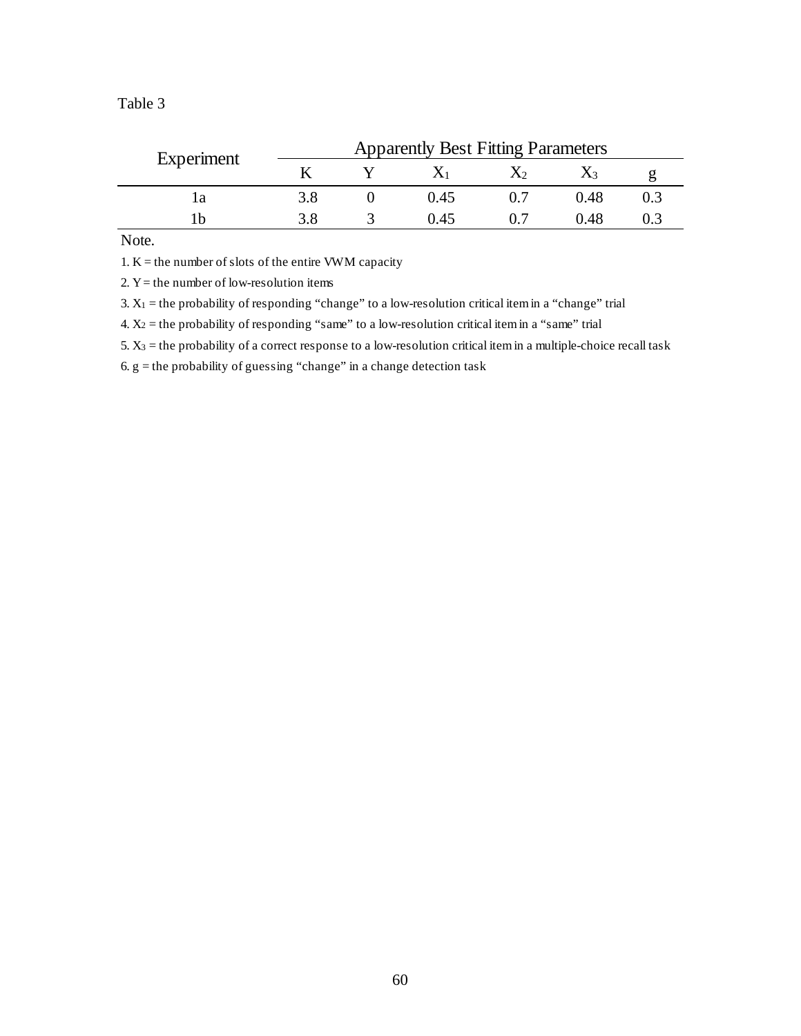Table 3

| Experiment | Apparently Best Fitting Parameters | | | | | |
|---|---|---|---|---|---|---|
| | K | Y | $X_1$ | $X_2$ | $X_3$ | g |
| 1a | 3.8 | 0 | 0.45 | 0.7 | 0.48 | 0.3 |
| 1b | 3.8 | 3 | 0.45 | 0.7 | 0.48 | 0.3 |

Note.

1. K = the number of slots of the entire VWM capacity
2. Y = the number of low-resolution items
3. $X_1$ = the probability of responding "change" to a low-resolution critical item in a "change" trial
4. $X_2$ = the probability of responding "same" to a low-resolution critical item in a "same" trial
5. $X_3$ = the probability of a correct response to a low-resolution critical item in a multiple-choice recall task
6. g = the probability of guessing "change" in a change detection task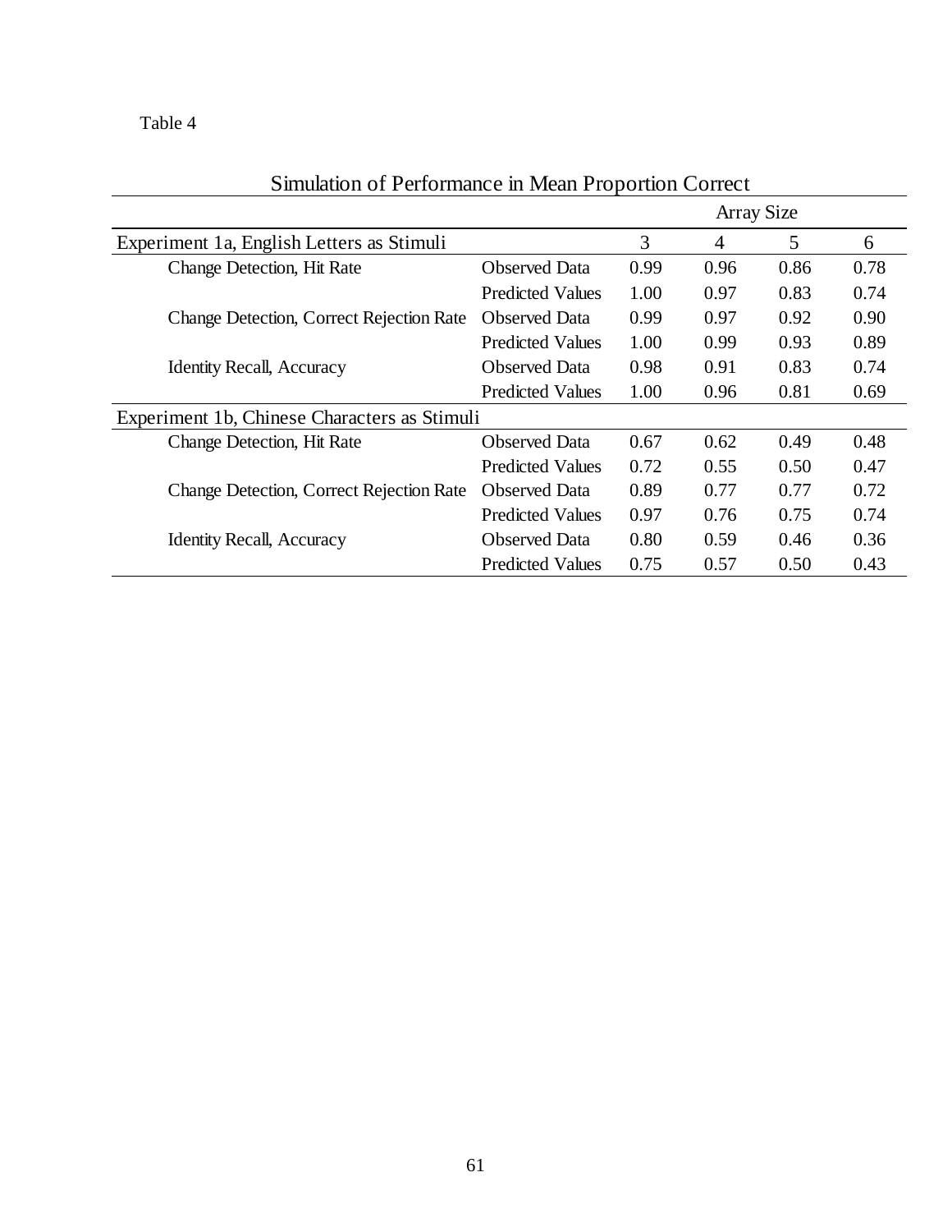Table 4

Simulation of Performance in Mean Proportion Correct

| | | Array Size | | | |
|---|---|---|---|---|---|
| Experiment 1a, English Letters as Stimuli | | 3 | 4 | 5 | 6 |
| Change Detection, Hit Rate | Observed Data | 0.99 | 0.96 | 0.86 | 0.78 |
| | Predicted Values | 1.00 | 0.97 | 0.83 | 0.74 |
| Change Detection, Correct Rejection Rate | Observed Data | 0.99 | 0.97 | 0.92 | 0.90 |
| | Predicted Values | 1.00 | 0.99 | 0.93 | 0.89 |
| Identity Recall, Accuracy | Observed Data | 0.98 | 0.91 | 0.83 | 0.74 |
| | Predicted Values | 1.00 | 0.96 | 0.81 | 0.69 |
| Experiment 1b, Chinese Characters as Stimuli | | | | | |
| Change Detection, Hit Rate | Observed Data | 0.67 | 0.62 | 0.49 | 0.48 |
| | Predicted Values | 0.72 | 0.55 | 0.50 | 0.47 |
| Change Detection, Correct Rejection Rate | Observed Data | 0.89 | 0.77 | 0.77 | 0.72 |
| | Predicted Values | 0.97 | 0.76 | 0.75 | 0.74 |
| Identity Recall, Accuracy | Observed Data | 0.80 | 0.59 | 0.46 | 0.36 |
| | Predicted Values | 0.75 | 0.57 | 0.50 | 0.43 |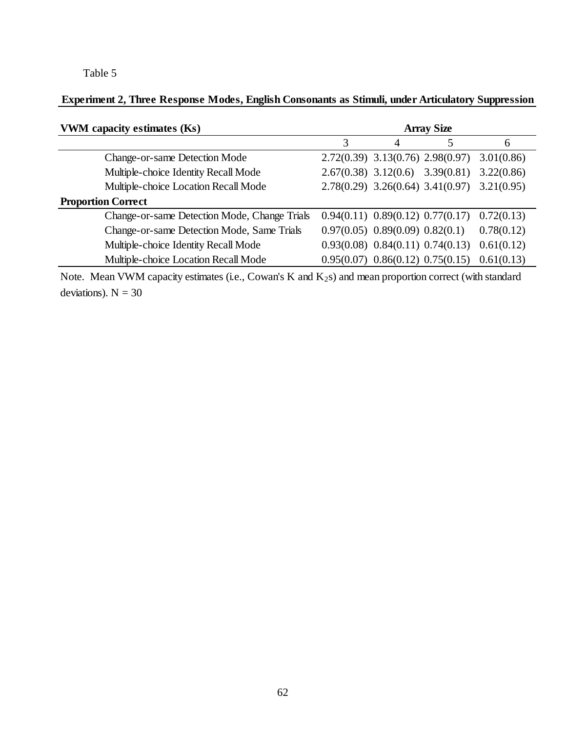Table 5

**Experiment 2, Three Response Modes, English Consonants as Stimuli, under Articulatory Suppression**

| **VWM capacity estimates (Ks)** | **Array Size** | | | |
|---|---|---|---|---|
| | 3 | 4 | 5 | 6 |
| Change-or-same Detection Mode | 2.72(0.39) | 3.13(0.76) | 2.98(0.97) | 3.01(0.86) |
| Multiple-choice Identity Recall Mode | 2.67(0.38) | 3.12(0.6) | 3.39(0.81) | 3.22(0.86) |
| Multiple-choice Location Recall Mode | 2.78(0.29) | 3.26(0.64) | 3.41(0.97) | 3.21(0.95) |
| **Proportion Correct** | | | | |
| Change-or-same Detection Mode, Change Trials | 0.94(0.11) | 0.89(0.12) | 0.77(0.17) | 0.72(0.13) |
| Change-or-same Detection Mode, Same Trials | 0.97(0.05) | 0.89(0.09) | 0.82(0.1) | 0.78(0.12) |
| Multiple-choice Identity Recall Mode | 0.93(0.08) | 0.84(0.11) | 0.74(0.13) | 0.61(0.12) |
| Multiple-choice Location Recall Mode | 0.95(0.07) | 0.86(0.12) | 0.75(0.15) | 0.61(0.13) |

Note. Mean VWM capacity estimates (i.e., Cowan's K and $K_2$s) and mean proportion correct (with standard deviations). N = 30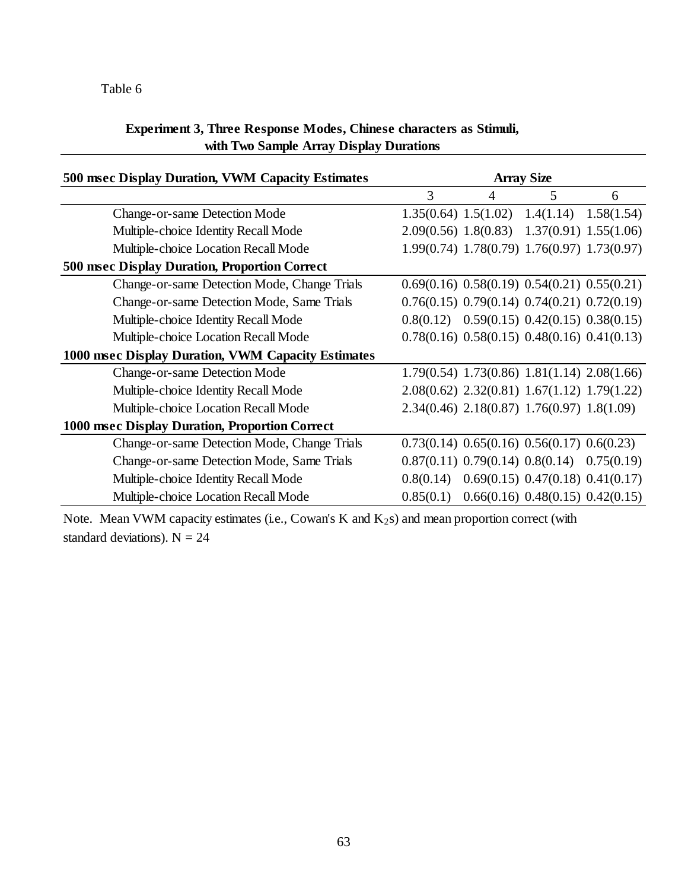Table 6

**Experiment 3, Three Response Modes, Chinese characters as Stimuli, with Two Sample Array Display Durations**

| **500 msec Display Duration, VWM Capacity Estimates** | **Array Size** | | | |
|---|---|---|---|---|
| | 3 | 4 | 5 | 6 |
| Change-or-same Detection Mode | 1.35(0.64) | 1.5(1.02) | 1.4(1.14) | 1.58(1.54) |
| Multiple-choice Identity Recall Mode | 2.09(0.56) | 1.8(0.83) | 1.37(0.91) | 1.55(1.06) |
| Multiple-choice Location Recall Mode | 1.99(0.74) | 1.78(0.79) | 1.76(0.97) | 1.73(0.97) |
| **500 msec Display Duration, Proportion Correct** | | | | |
| Change-or-same Detection Mode, Change Trials | 0.69(0.16) | 0.58(0.19) | 0.54(0.21) | 0.55(0.21) |
| Change-or-same Detection Mode, Same Trials | 0.76(0.15) | 0.79(0.14) | 0.74(0.21) | 0.72(0.19) |
| Multiple-choice Identity Recall Mode | 0.8(0.12) | 0.59(0.15) | 0.42(0.15) | 0.38(0.15) |
| Multiple-choice Location Recall Mode | 0.78(0.16) | 0.58(0.15) | 0.48(0.16) | 0.41(0.13) |
| **1000 msec Display Duration, VWM Capacity Estimates** | | | | |
| Change-or-same Detection Mode | 1.79(0.54) | 1.73(0.86) | 1.81(1.14) | 2.08(1.66) |
| Multiple-choice Identity Recall Mode | 2.08(0.62) | 2.32(0.81) | 1.67(1.12) | 1.79(1.22) |
| Multiple-choice Location Recall Mode | 2.34(0.46) | 2.18(0.87) | 1.76(0.97) | 1.8(1.09) |
| **1000 msec Display Duration, Proportion Correct** | | | | |
| Change-or-same Detection Mode, Change Trials | 0.73(0.14) | 0.65(0.16) | 0.56(0.17) | 0.6(0.23) |
| Change-or-same Detection Mode, Same Trials | 0.87(0.11) | 0.79(0.14) | 0.8(0.14) | 0.75(0.19) |
| Multiple-choice Identity Recall Mode | 0.8(0.14) | 0.69(0.15) | 0.47(0.18) | 0.41(0.17) |
| Multiple-choice Location Recall Mode | 0.85(0.1) | 0.66(0.16) | 0.48(0.15) | 0.42(0.15) |

Note. Mean VWM capacity estimates (i.e., Cowan's K and $K_2$s) and mean proportion correct (with standard deviations). N = 24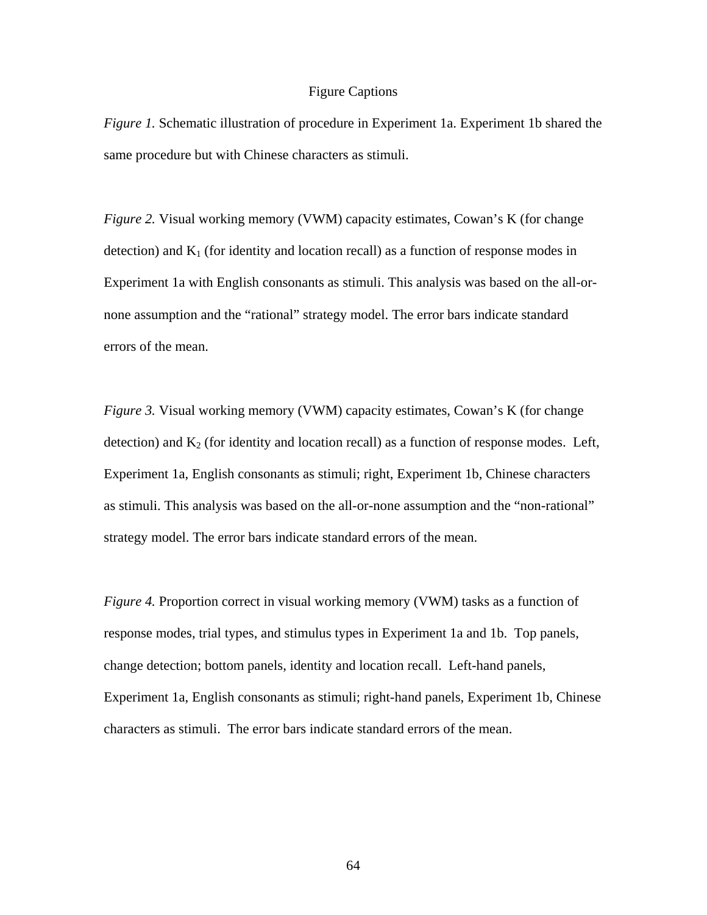# Figure Captions

*Figure 1.* Schematic illustration of procedure in Experiment 1a. Experiment 1b shared the same procedure but with Chinese characters as stimuli.

*Figure 2.* Visual working memory (VWM) capacity estimates, Cowan's K (for change detection) and $K_1$ (for identity and location recall) as a function of response modes in Experiment 1a with English consonants as stimuli. This analysis was based on the all-or-none assumption and the "rational" strategy model. The error bars indicate standard errors of the mean.

*Figure 3.* Visual working memory (VWM) capacity estimates, Cowan's K (for change detection) and $K_2$ (for identity and location recall) as a function of response modes. Left, Experiment 1a, English consonants as stimuli; right, Experiment 1b, Chinese characters as stimuli. This analysis was based on the all-or-none assumption and the "non-rational" strategy model. The error bars indicate standard errors of the mean.

*Figure 4.* Proportion correct in visual working memory (VWM) tasks as a function of response modes, trial types, and stimulus types in Experiment 1a and 1b. Top panels, change detection; bottom panels, identity and location recall. Left-hand panels, Experiment 1a, English consonants as stimuli; right-hand panels, Experiment 1b, Chinese characters as stimuli. The error bars indicate standard errors of the mean.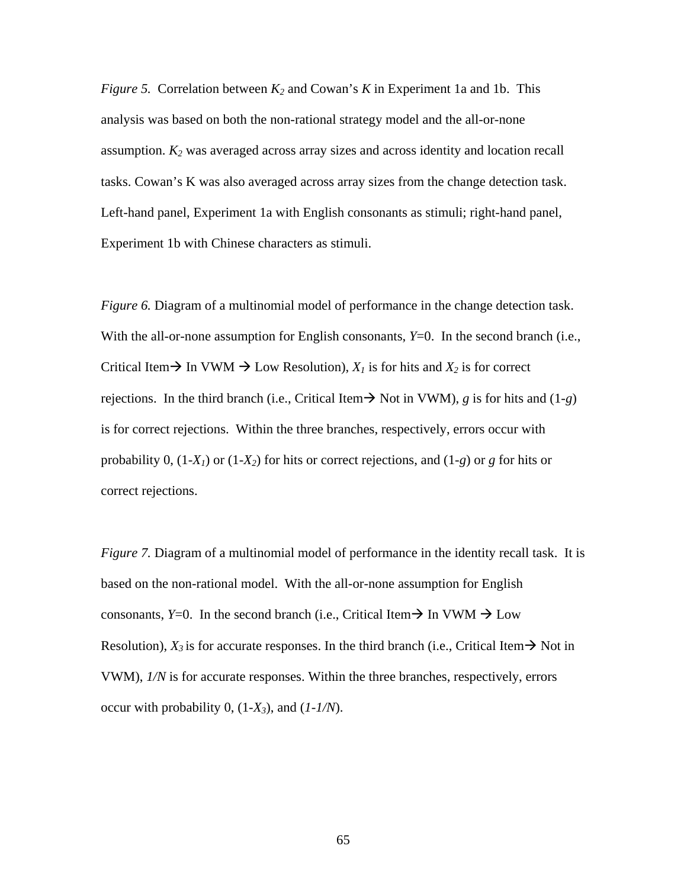*Figure 5.* Correlation between $K_2$ and Cowan's $K$ in Experiment 1a and 1b. This analysis was based on both the non-rational strategy model and the all-or-none assumption. $K_2$ was averaged across array sizes and across identity and location recall tasks. Cowan's K was also averaged across array sizes from the change detection task. Left-hand panel, Experiment 1a with English consonants as stimuli; right-hand panel, Experiment 1b with Chinese characters as stimuli.

*Figure 6.* Diagram of a multinomial model of performance in the change detection task. With the all-or-none assumption for English consonants, $Y$=0. In the second branch (i.e., Critical Item→ In VWM → Low Resolution), $X_1$ is for hits and $X_2$ is for correct rejections. In the third branch (i.e., Critical Item→ Not in VWM), $g$ is for hits and (1-$g$) is for correct rejections. Within the three branches, respectively, errors occur with probability 0, (1-$X_1$) or (1-$X_2$) for hits or correct rejections, and (1-$g$) or $g$ for hits or correct rejections.

*Figure 7.* Diagram of a multinomial model of performance in the identity recall task. It is based on the non-rational model. With the all-or-none assumption for English consonants, $Y$=0. In the second branch (i.e., Critical Item→ In VWM → Low Resolution), $X_3$ is for accurate responses. In the third branch (i.e., Critical Item→ Not in VWM), $1/N$ is for accurate responses. Within the three branches, respectively, errors occur with probability 0, (1-$X_3$), and ($1$-$1/N$).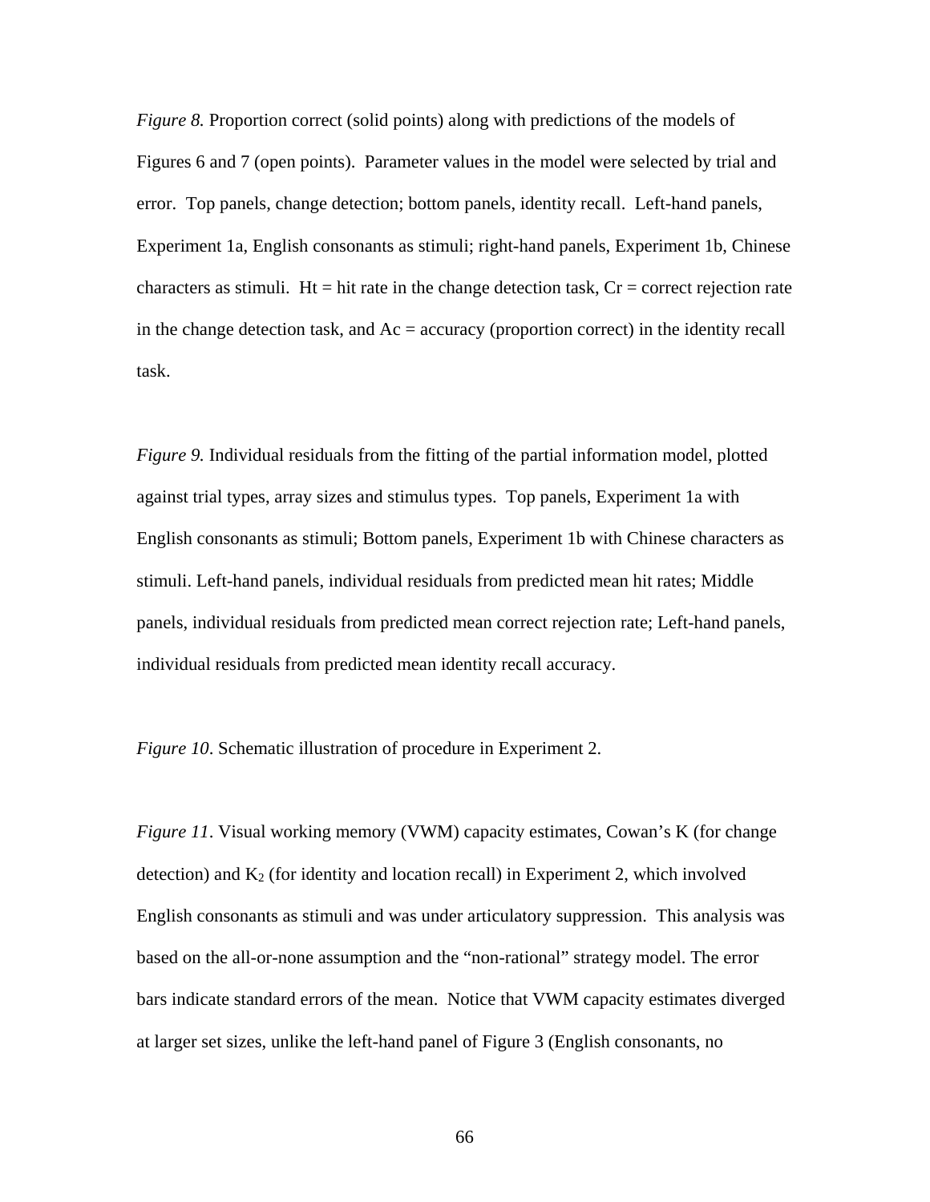*Figure 8.* Proportion correct (solid points) along with predictions of the models of Figures 6 and 7 (open points). Parameter values in the model were selected by trial and error. Top panels, change detection; bottom panels, identity recall. Left-hand panels, Experiment 1a, English consonants as stimuli; right-hand panels, Experiment 1b, Chinese characters as stimuli. Ht = hit rate in the change detection task, Cr = correct rejection rate in the change detection task, and Ac = accuracy (proportion correct) in the identity recall task.

*Figure 9.* Individual residuals from the fitting of the partial information model, plotted against trial types, array sizes and stimulus types. Top panels, Experiment 1a with English consonants as stimuli; Bottom panels, Experiment 1b with Chinese characters as stimuli. Left-hand panels, individual residuals from predicted mean hit rates; Middle panels, individual residuals from predicted mean correct rejection rate; Left-hand panels, individual residuals from predicted mean identity recall accuracy.

*Figure 10*. Schematic illustration of procedure in Experiment 2.

*Figure 11*. Visual working memory (VWM) capacity estimates, Cowan's K (for change detection) and $K_2$ (for identity and location recall) in Experiment 2, which involved English consonants as stimuli and was under articulatory suppression. This analysis was based on the all-or-none assumption and the "non-rational" strategy model. The error bars indicate standard errors of the mean. Notice that VWM capacity estimates diverged at larger set sizes, unlike the left-hand panel of Figure 3 (English consonants, no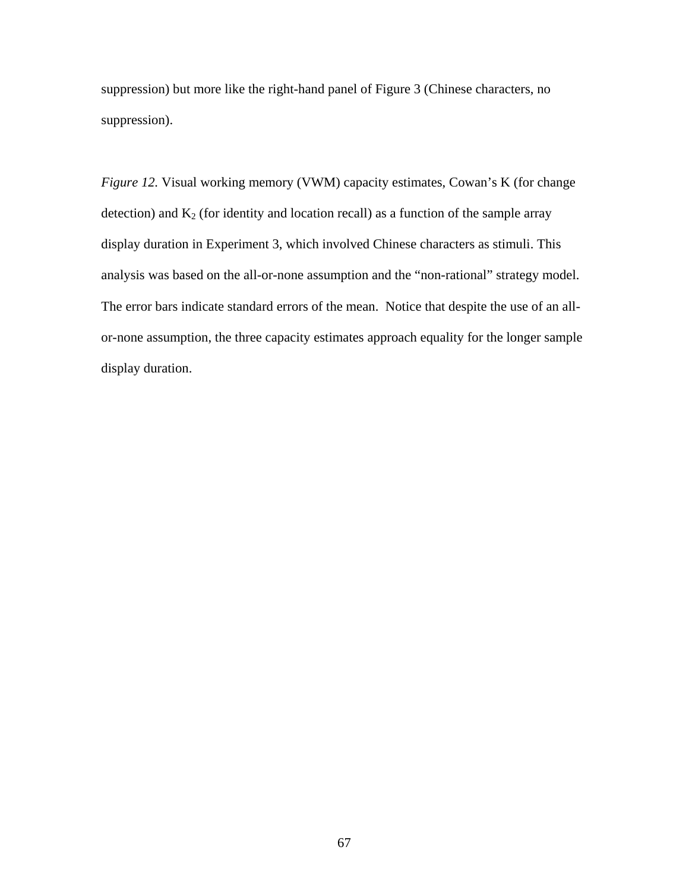suppression) but more like the right-hand panel of Figure 3 (Chinese characters, no suppression).

*Figure 12.* Visual working memory (VWM) capacity estimates, Cowan's K (for change detection) and $K_2$ (for identity and location recall) as a function of the sample array display duration in Experiment 3, which involved Chinese characters as stimuli. This analysis was based on the all-or-none assumption and the "non-rational" strategy model. The error bars indicate standard errors of the mean. Notice that despite the use of an all-or-none assumption, the three capacity estimates approach equality for the longer sample display duration.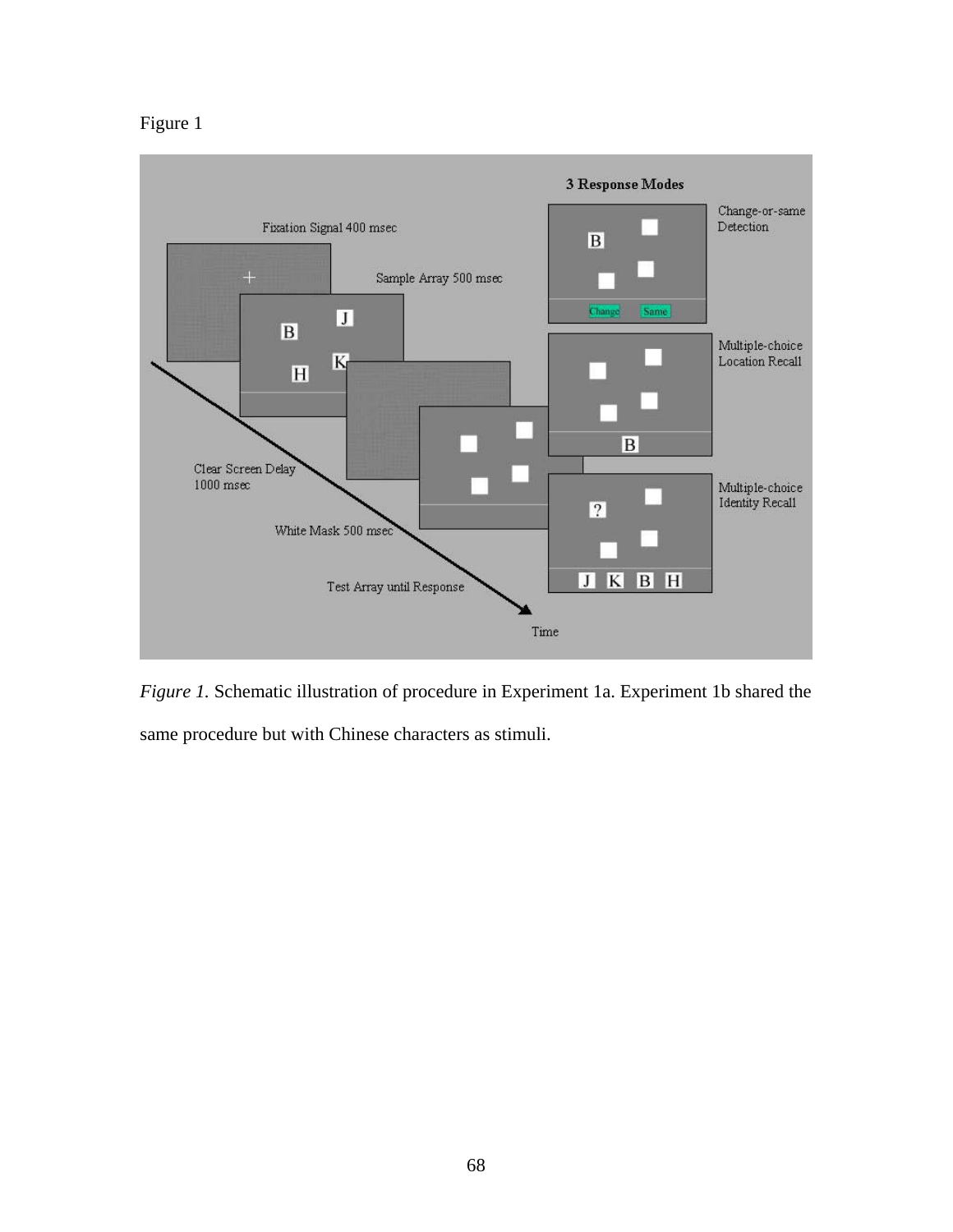Figure 1

*Figure 1.* Schematic illustration of procedure in Experiment 1a. Experiment 1b shared the same procedure but with Chinese characters as stimuli.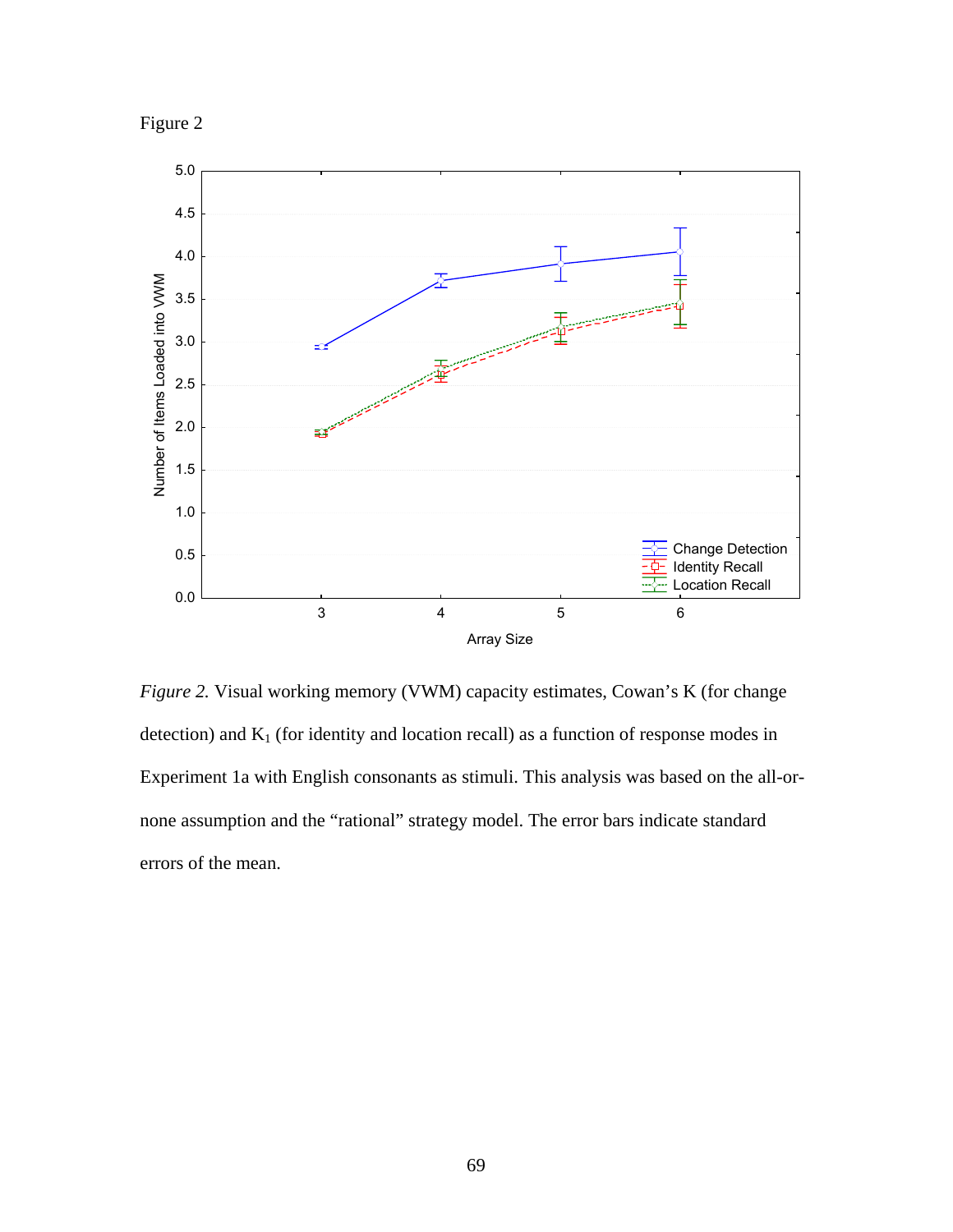Figure 2

*Figure 2.* Visual working memory (VWM) capacity estimates, Cowan's K (for change detection) and $K_1$ (for identity and location recall) as a function of response modes in Experiment 1a with English consonants as stimuli. This analysis was based on the all-or-none assumption and the "rational" strategy model. The error bars indicate standard errors of the mean.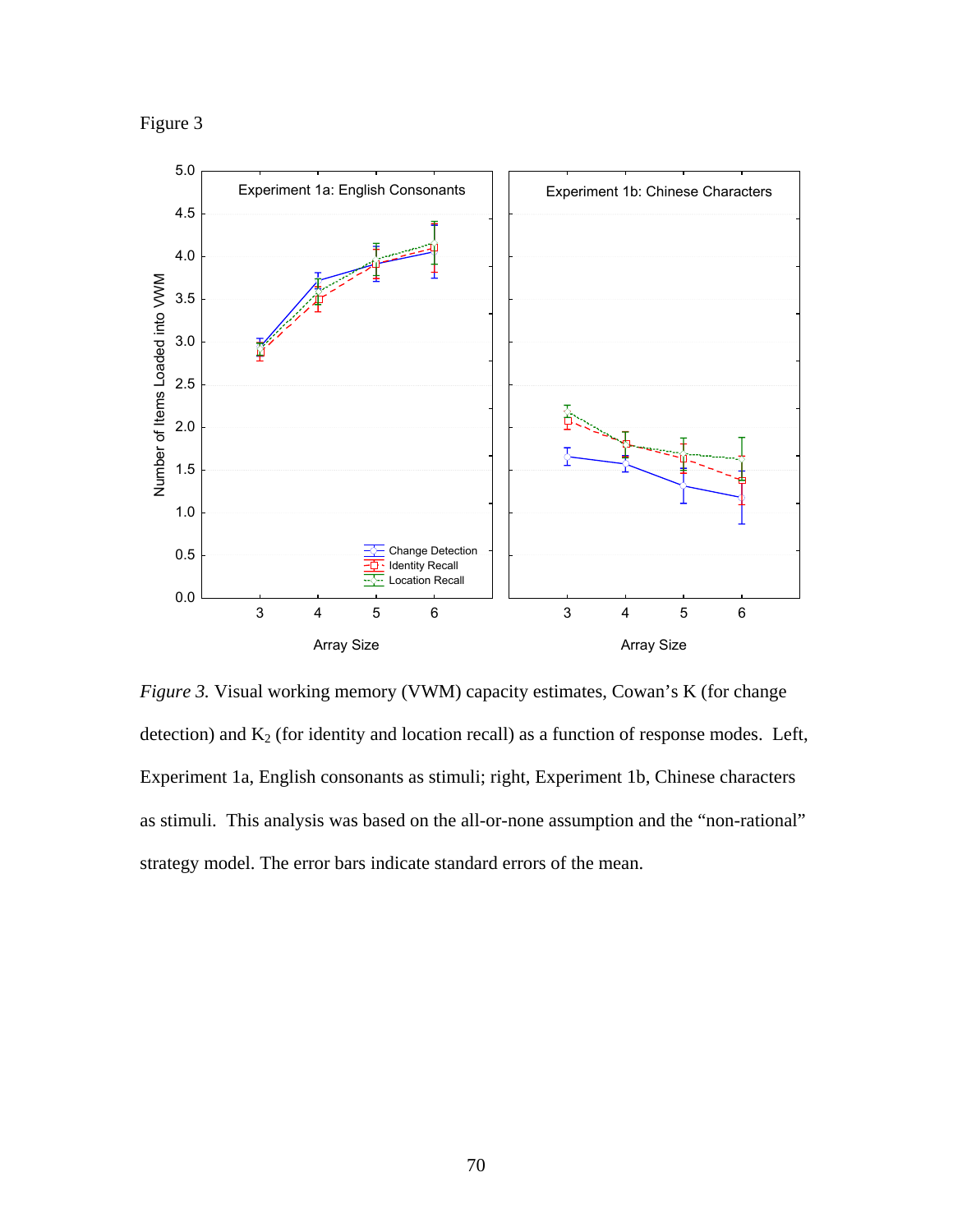Figure 3

*Figure 3.* Visual working memory (VWM) capacity estimates, Cowan's K (for change detection) and $K_2$ (for identity and location recall) as a function of response modes. Left, Experiment 1a, English consonants as stimuli; right, Experiment 1b, Chinese characters as stimuli. This analysis was based on the all-or-none assumption and the "non-rational" strategy model. The error bars indicate standard errors of the mean.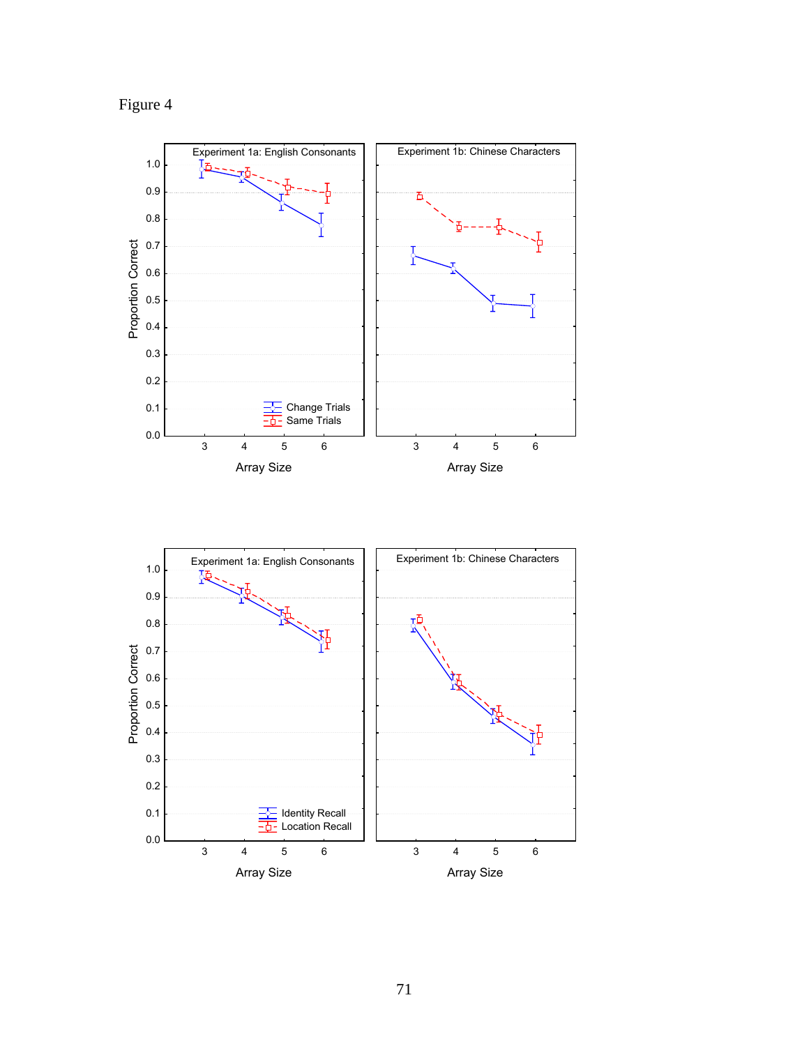Figure 4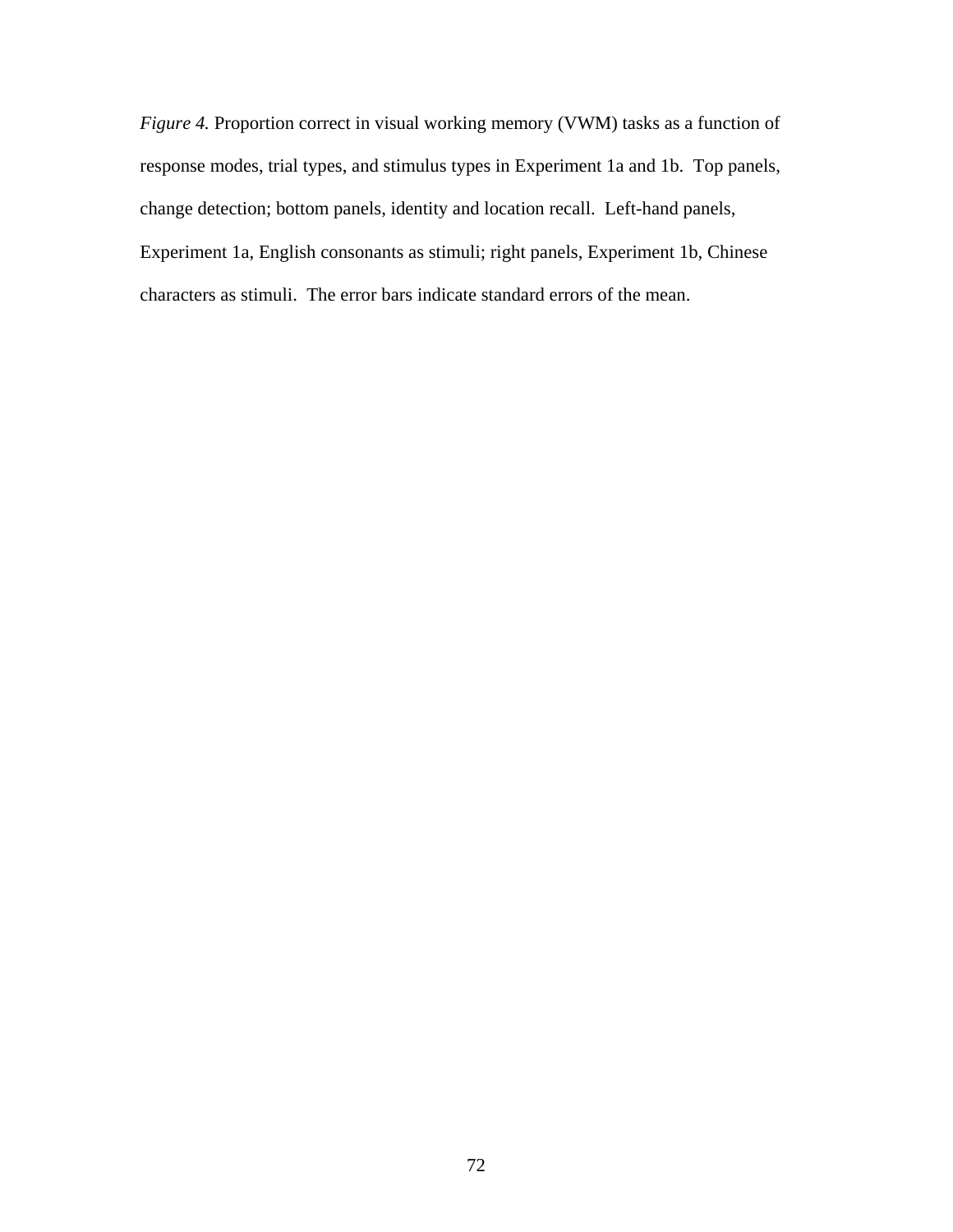*Figure 4.* Proportion correct in visual working memory (VWM) tasks as a function of response modes, trial types, and stimulus types in Experiment 1a and 1b. Top panels, change detection; bottom panels, identity and location recall. Left-hand panels, Experiment 1a, English consonants as stimuli; right panels, Experiment 1b, Chinese characters as stimuli. The error bars indicate standard errors of the mean.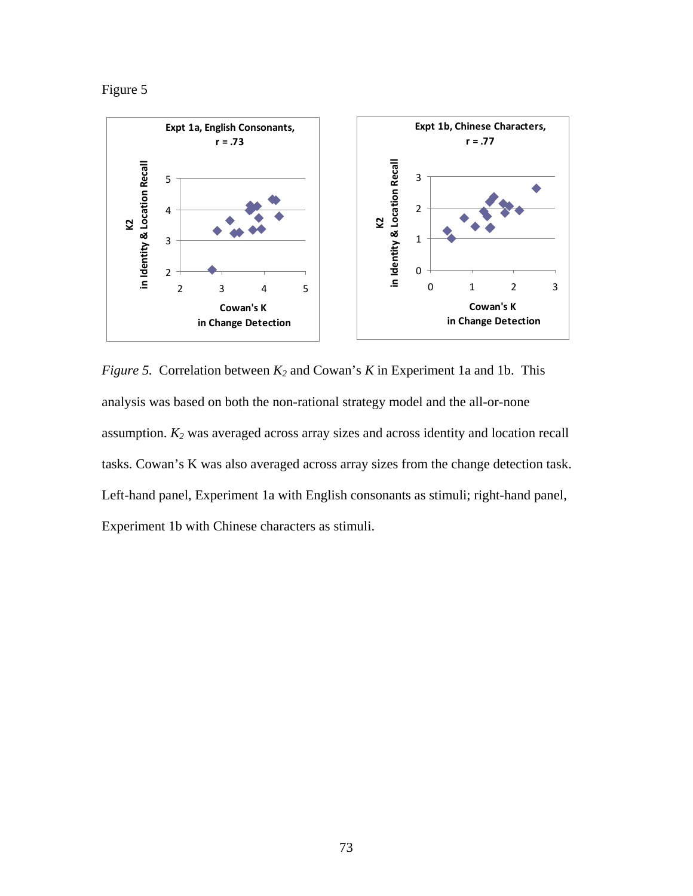Figure 5

Expt 1a, English Consonants, r = .73

Expt 1b, Chinese Characters, r = .77

*Figure 5.* Correlation between $K_2$ and Cowan's $K$ in Experiment 1a and 1b. This analysis was based on both the non-rational strategy model and the all-or-none assumption. $K_2$ was averaged across array sizes and across identity and location recall tasks. Cowan's K was also averaged across array sizes from the change detection task. Left-hand panel, Experiment 1a with English consonants as stimuli; right-hand panel, Experiment 1b with Chinese characters as stimuli.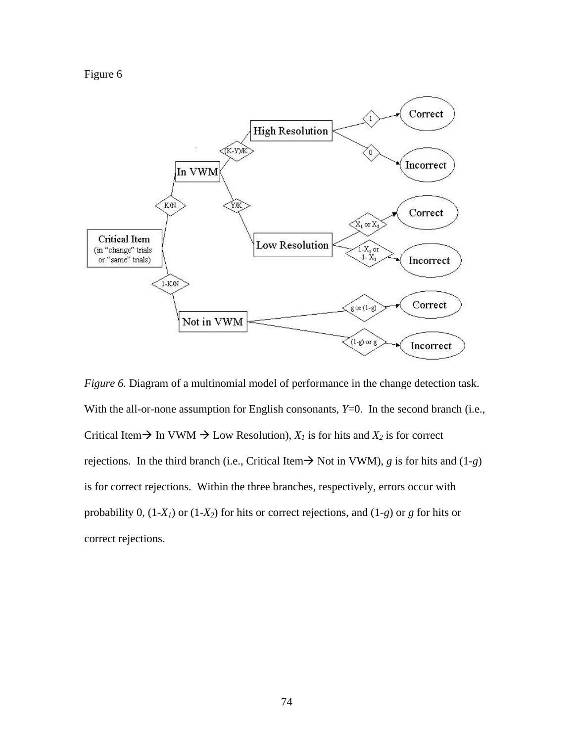Figure 6

*Figure 6.* Diagram of a multinomial model of performance in the change detection task. With the all-or-none assumption for English consonants, $Y$=0. In the second branch (i.e., Critical Item→ In VWM → Low Resolution), $X_1$ is for hits and $X_2$ is for correct rejections. In the third branch (i.e., Critical Item→ Not in VWM), $g$ is for hits and (1-$g$) is for correct rejections. Within the three branches, respectively, errors occur with probability 0, (1-$X_1$) or (1-$X_2$) for hits or correct rejections, and (1-$g$) or $g$ for hits or correct rejections.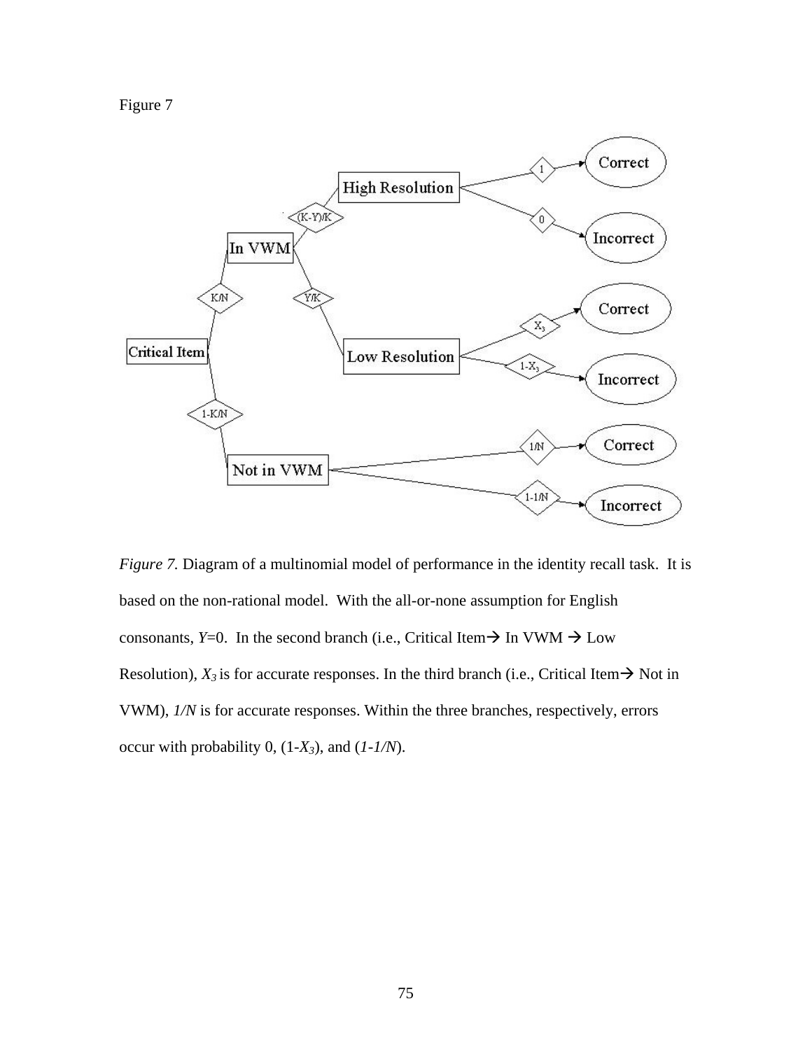Figure 7

*Figure 7.* Diagram of a multinomial model of performance in the identity recall task. It is based on the non-rational model. With the all-or-none assumption for English consonants, $Y$=0. In the second branch (i.e., Critical Item→ In VWM → Low Resolution), $X_3$ is for accurate responses. In the third branch (i.e., Critical Item→ Not in VWM), *1/N* is for accurate responses. Within the three branches, respectively, errors occur with probability 0, (1-$X_3$), and (*1-1/N*).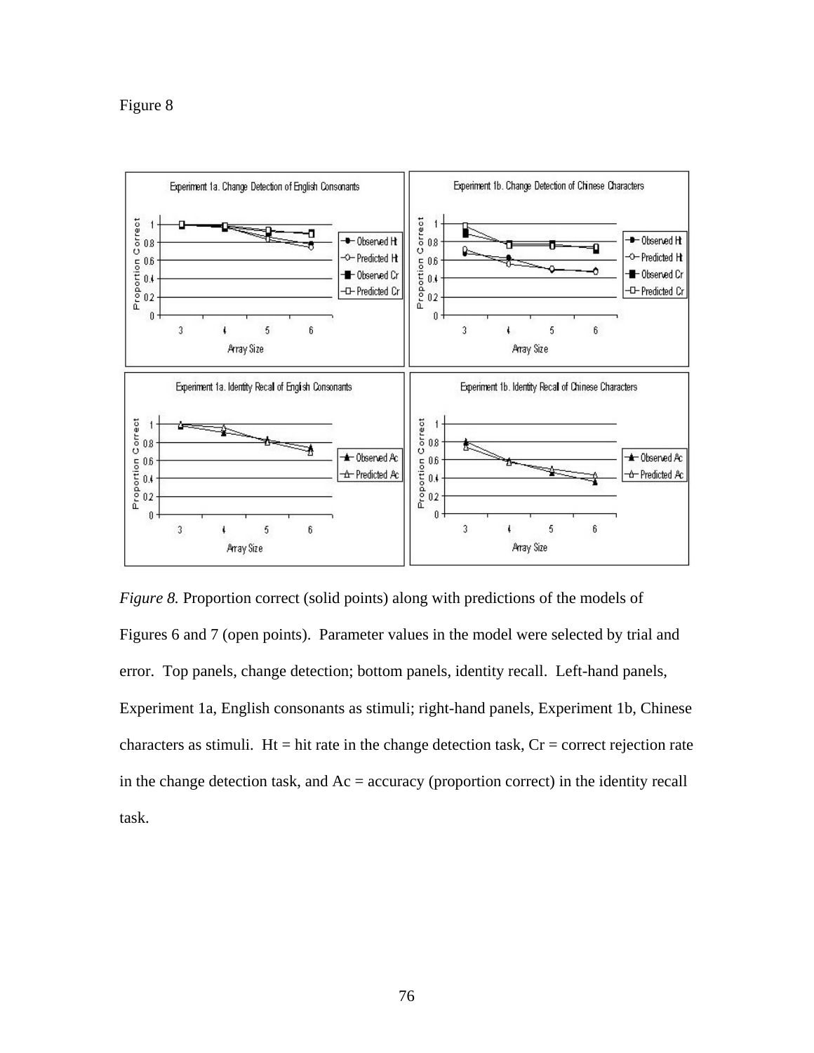*Figure 8*

*Figure 8.* Proportion correct (solid points) along with predictions of the models of Figures 6 and 7 (open points). Parameter values in the model were selected by trial and error. Top panels, change detection; bottom panels, identity recall. Left-hand panels, Experiment 1a, English consonants as stimuli; right-hand panels, Experiment 1b, Chinese characters as stimuli. Ht = hit rate in the change detection task, Cr = correct rejection rate in the change detection task, and Ac = accuracy (proportion correct) in the identity recall task.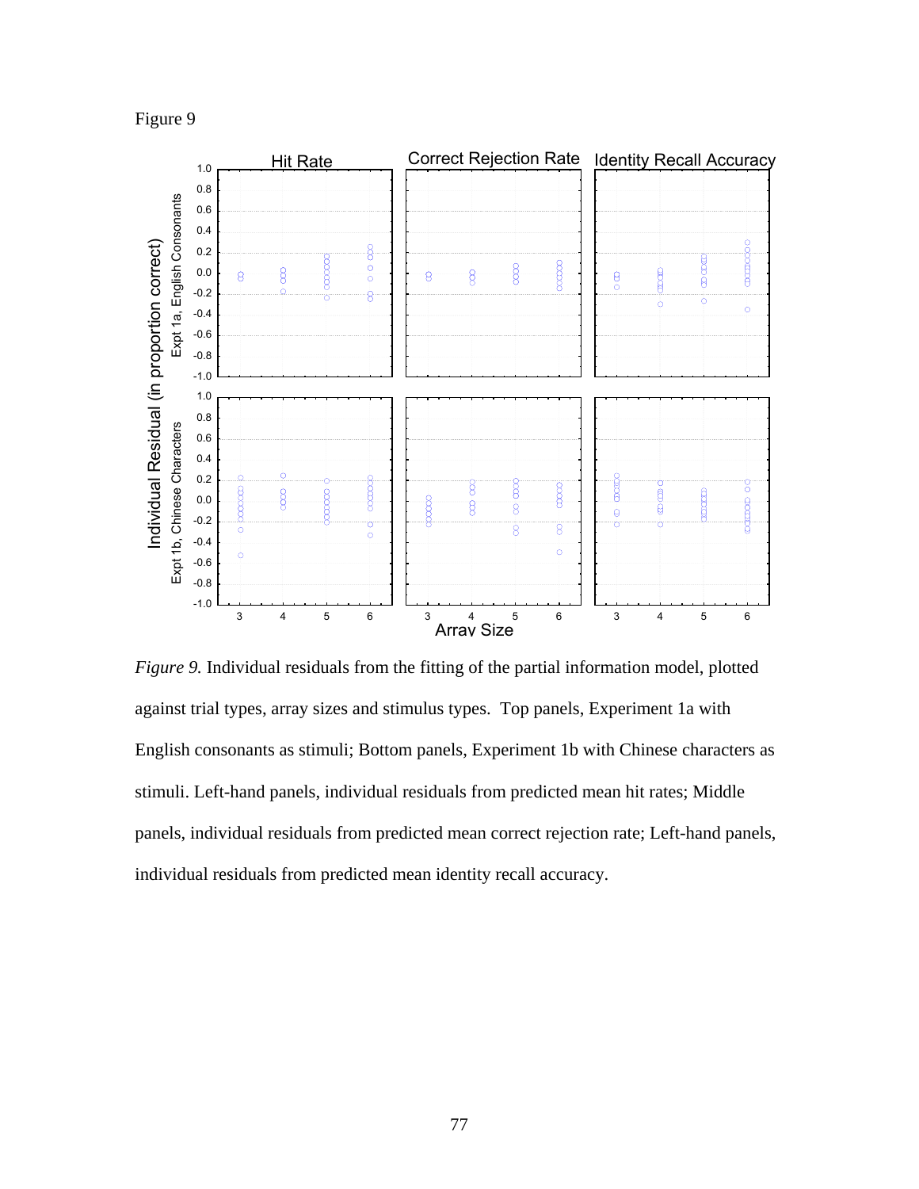Figure 9

*Figure 9.* Individual residuals from the fitting of the partial information model, plotted against trial types, array sizes and stimulus types. Top panels, Experiment 1a with English consonants as stimuli; Bottom panels, Experiment 1b with Chinese characters as stimuli. Left-hand panels, individual residuals from predicted mean hit rates; Middle panels, individual residuals from predicted mean correct rejection rate; Left-hand panels, individual residuals from predicted mean identity recall accuracy.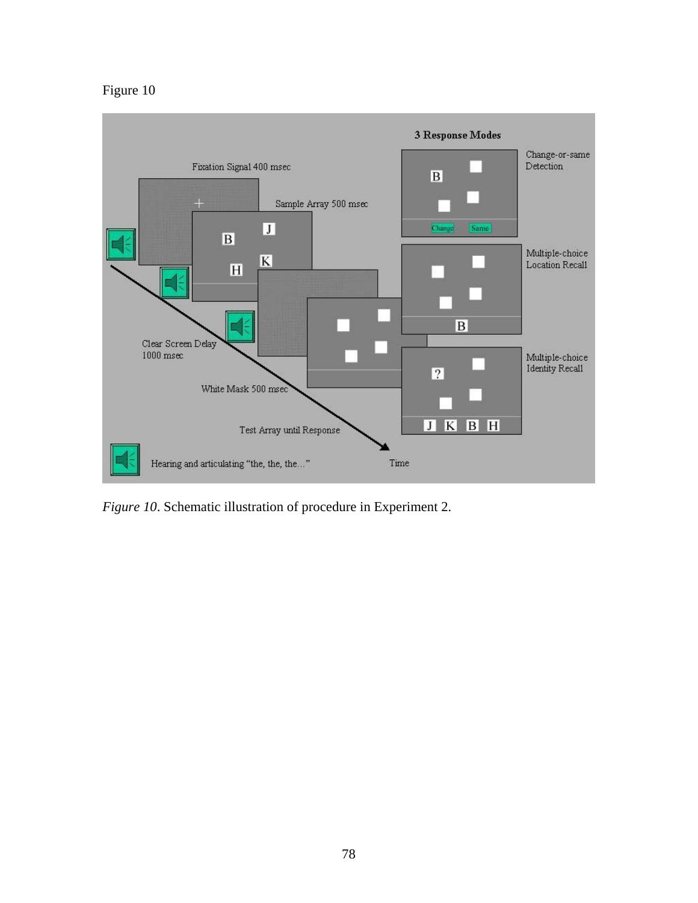Figure 10

*Figure 10*. Schematic illustration of procedure in Experiment 2.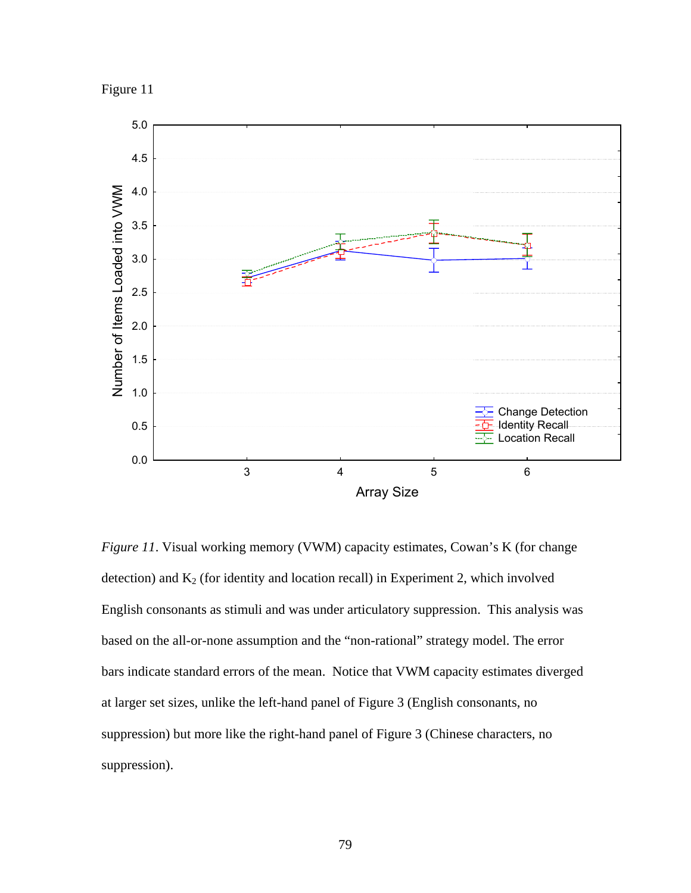Figure 11

*Figure 11*. Visual working memory (VWM) capacity estimates, Cowan's K (for change detection) and $K_2$ (for identity and location recall) in Experiment 2, which involved English consonants as stimuli and was under articulatory suppression. This analysis was based on the all-or-none assumption and the "non-rational" strategy model. The error bars indicate standard errors of the mean. Notice that VWM capacity estimates diverged at larger set sizes, unlike the left-hand panel of Figure 3 (English consonants, no suppression) but more like the right-hand panel of Figure 3 (Chinese characters, no suppression).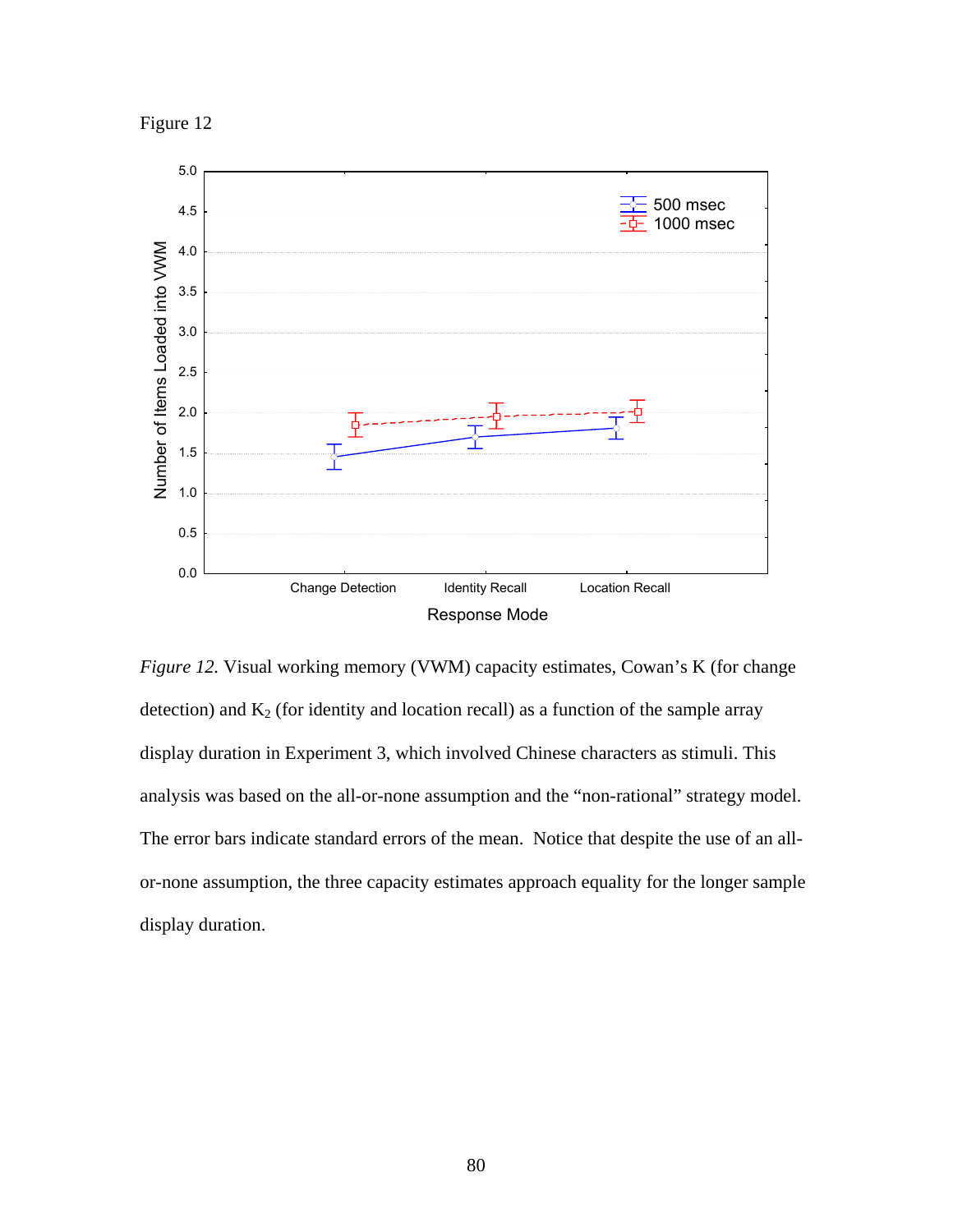Figure 12

*Figure 12.* Visual working memory (VWM) capacity estimates, Cowan's K (for change detection) and $K_2$ (for identity and location recall) as a function of the sample array display duration in Experiment 3, which involved Chinese characters as stimuli. This analysis was based on the all-or-none assumption and the "non-rational" strategy model. The error bars indicate standard errors of the mean. Notice that despite the use of an all-or-none assumption, the three capacity estimates approach equality for the longer sample display duration.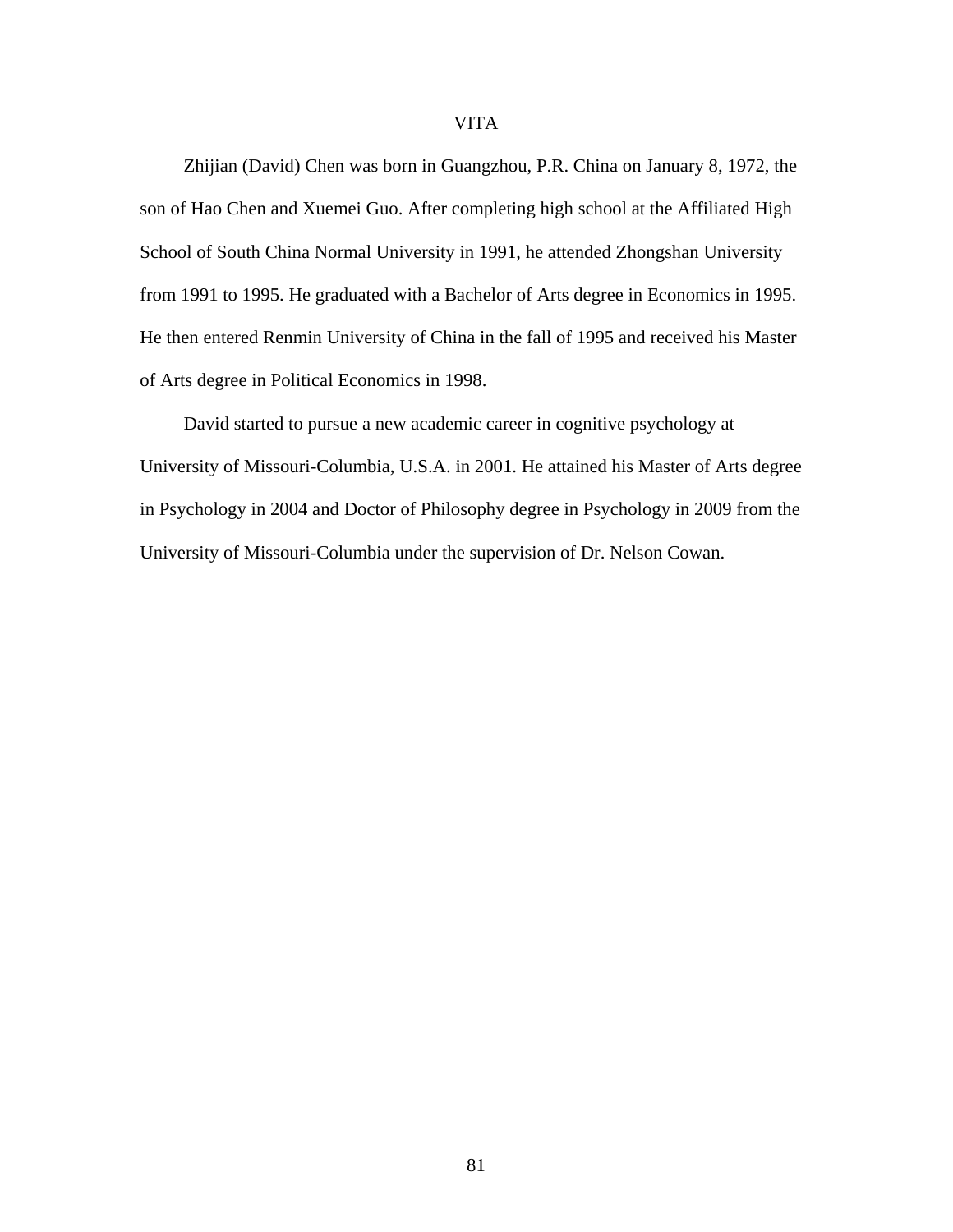# VITA

Zhijian (David) Chen was born in Guangzhou, P.R. China on January 8, 1972, the son of Hao Chen and Xuemei Guo. After completing high school at the Affiliated High School of South China Normal University in 1991, he attended Zhongshan University from 1991 to 1995. He graduated with a Bachelor of Arts degree in Economics in 1995. He then entered Renmin University of China in the fall of 1995 and received his Master of Arts degree in Political Economics in 1998.

David started to pursue a new academic career in cognitive psychology at University of Missouri-Columbia, U.S.A. in 2001. He attained his Master of Arts degree in Psychology in 2004 and Doctor of Philosophy degree in Psychology in 2009 from the University of Missouri-Columbia under the supervision of Dr. Nelson Cowan.